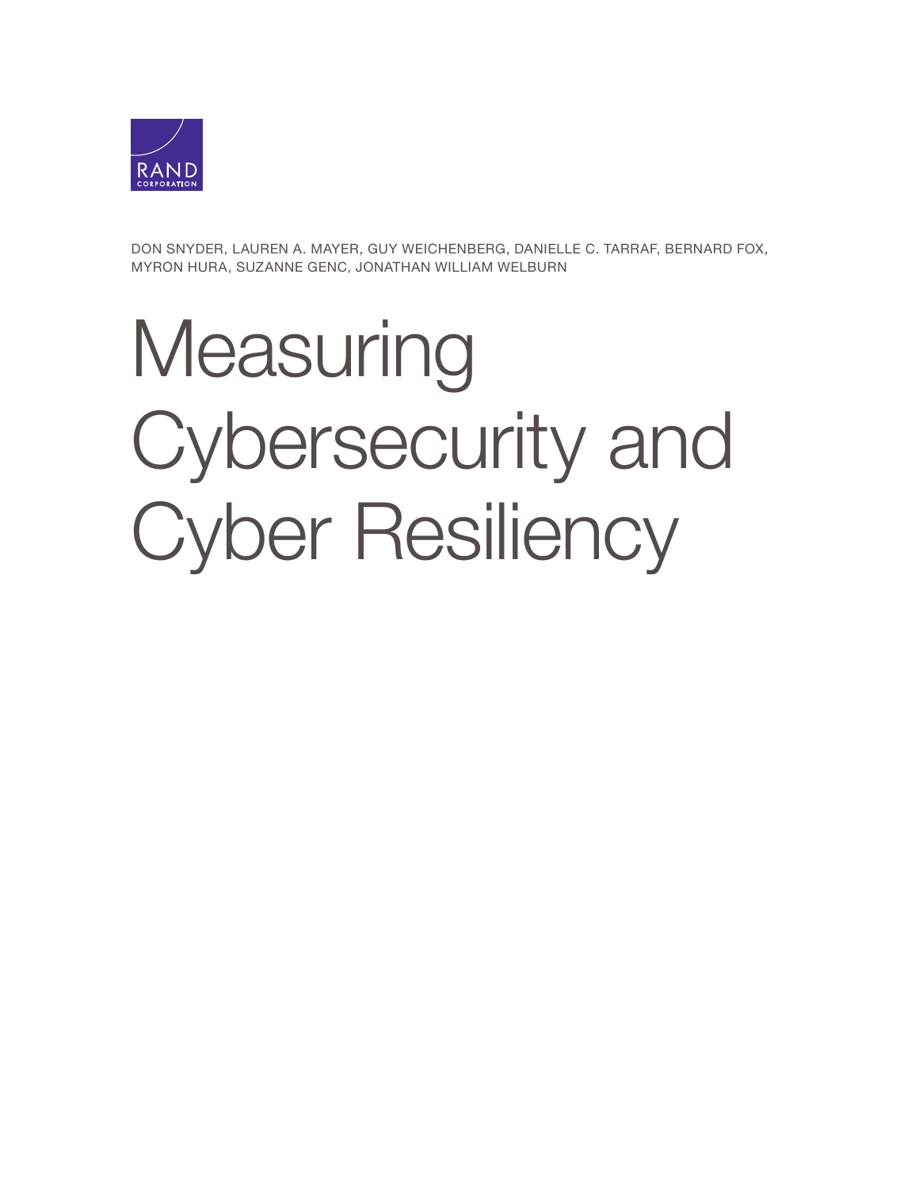RAND CORPORATION

DON SNYDER, LAUREN A. MAYER, GUY WEICHENBERG, DANIELLE C. TARRAF, BERNARD FOX, MYRON HURA, SUZANNE GENC, JONATHAN WILLIAM WELBURN

# Measuring Cybersecurity and Cyber Resiliency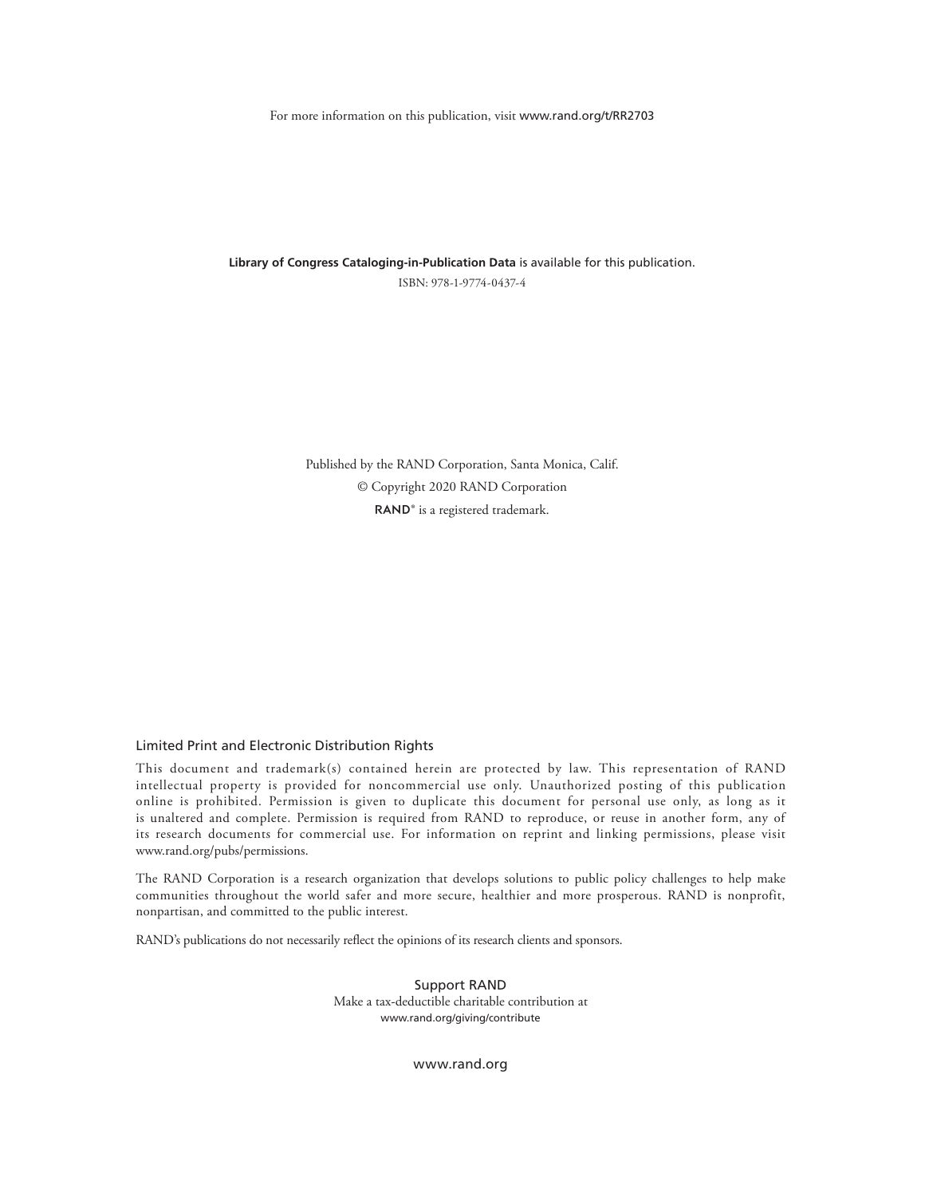For more information on this publication, visit www.rand.org/t/RR2703

**Library of Congress Cataloging-in-Publication Data** is available for this publication.

ISBN: 978-1-9774-0437-4

Published by the RAND Corporation, Santa Monica, Calif.

© Copyright 2020 RAND Corporation

**RAND**® is a registered trademark.

### Limited Print and Electronic Distribution Rights

This document and trademark(s) contained herein are protected by law. This representation of RAND intellectual property is provided for noncommercial use only. Unauthorized posting of this publication online is prohibited. Permission is given to duplicate this document for personal use only, as long as it is unaltered and complete. Permission is required from RAND to reproduce, or reuse in another form, any of its research documents for commercial use. For information on reprint and linking permissions, please visit www.rand.org/pubs/permissions.

The RAND Corporation is a research organization that develops solutions to public policy challenges to help make communities throughout the world safer and more secure, healthier and more prosperous. RAND is nonprofit, nonpartisan, and committed to the public interest.

RAND's publications do not necessarily reflect the opinions of its research clients and sponsors.

Support RAND

Make a tax-deductible charitable contribution at
www.rand.org/giving/contribute

www.rand.org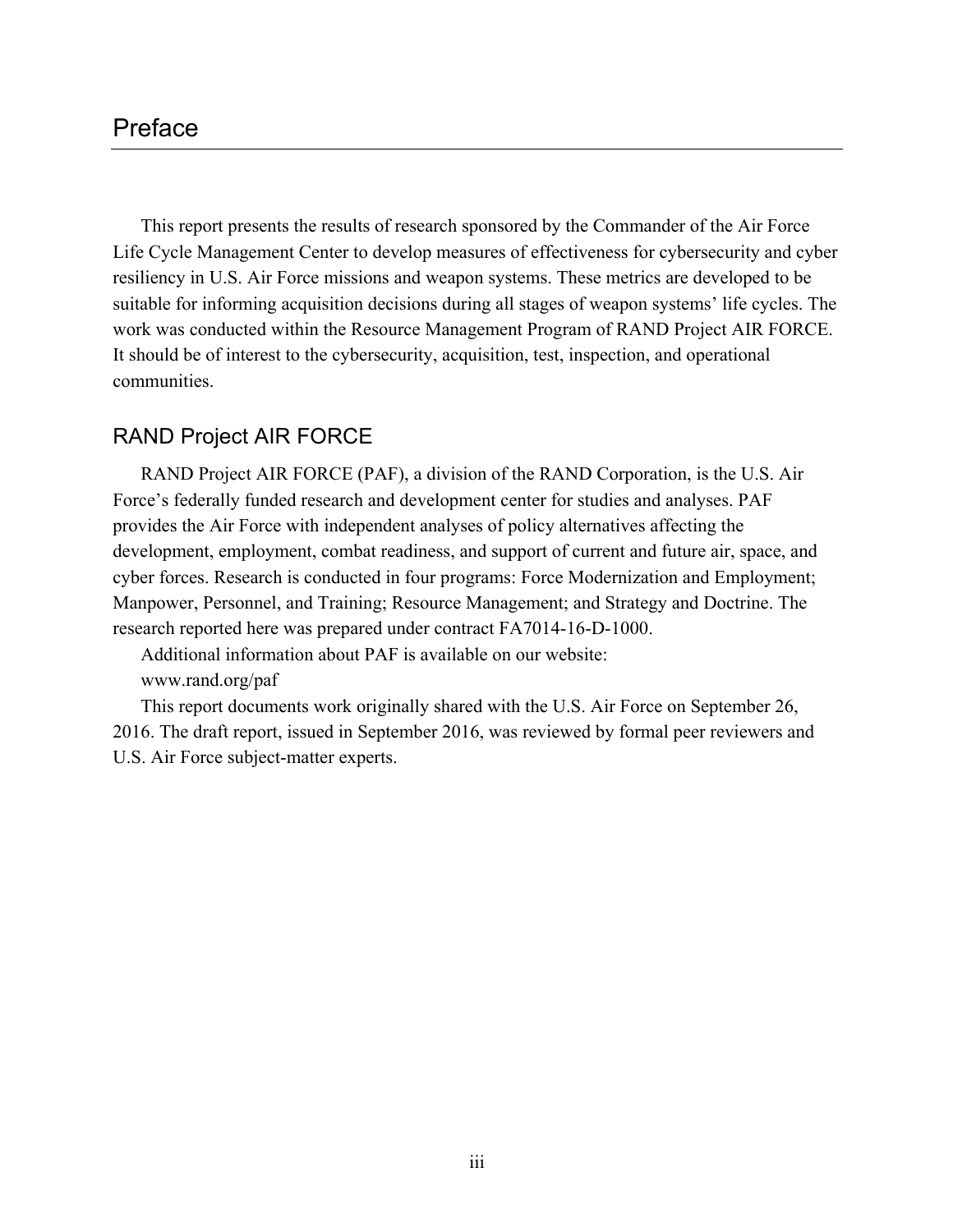# Preface

This report presents the results of research sponsored by the Commander of the Air Force Life Cycle Management Center to develop measures of effectiveness for cybersecurity and cyber resiliency in U.S. Air Force missions and weapon systems. These metrics are developed to be suitable for informing acquisition decisions during all stages of weapon systems' life cycles. The work was conducted within the Resource Management Program of RAND Project AIR FORCE. It should be of interest to the cybersecurity, acquisition, test, inspection, and operational communities.

## RAND Project AIR FORCE

RAND Project AIR FORCE (PAF), a division of the RAND Corporation, is the U.S. Air Force's federally funded research and development center for studies and analyses. PAF provides the Air Force with independent analyses of policy alternatives affecting the development, employment, combat readiness, and support of current and future air, space, and cyber forces. Research is conducted in four programs: Force Modernization and Employment; Manpower, Personnel, and Training; Resource Management; and Strategy and Doctrine. The research reported here was prepared under contract FA7014-16-D-1000.

Additional information about PAF is available on our website:

www.rand.org/paf

This report documents work originally shared with the U.S. Air Force on September 26, 2016. The draft report, issued in September 2016, was reviewed by formal peer reviewers and U.S. Air Force subject-matter experts.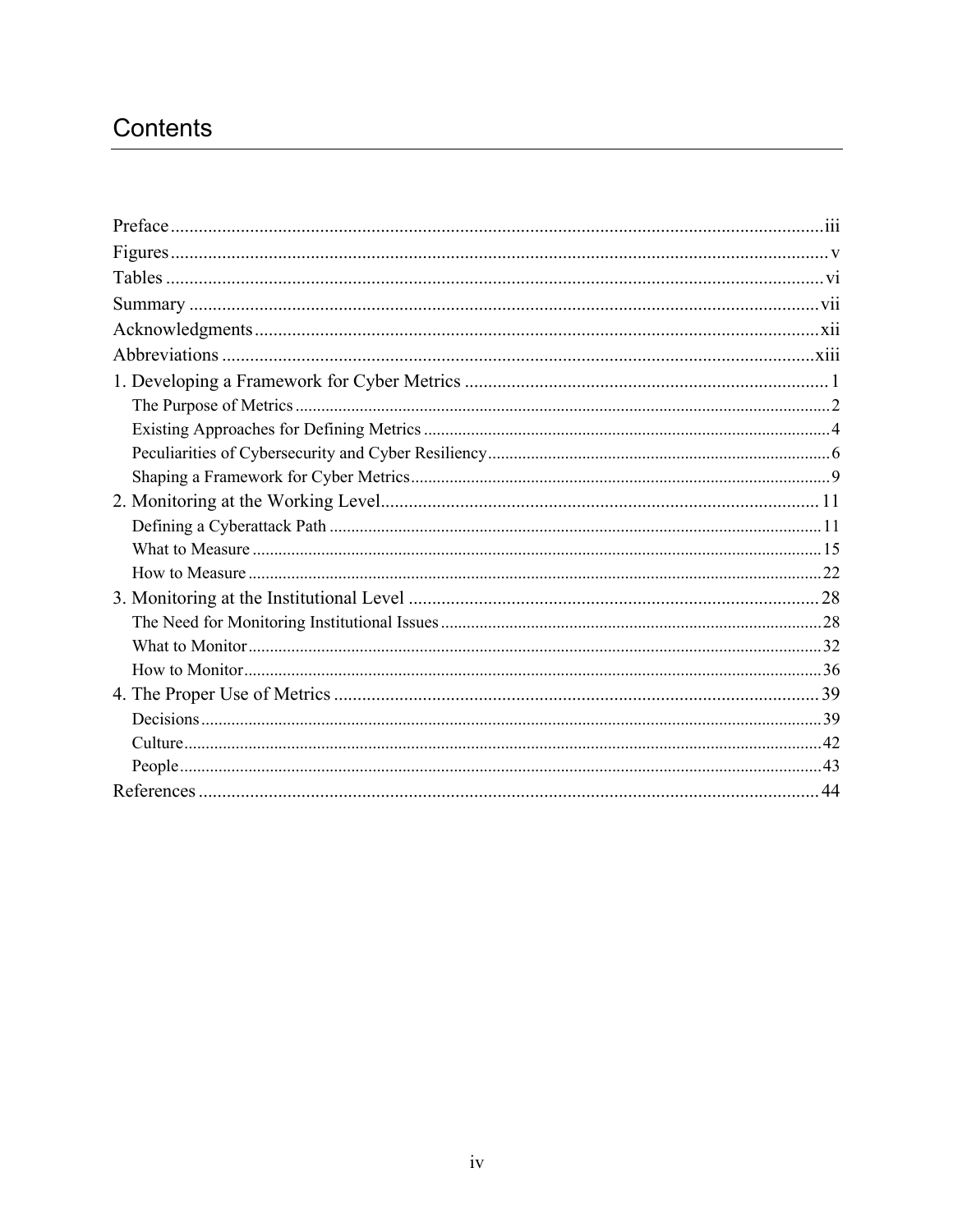# Contents

Preface ... iii
Figures ... v
Tables ... vi
Summary ... vii
Acknowledgments ... xii
Abbreviations ... xiii
1. Developing a Framework for Cyber Metrics ... 1
   - The Purpose of Metrics ... 2
   - Existing Approaches for Defining Metrics ... 4
   - Peculiarities of Cybersecurity and Cyber Resiliency ... 6
   - Shaping a Framework for Cyber Metrics ... 9
2. Monitoring at the Working Level ... 11
   - Defining a Cyberattack Path ... 11
   - What to Measure ... 15
   - How to Measure ... 22
3. Monitoring at the Institutional Level ... 28
   - The Need for Monitoring Institutional Issues ... 28
   - What to Monitor ... 32
   - How to Monitor ... 36
4. The Proper Use of Metrics ... 39
   - Decisions ... 39
   - Culture ... 42
   - People ... 43

References ... 44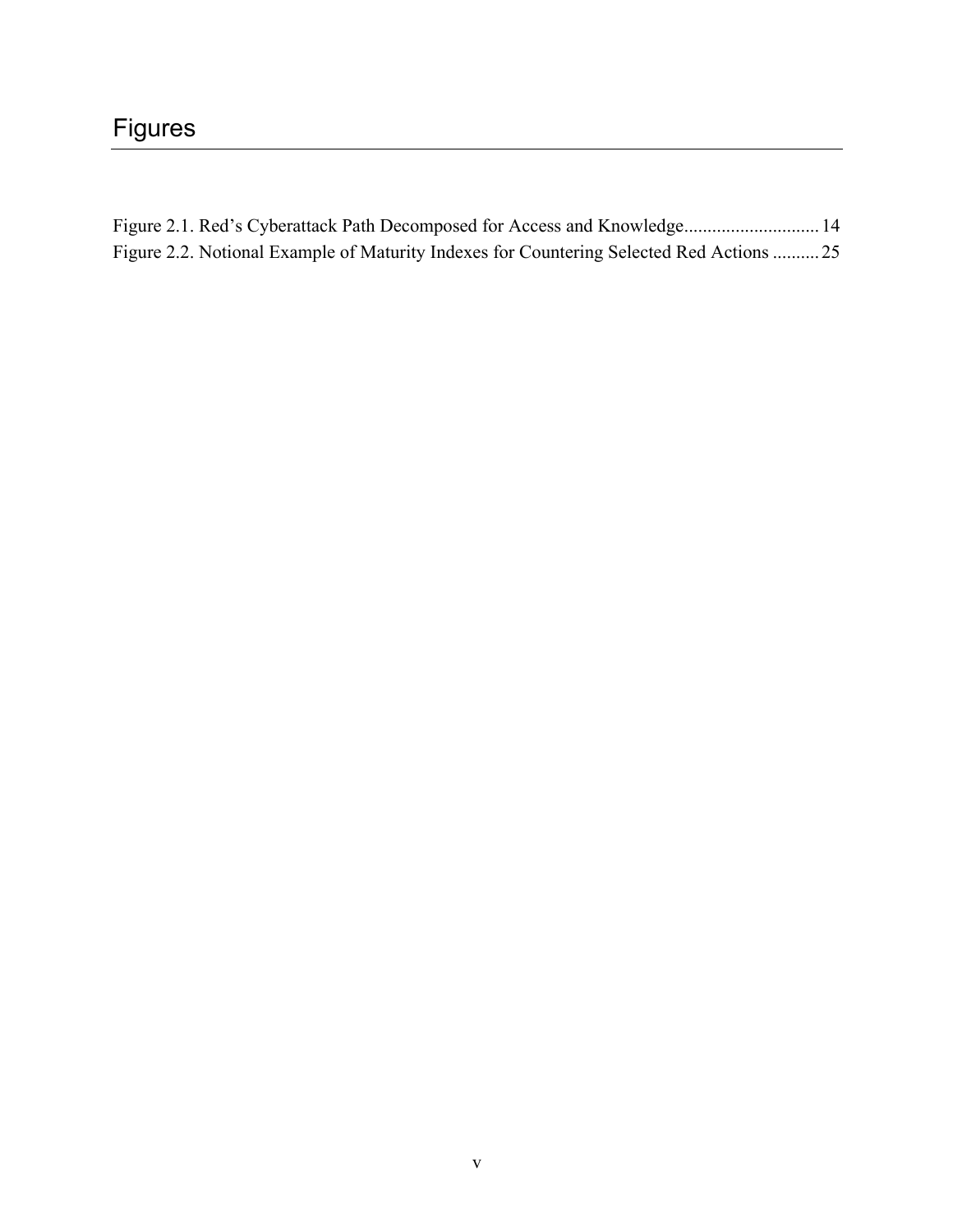# Figures

Figure 2.1. Red's Cyberattack Path Decomposed for Access and Knowledge............................. 14
Figure 2.2. Notional Example of Maturity Indexes for Countering Selected Red Actions .......... 25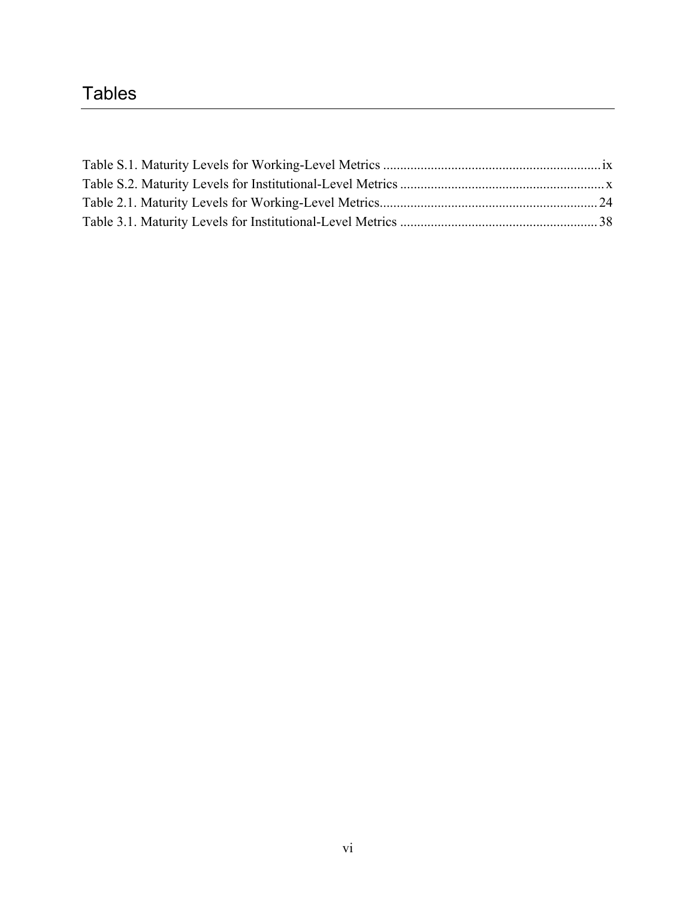# Tables

Table S.1. Maturity Levels for Working-Level Metrics ................................................................ ix
Table S.2. Maturity Levels for Institutional-Level Metrics ............................................................ x
Table 2.1. Maturity Levels for Working-Level Metrics................................................................ 24
Table 3.1. Maturity Levels for Institutional-Level Metrics .......................................................... 38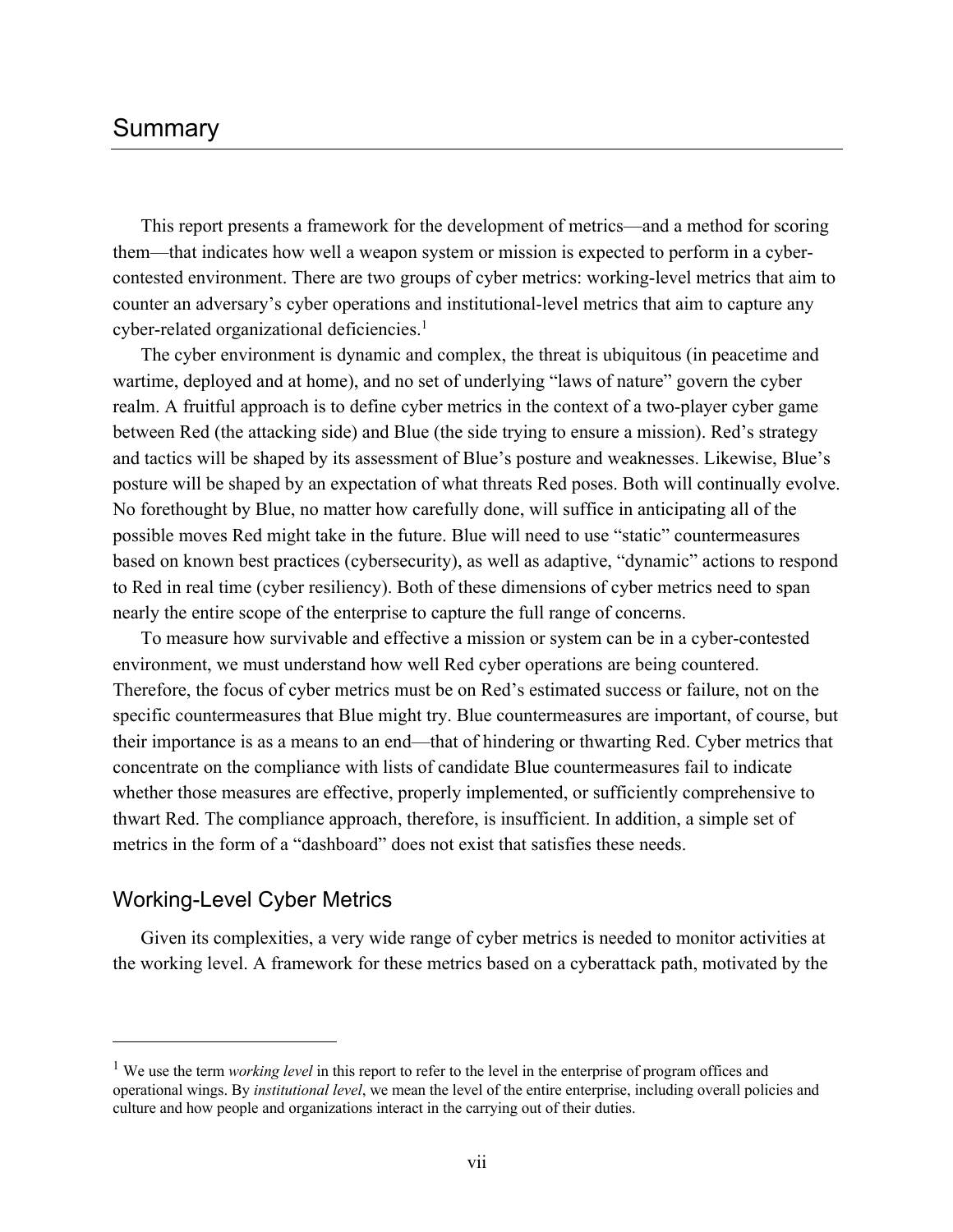# Summary

This report presents a framework for the development of metrics—and a method for scoring them—that indicates how well a weapon system or mission is expected to perform in a cyber-contested environment. There are two groups of cyber metrics: working-level metrics that aim to counter an adversary's cyber operations and institutional-level metrics that aim to capture any cyber-related organizational deficiencies.[1]

The cyber environment is dynamic and complex, the threat is ubiquitous (in peacetime and wartime, deployed and at home), and no set of underlying "laws of nature" govern the cyber realm. A fruitful approach is to define cyber metrics in the context of a two-player cyber game between Red (the attacking side) and Blue (the side trying to ensure a mission). Red's strategy and tactics will be shaped by its assessment of Blue's posture and weaknesses. Likewise, Blue's posture will be shaped by an expectation of what threats Red poses. Both will continually evolve. No forethought by Blue, no matter how carefully done, will suffice in anticipating all of the possible moves Red might take in the future. Blue will need to use "static" countermeasures based on known best practices (cybersecurity), as well as adaptive, "dynamic" actions to respond to Red in real time (cyber resiliency). Both of these dimensions of cyber metrics need to span nearly the entire scope of the enterprise to capture the full range of concerns.

To measure how survivable and effective a mission or system can be in a cyber-contested environment, we must understand how well Red cyber operations are being countered. Therefore, the focus of cyber metrics must be on Red's estimated success or failure, not on the specific countermeasures that Blue might try. Blue countermeasures are important, of course, but their importance is as a means to an end—that of hindering or thwarting Red. Cyber metrics that concentrate on the compliance with lists of candidate Blue countermeasures fail to indicate whether those measures are effective, properly implemented, or sufficiently comprehensive to thwart Red. The compliance approach, therefore, is insufficient. In addition, a simple set of metrics in the form of a "dashboard" does not exist that satisfies these needs.

## Working-Level Cyber Metrics

Given its complexities, a very wide range of cyber metrics is needed to monitor activities at the working level. A framework for these metrics based on a cyberattack path, motivated by the

---

[1] We use the term *working level* in this report to refer to the level in the enterprise of program offices and operational wings. By *institutional level*, we mean the level of the entire enterprise, including overall policies and culture and how people and organizations interact in the carrying out of their duties.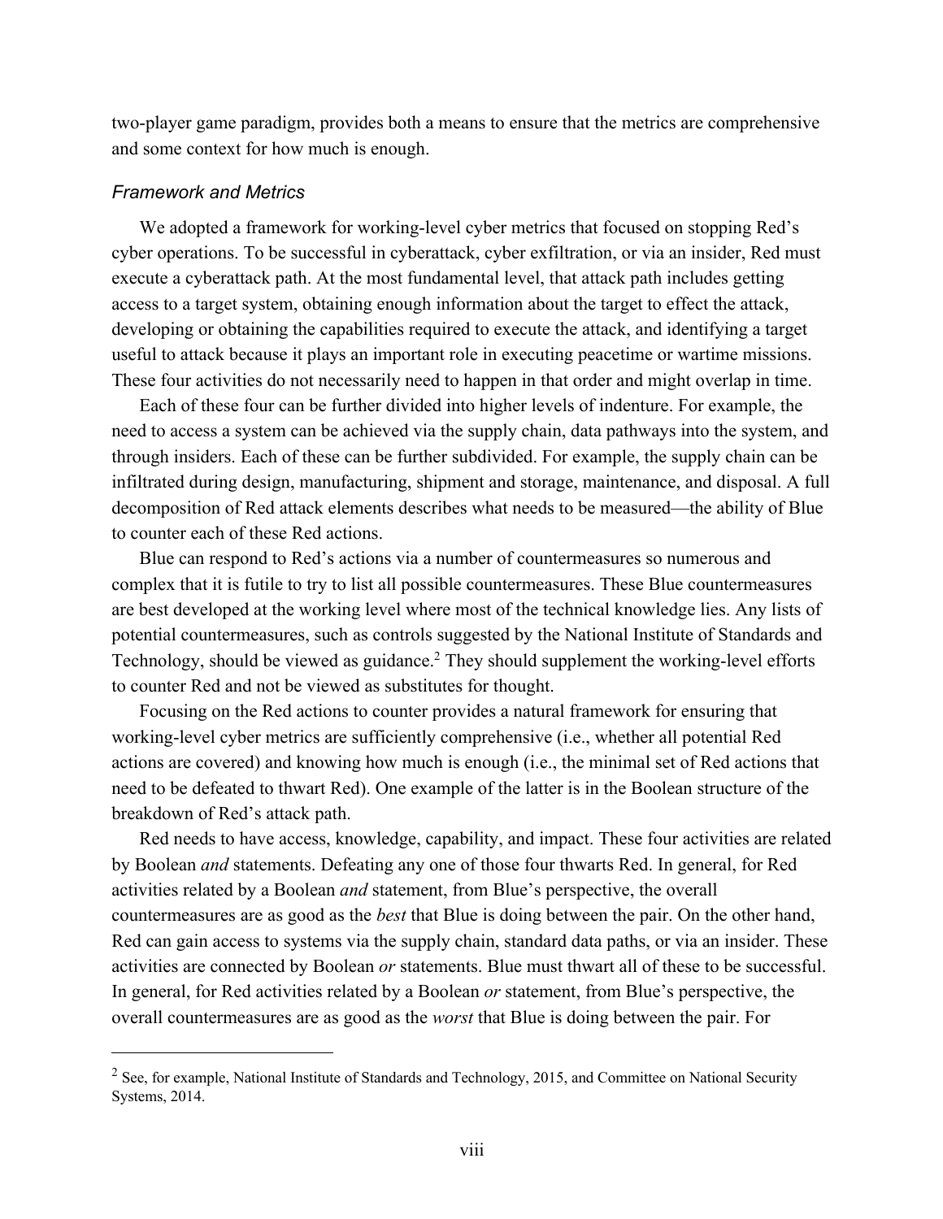two-player game paradigm, provides both a means to ensure that the metrics are comprehensive and some context for how much is enough.

### *Framework and Metrics*

We adopted a framework for working-level cyber metrics that focused on stopping Red's cyber operations. To be successful in cyberattack, cyber exfiltration, or via an insider, Red must execute a cyberattack path. At the most fundamental level, that attack path includes getting access to a target system, obtaining enough information about the target to effect the attack, developing or obtaining the capabilities required to execute the attack, and identifying a target useful to attack because it plays an important role in executing peacetime or wartime missions. These four activities do not necessarily need to happen in that order and might overlap in time.

Each of these four can be further divided into higher levels of indenture. For example, the need to access a system can be achieved via the supply chain, data pathways into the system, and through insiders. Each of these can be further subdivided. For example, the supply chain can be infiltrated during design, manufacturing, shipment and storage, maintenance, and disposal. A full decomposition of Red attack elements describes what needs to be measured—the ability of Blue to counter each of these Red actions.

Blue can respond to Red's actions via a number of countermeasures so numerous and complex that it is futile to try to list all possible countermeasures. These Blue countermeasures are best developed at the working level where most of the technical knowledge lies. Any lists of potential countermeasures, such as controls suggested by the National Institute of Standards and Technology, should be viewed as guidance.[2] They should supplement the working-level efforts to counter Red and not be viewed as substitutes for thought.

Focusing on the Red actions to counter provides a natural framework for ensuring that working-level cyber metrics are sufficiently comprehensive (i.e., whether all potential Red actions are covered) and knowing how much is enough (i.e., the minimal set of Red actions that need to be defeated to thwart Red). One example of the latter is in the Boolean structure of the breakdown of Red's attack path.

Red needs to have access, knowledge, capability, and impact. These four activities are related by Boolean *and* statements. Defeating any one of those four thwarts Red. In general, for Red activities related by a Boolean *and* statement, from Blue's perspective, the overall countermeasures are as good as the *best* that Blue is doing between the pair. On the other hand, Red can gain access to systems via the supply chain, standard data paths, or via an insider. These activities are connected by Boolean *or* statements. Blue must thwart all of these to be successful. In general, for Red activities related by a Boolean *or* statement, from Blue's perspective, the overall countermeasures are as good as the *worst* that Blue is doing between the pair. For

---

[2] See, for example, National Institute of Standards and Technology, 2015, and Committee on National Security Systems, 2014.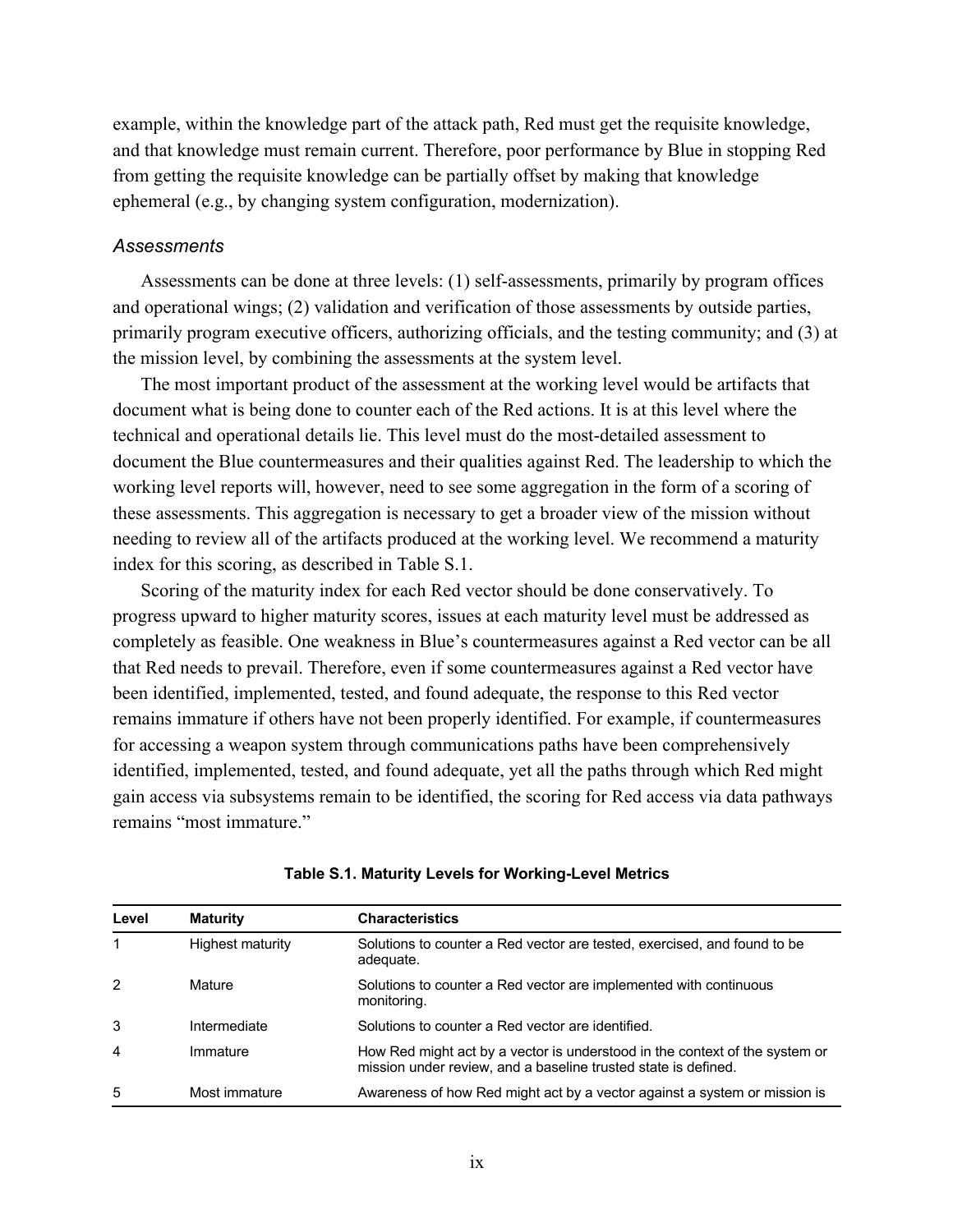example, within the knowledge part of the attack path, Red must get the requisite knowledge, and that knowledge must remain current. Therefore, poor performance by Blue in stopping Red from getting the requisite knowledge can be partially offset by making that knowledge ephemeral (e.g., by changing system configuration, modernization).

### *Assessments*

Assessments can be done at three levels: (1) self-assessments, primarily by program offices and operational wings; (2) validation and verification of those assessments by outside parties, primarily program executive officers, authorizing officials, and the testing community; and (3) at the mission level, by combining the assessments at the system level.

The most important product of the assessment at the working level would be artifacts that document what is being done to counter each of the Red actions. It is at this level where the technical and operational details lie. This level must do the most-detailed assessment to document the Blue countermeasures and their qualities against Red. The leadership to which the working level reports will, however, need to see some aggregation in the form of a scoring of these assessments. This aggregation is necessary to get a broader view of the mission without needing to review all of the artifacts produced at the working level. We recommend a maturity index for this scoring, as described in Table S.1.

Scoring of the maturity index for each Red vector should be done conservatively. To progress upward to higher maturity scores, issues at each maturity level must be addressed as completely as feasible. One weakness in Blue's countermeasures against a Red vector can be all that Red needs to prevail. Therefore, even if some countermeasures against a Red vector have been identified, implemented, tested, and found adequate, the response to this Red vector remains immature if others have not been properly identified. For example, if countermeasures for accessing a weapon system through communications paths have been comprehensively identified, implemented, tested, and found adequate, yet all the paths through which Red might gain access via subsystems remain to be identified, the scoring for Red access via data pathways remains "most immature."

**Table S.1. Maturity Levels for Working-Level Metrics**

| Level | Maturity | Characteristics |
|---|---|---|
| 1 | Highest maturity | Solutions to counter a Red vector are tested, exercised, and found to be adequate. |
| 2 | Mature | Solutions to counter a Red vector are implemented with continuous monitoring. |
| 3 | Intermediate | Solutions to counter a Red vector are identified. |
| 4 | Immature | How Red might act by a vector is understood in the context of the system or mission under review, and a baseline trusted state is defined. |
| 5 | Most immature | Awareness of how Red might act by a vector against a system or mission is |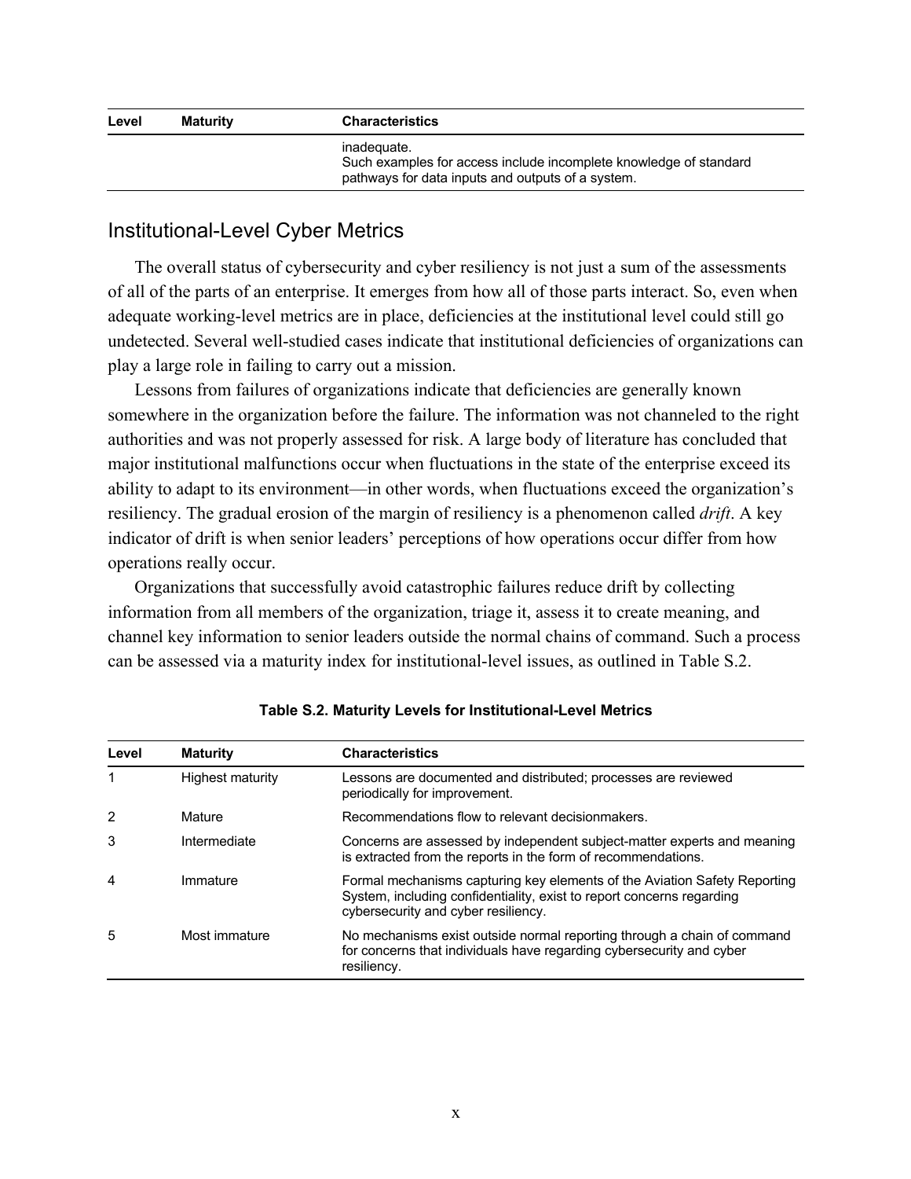| Level | Maturity | Characteristics |
|---|---|---|
| | | inadequate.<br>Such examples for access include incomplete knowledge of standard pathways for data inputs and outputs of a system. |

## Institutional-Level Cyber Metrics

The overall status of cybersecurity and cyber resiliency is not just a sum of the assessments of all of the parts of an enterprise. It emerges from how all of those parts interact. So, even when adequate working-level metrics are in place, deficiencies at the institutional level could still go undetected. Several well-studied cases indicate that institutional deficiencies of organizations can play a large role in failing to carry out a mission.

Lessons from failures of organizations indicate that deficiencies are generally known somewhere in the organization before the failure. The information was not channeled to the right authorities and was not properly assessed for risk. A large body of literature has concluded that major institutional malfunctions occur when fluctuations in the state of the enterprise exceed its ability to adapt to its environment—in other words, when fluctuations exceed the organization's resiliency. The gradual erosion of the margin of resiliency is a phenomenon called *drift*. A key indicator of drift is when senior leaders' perceptions of how operations occur differ from how operations really occur.

Organizations that successfully avoid catastrophic failures reduce drift by collecting information from all members of the organization, triage it, assess it to create meaning, and channel key information to senior leaders outside the normal chains of command. Such a process can be assessed via a maturity index for institutional-level issues, as outlined in Table S.2.

**Table S.2. Maturity Levels for Institutional-Level Metrics**

| Level | Maturity | Characteristics |
|---|---|---|
| 1 | Highest maturity | Lessons are documented and distributed; processes are reviewed periodically for improvement. |
| 2 | Mature | Recommendations flow to relevant decisionmakers. |
| 3 | Intermediate | Concerns are assessed by independent subject-matter experts and meaning is extracted from the reports in the form of recommendations. |
| 4 | Immature | Formal mechanisms capturing key elements of the Aviation Safety Reporting System, including confidentiality, exist to report concerns regarding cybersecurity and cyber resiliency. |
| 5 | Most immature | No mechanisms exist outside normal reporting through a chain of command for concerns that individuals have regarding cybersecurity and cyber resiliency. |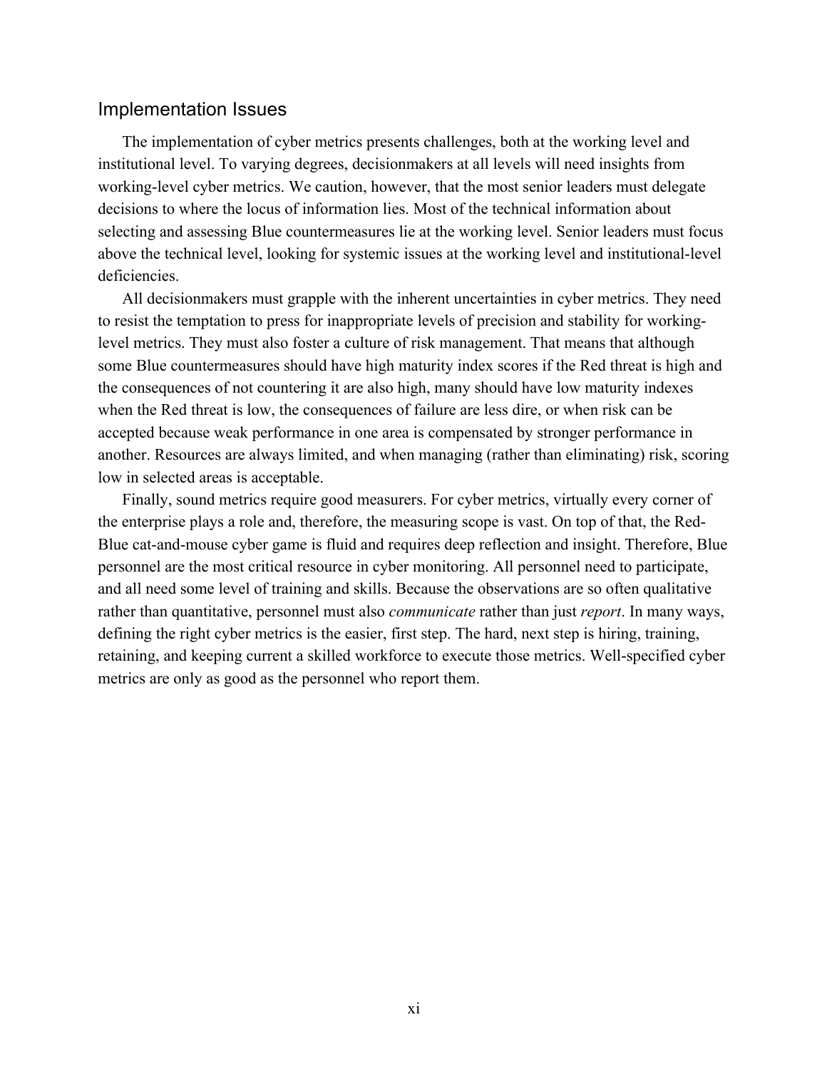## Implementation Issues

The implementation of cyber metrics presents challenges, both at the working level and institutional level. To varying degrees, decisionmakers at all levels will need insights from working-level cyber metrics. We caution, however, that the most senior leaders must delegate decisions to where the locus of information lies. Most of the technical information about selecting and assessing Blue countermeasures lie at the working level. Senior leaders must focus above the technical level, looking for systemic issues at the working level and institutional-level deficiencies.

All decisionmakers must grapple with the inherent uncertainties in cyber metrics. They need to resist the temptation to press for inappropriate levels of precision and stability for working-level metrics. They must also foster a culture of risk management. That means that although some Blue countermeasures should have high maturity index scores if the Red threat is high and the consequences of not countering it are also high, many should have low maturity indexes when the Red threat is low, the consequences of failure are less dire, or when risk can be accepted because weak performance in one area is compensated by stronger performance in another. Resources are always limited, and when managing (rather than eliminating) risk, scoring low in selected areas is acceptable.

Finally, sound metrics require good measurers. For cyber metrics, virtually every corner of the enterprise plays a role and, therefore, the measuring scope is vast. On top of that, the Red-Blue cat-and-mouse cyber game is fluid and requires deep reflection and insight. Therefore, Blue personnel are the most critical resource in cyber monitoring. All personnel need to participate, and all need some level of training and skills. Because the observations are so often qualitative rather than quantitative, personnel must also *communicate* rather than just *report*. In many ways, defining the right cyber metrics is the easier, first step. The hard, next step is hiring, training, retaining, and keeping current a skilled workforce to execute those metrics. Well-specified cyber metrics are only as good as the personnel who report them.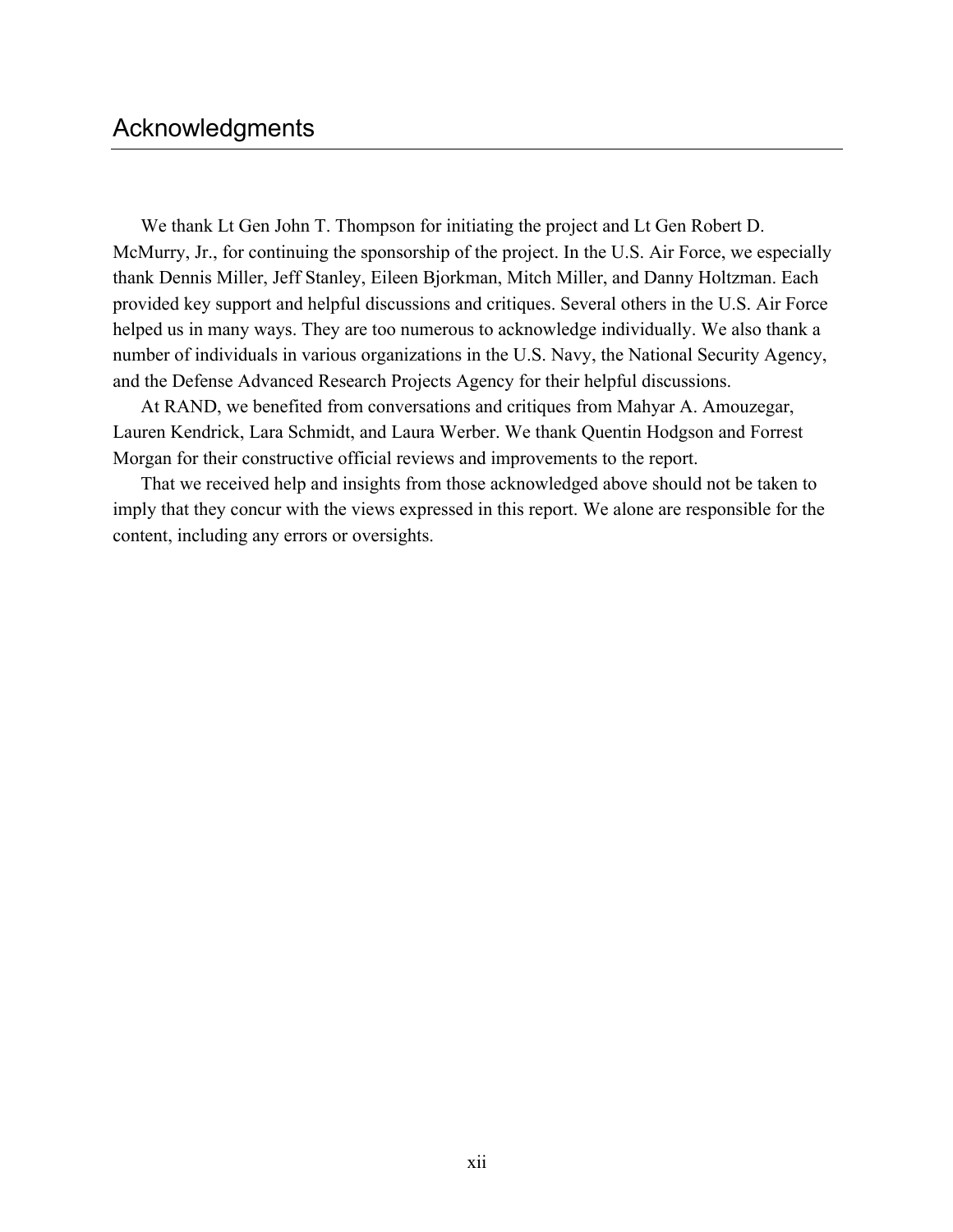# Acknowledgments

We thank Lt Gen John T. Thompson for initiating the project and Lt Gen Robert D. McMurry, Jr., for continuing the sponsorship of the project. In the U.S. Air Force, we especially thank Dennis Miller, Jeff Stanley, Eileen Bjorkman, Mitch Miller, and Danny Holtzman. Each provided key support and helpful discussions and critiques. Several others in the U.S. Air Force helped us in many ways. They are too numerous to acknowledge individually. We also thank a number of individuals in various organizations in the U.S. Navy, the National Security Agency, and the Defense Advanced Research Projects Agency for their helpful discussions.

At RAND, we benefited from conversations and critiques from Mahyar A. Amouzegar, Lauren Kendrick, Lara Schmidt, and Laura Werber. We thank Quentin Hodgson and Forrest Morgan for their constructive official reviews and improvements to the report.

That we received help and insights from those acknowledged above should not be taken to imply that they concur with the views expressed in this report. We alone are responsible for the content, including any errors or oversights.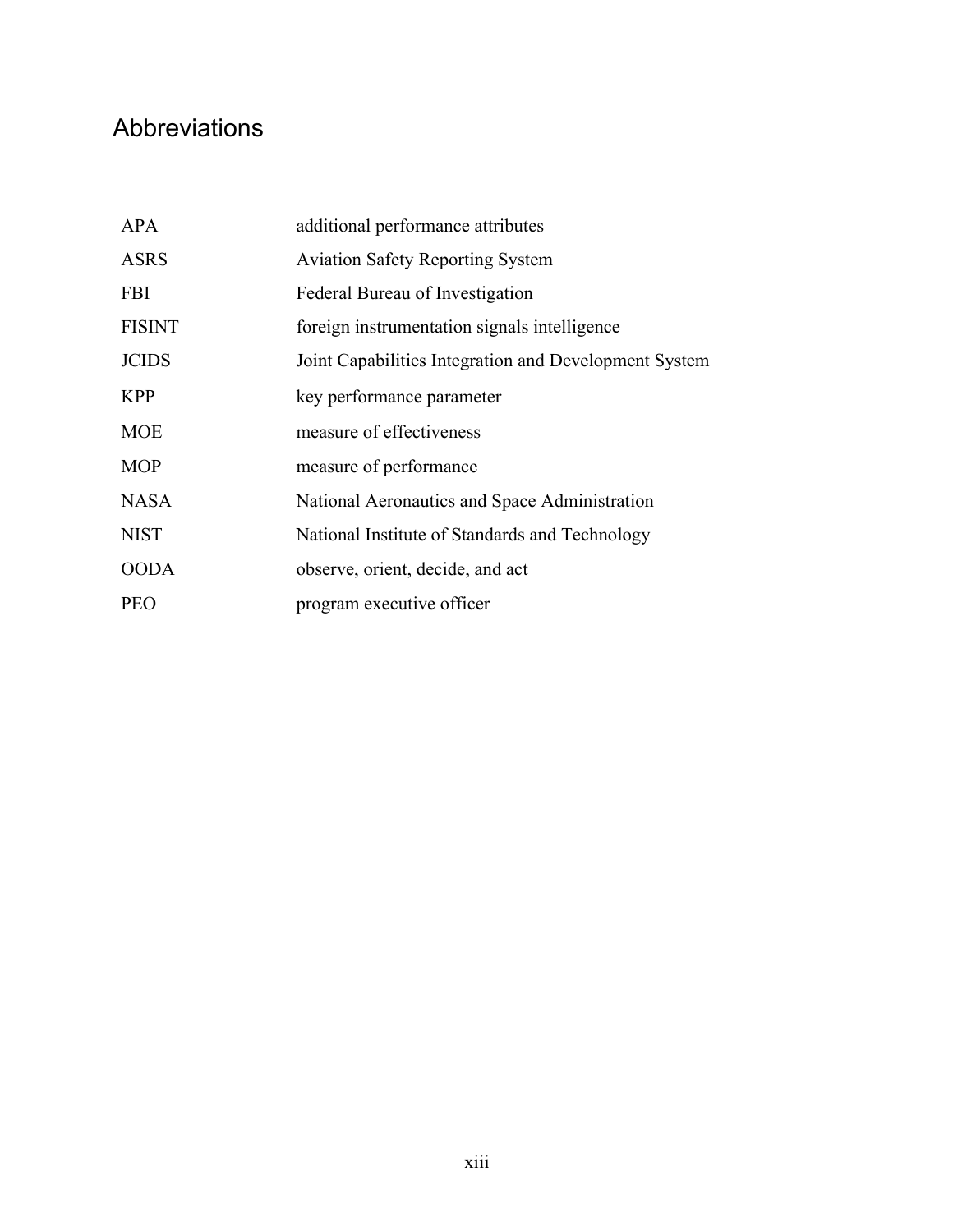# Abbreviations

| | |
|---|---|
| APA | additional performance attributes |
| ASRS | Aviation Safety Reporting System |
| FBI | Federal Bureau of Investigation |
| FISINT | foreign instrumentation signals intelligence |
| JCIDS | Joint Capabilities Integration and Development System |
| KPP | key performance parameter |
| MOE | measure of effectiveness |
| MOP | measure of performance |
| NASA | National Aeronautics and Space Administration |
| NIST | National Institute of Standards and Technology |
| OODA | observe, orient, decide, and act |
| PEO | program executive officer |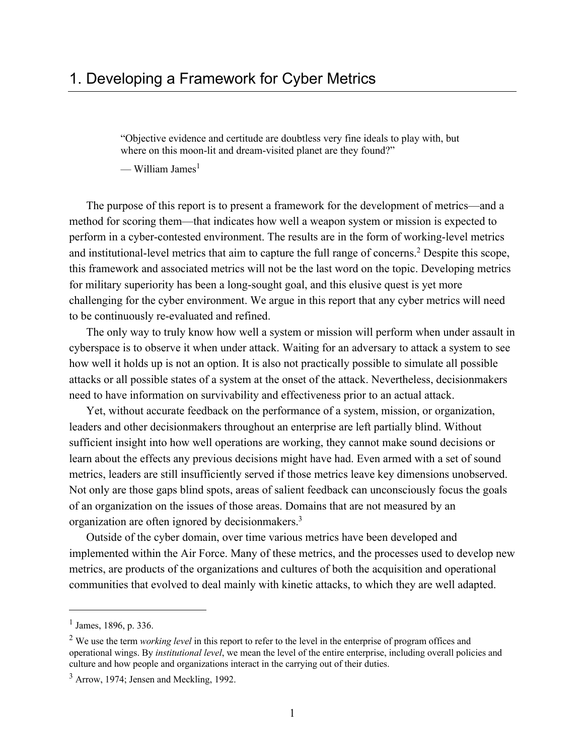# 1. Developing a Framework for Cyber Metrics

> "Objective evidence and certitude are doubtless very fine ideals to play with, but where on this moon-lit and dream-visited planet are they found?"
>
> — William James[1]

The purpose of this report is to present a framework for the development of metrics—and a method for scoring them—that indicates how well a weapon system or mission is expected to perform in a cyber-contested environment. The results are in the form of working-level metrics and institutional-level metrics that aim to capture the full range of concerns.[2] Despite this scope, this framework and associated metrics will not be the last word on the topic. Developing metrics for military superiority has been a long-sought goal, and this elusive quest is yet more challenging for the cyber environment. We argue in this report that any cyber metrics will need to be continuously re-evaluated and refined.

The only way to truly know how well a system or mission will perform when under assault in cyberspace is to observe it when under attack. Waiting for an adversary to attack a system to see how well it holds up is not an option. It is also not practically possible to simulate all possible attacks or all possible states of a system at the onset of the attack. Nevertheless, decisionmakers need to have information on survivability and effectiveness prior to an actual attack.

Yet, without accurate feedback on the performance of a system, mission, or organization, leaders and other decisionmakers throughout an enterprise are left partially blind. Without sufficient insight into how well operations are working, they cannot make sound decisions or learn about the effects any previous decisions might have had. Even armed with a set of sound metrics, leaders are still insufficiently served if those metrics leave key dimensions unobserved. Not only are those gaps blind spots, areas of salient feedback can unconsciously focus the goals of an organization on the issues of those areas. Domains that are not measured by an organization are often ignored by decisionmakers.[3]

Outside of the cyber domain, over time various metrics have been developed and implemented within the Air Force. Many of these metrics, and the processes used to develop new metrics, are products of the organizations and cultures of both the acquisition and operational communities that evolved to deal mainly with kinetic attacks, to which they are well adapted.

---

[1] James, 1896, p. 336.

[2] We use the term *working level* in this report to refer to the level in the enterprise of program offices and operational wings. By *institutional level*, we mean the level of the entire enterprise, including overall policies and culture and how people and organizations interact in the carrying out of their duties.

[3] Arrow, 1974; Jensen and Meckling, 1992.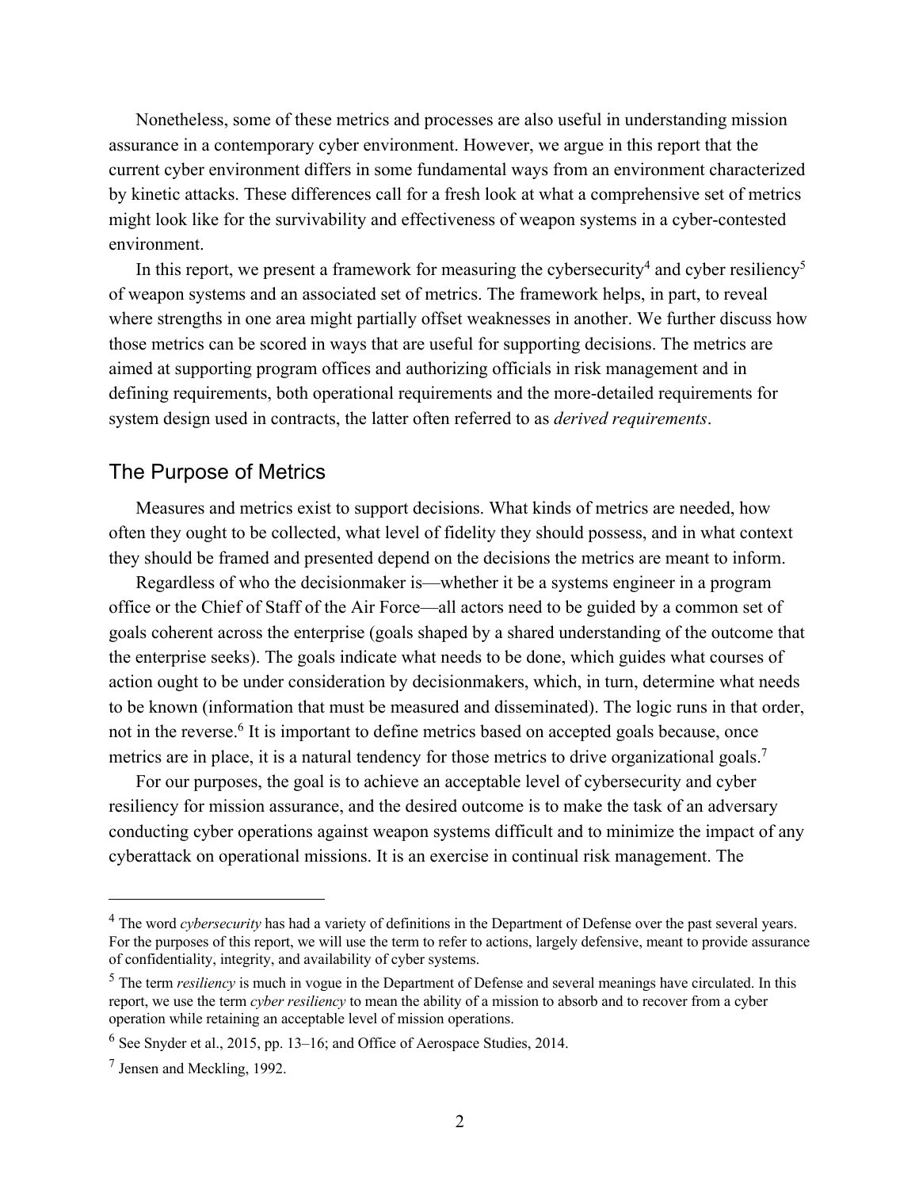Nonetheless, some of these metrics and processes are also useful in understanding mission assurance in a contemporary cyber environment. However, we argue in this report that the current cyber environment differs in some fundamental ways from an environment characterized by kinetic attacks. These differences call for a fresh look at what a comprehensive set of metrics might look like for the survivability and effectiveness of weapon systems in a cyber-contested environment.

In this report, we present a framework for measuring the cybersecurity[4] and cyber resiliency[5] of weapon systems and an associated set of metrics. The framework helps, in part, to reveal where strengths in one area might partially offset weaknesses in another. We further discuss how those metrics can be scored in ways that are useful for supporting decisions. The metrics are aimed at supporting program offices and authorizing officials in risk management and in defining requirements, both operational requirements and the more-detailed requirements for system design used in contracts, the latter often referred to as *derived requirements*.

## The Purpose of Metrics

Measures and metrics exist to support decisions. What kinds of metrics are needed, how often they ought to be collected, what level of fidelity they should possess, and in what context they should be framed and presented depend on the decisions the metrics are meant to inform.

Regardless of who the decisionmaker is—whether it be a systems engineer in a program office or the Chief of Staff of the Air Force—all actors need to be guided by a common set of goals coherent across the enterprise (goals shaped by a shared understanding of the outcome that the enterprise seeks). The goals indicate what needs to be done, which guides what courses of action ought to be under consideration by decisionmakers, which, in turn, determine what needs to be known (information that must be measured and disseminated). The logic runs in that order, not in the reverse.[6] It is important to define metrics based on accepted goals because, once metrics are in place, it is a natural tendency for those metrics to drive organizational goals.[7]

For our purposes, the goal is to achieve an acceptable level of cybersecurity and cyber resiliency for mission assurance, and the desired outcome is to make the task of an adversary conducting cyber operations against weapon systems difficult and to minimize the impact of any cyberattack on operational missions. It is an exercise in continual risk management. The

---

[4] The word *cybersecurity* has had a variety of definitions in the Department of Defense over the past several years. For the purposes of this report, we will use the term to refer to actions, largely defensive, meant to provide assurance of confidentiality, integrity, and availability of cyber systems.

[5] The term *resiliency* is much in vogue in the Department of Defense and several meanings have circulated. In this report, we use the term *cyber resiliency* to mean the ability of a mission to absorb and to recover from a cyber operation while retaining an acceptable level of mission operations.

[6] See Snyder et al., 2015, pp. 13–16; and Office of Aerospace Studies, 2014.

[7] Jensen and Meckling, 1992.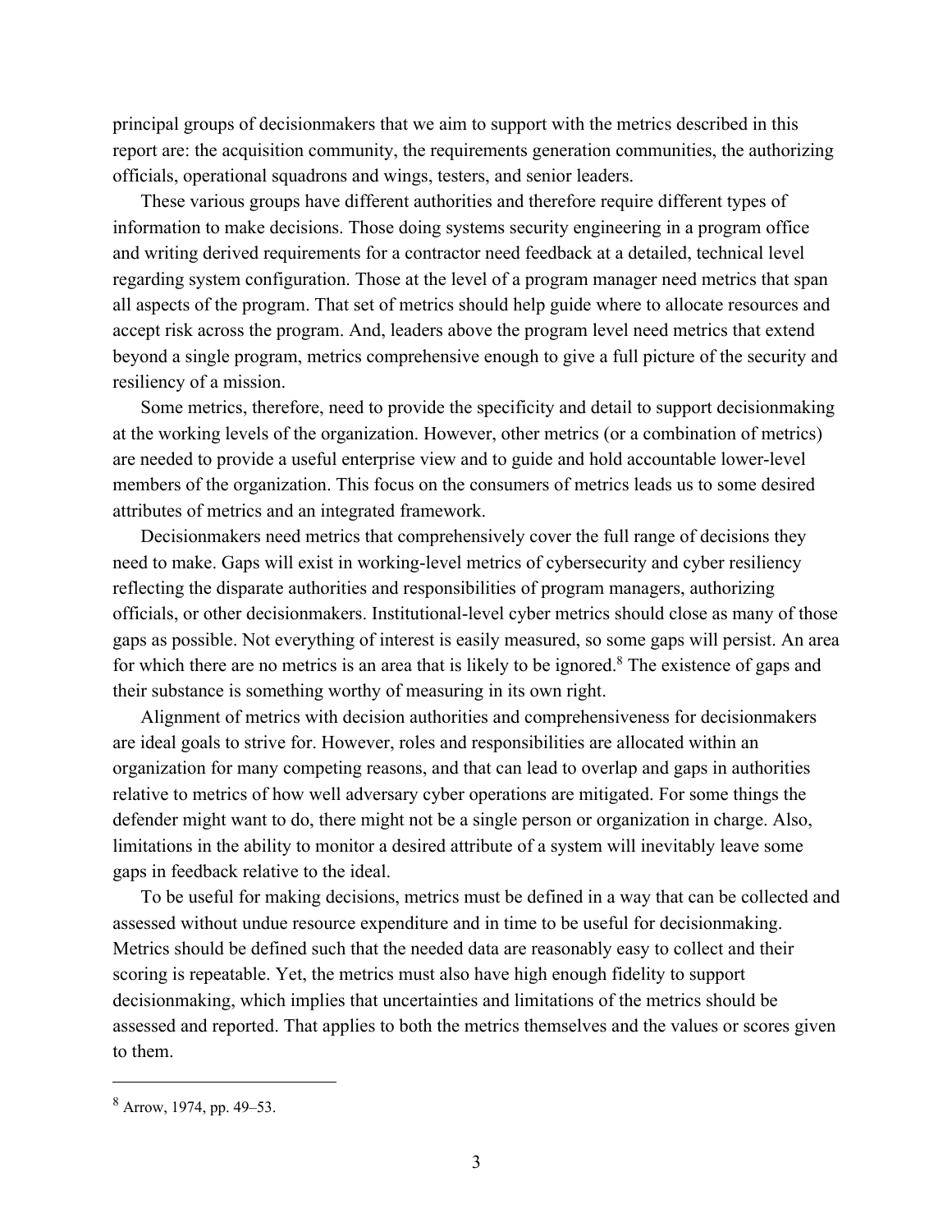principal groups of decisionmakers that we aim to support with the metrics described in this report are: the acquisition community, the requirements generation communities, the authorizing officials, operational squadrons and wings, testers, and senior leaders.

These various groups have different authorities and therefore require different types of information to make decisions. Those doing systems security engineering in a program office and writing derived requirements for a contractor need feedback at a detailed, technical level regarding system configuration. Those at the level of a program manager need metrics that span all aspects of the program. That set of metrics should help guide where to allocate resources and accept risk across the program. And, leaders above the program level need metrics that extend beyond a single program, metrics comprehensive enough to give a full picture of the security and resiliency of a mission.

Some metrics, therefore, need to provide the specificity and detail to support decisionmaking at the working levels of the organization. However, other metrics (or a combination of metrics) are needed to provide a useful enterprise view and to guide and hold accountable lower-level members of the organization. This focus on the consumers of metrics leads us to some desired attributes of metrics and an integrated framework.

Decisionmakers need metrics that comprehensively cover the full range of decisions they need to make. Gaps will exist in working-level metrics of cybersecurity and cyber resiliency reflecting the disparate authorities and responsibilities of program managers, authorizing officials, or other decisionmakers. Institutional-level cyber metrics should close as many of those gaps as possible. Not everything of interest is easily measured, so some gaps will persist. An area for which there are no metrics is an area that is likely to be ignored.[8] The existence of gaps and their substance is something worthy of measuring in its own right.

Alignment of metrics with decision authorities and comprehensiveness for decisionmakers are ideal goals to strive for. However, roles and responsibilities are allocated within an organization for many competing reasons, and that can lead to overlap and gaps in authorities relative to metrics of how well adversary cyber operations are mitigated. For some things the defender might want to do, there might not be a single person or organization in charge. Also, limitations in the ability to monitor a desired attribute of a system will inevitably leave some gaps in feedback relative to the ideal.

To be useful for making decisions, metrics must be defined in a way that can be collected and assessed without undue resource expenditure and in time to be useful for decisionmaking. Metrics should be defined such that the needed data are reasonably easy to collect and their scoring is repeatable. Yet, the metrics must also have high enough fidelity to support decisionmaking, which implies that uncertainties and limitations of the metrics should be assessed and reported. That applies to both the metrics themselves and the values or scores given to them.

---

[8] Arrow, 1974, pp. 49–53.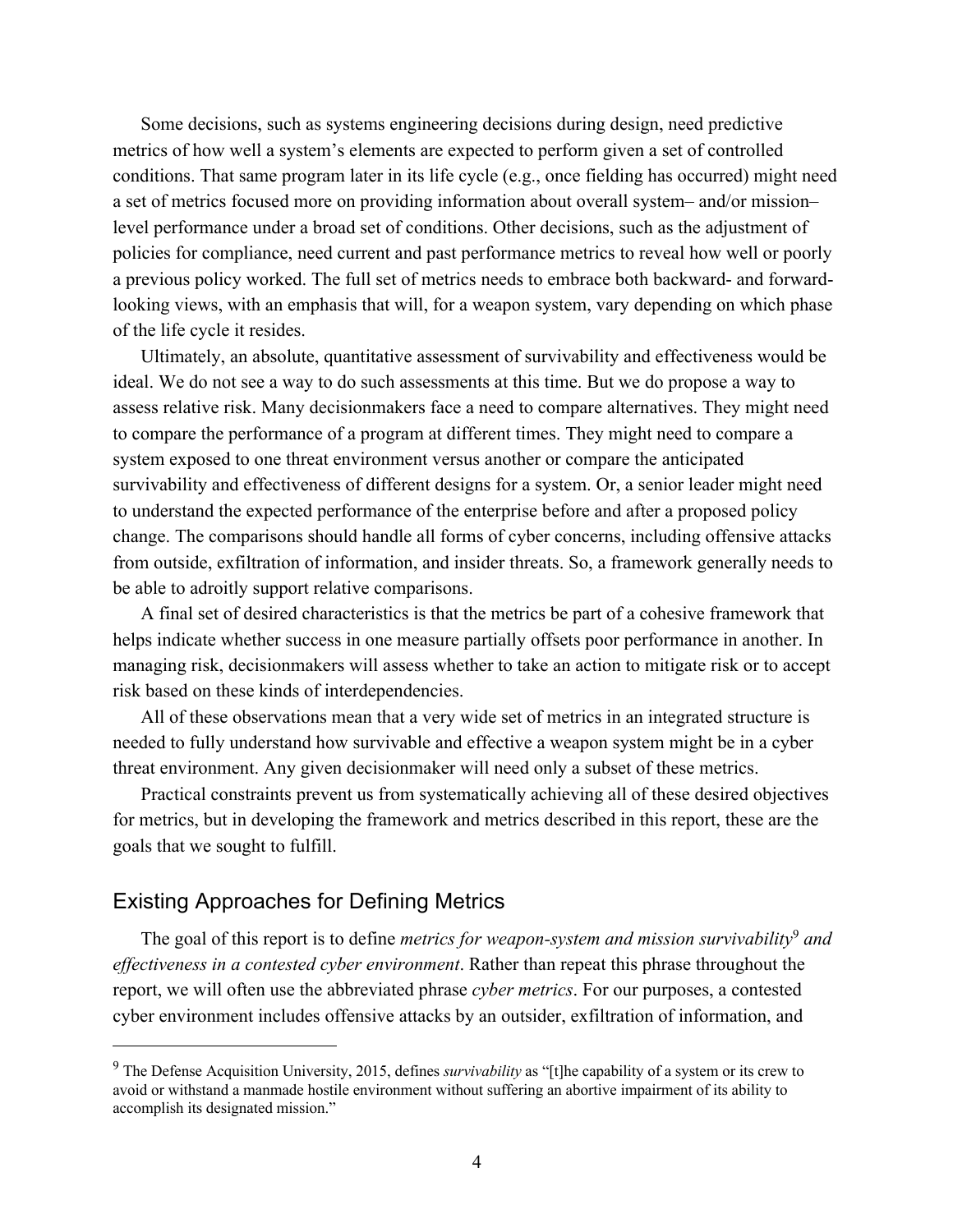Some decisions, such as systems engineering decisions during design, need predictive metrics of how well a system's elements are expected to perform given a set of controlled conditions. That same program later in its life cycle (e.g., once fielding has occurred) might need a set of metrics focused more on providing information about overall system– and/or mission–level performance under a broad set of conditions. Other decisions, such as the adjustment of policies for compliance, need current and past performance metrics to reveal how well or poorly a previous policy worked. The full set of metrics needs to embrace both backward- and forward-looking views, with an emphasis that will, for a weapon system, vary depending on which phase of the life cycle it resides.

Ultimately, an absolute, quantitative assessment of survivability and effectiveness would be ideal. We do not see a way to do such assessments at this time. But we do propose a way to assess relative risk. Many decisionmakers face a need to compare alternatives. They might need to compare the performance of a program at different times. They might need to compare a system exposed to one threat environment versus another or compare the anticipated survivability and effectiveness of different designs for a system. Or, a senior leader might need to understand the expected performance of the enterprise before and after a proposed policy change. The comparisons should handle all forms of cyber concerns, including offensive attacks from outside, exfiltration of information, and insider threats. So, a framework generally needs to be able to adroitly support relative comparisons.

A final set of desired characteristics is that the metrics be part of a cohesive framework that helps indicate whether success in one measure partially offsets poor performance in another. In managing risk, decisionmakers will assess whether to take an action to mitigate risk or to accept risk based on these kinds of interdependencies.

All of these observations mean that a very wide set of metrics in an integrated structure is needed to fully understand how survivable and effective a weapon system might be in a cyber threat environment. Any given decisionmaker will need only a subset of these metrics.

Practical constraints prevent us from systematically achieving all of these desired objectives for metrics, but in developing the framework and metrics described in this report, these are the goals that we sought to fulfill.

## Existing Approaches for Defining Metrics

The goal of this report is to define *metrics for weapon-system and mission survivability*[9] *and effectiveness in a contested cyber environment*. Rather than repeat this phrase throughout the report, we will often use the abbreviated phrase *cyber metrics*. For our purposes, a contested cyber environment includes offensive attacks by an outsider, exfiltration of information, and

[9] The Defense Acquisition University, 2015, defines *survivability* as "[t]he capability of a system or its crew to avoid or withstand a manmade hostile environment without suffering an abortive impairment of its ability to accomplish its designated mission."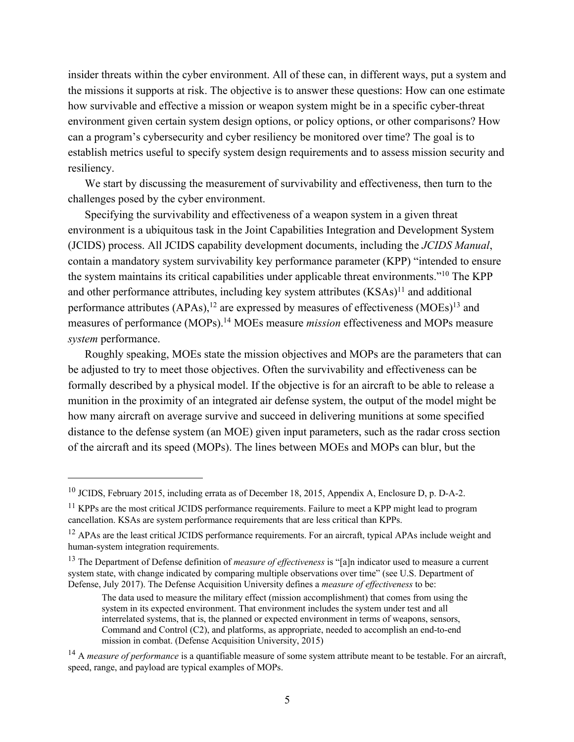insider threats within the cyber environment. All of these can, in different ways, put a system and the missions it supports at risk. The objective is to answer these questions: How can one estimate how survivable and effective a mission or weapon system might be in a specific cyber-threat environment given certain system design options, or policy options, or other comparisons? How can a program's cybersecurity and cyber resiliency be monitored over time? The goal is to establish metrics useful to specify system design requirements and to assess mission security and resiliency.

We start by discussing the measurement of survivability and effectiveness, then turn to the challenges posed by the cyber environment.

Specifying the survivability and effectiveness of a weapon system in a given threat environment is a ubiquitous task in the Joint Capabilities Integration and Development System (JCIDS) process. All JCIDS capability development documents, including the *JCIDS Manual*, contain a mandatory system survivability key performance parameter (KPP) "intended to ensure the system maintains its critical capabilities under applicable threat environments."[10] The KPP and other performance attributes, including key system attributes (KSAs)[11] and additional performance attributes (APAs),[12] are expressed by measures of effectiveness (MOEs)[13] and measures of performance (MOPs).[14] MOEs measure *mission* effectiveness and MOPs measure *system* performance.

Roughly speaking, MOEs state the mission objectives and MOPs are the parameters that can be adjusted to try to meet those objectives. Often the survivability and effectiveness can be formally described by a physical model. If the objective is for an aircraft to be able to release a munition in the proximity of an integrated air defense system, the output of the model might be how many aircraft on average survive and succeed in delivering munitions at some specified distance to the defense system (an MOE) given input parameters, such as the radar cross section of the aircraft and its speed (MOPs). The lines between MOEs and MOPs can blur, but the

---

[10] JCIDS, February 2015, including errata as of December 18, 2015, Appendix A, Enclosure D, p. D-A-2.

[11] KPPs are the most critical JCIDS performance requirements. Failure to meet a KPP might lead to program cancellation. KSAs are system performance requirements that are less critical than KPPs.

[12] APAs are the least critical JCIDS performance requirements. For an aircraft, typical APAs include weight and human-system integration requirements.

[13] The Department of Defense definition of *measure of effectiveness* is "[a]n indicator used to measure a current system state, with change indicated by comparing multiple observations over time" (see U.S. Department of Defense, July 2017). The Defense Acquisition University defines a *measure of effectiveness* to be:

> The data used to measure the military effect (mission accomplishment) that comes from using the system in its expected environment. That environment includes the system under test and all interrelated systems, that is, the planned or expected environment in terms of weapons, sensors, Command and Control (C2), and platforms, as appropriate, needed to accomplish an end-to-end mission in combat. (Defense Acquisition University, 2015)

[14] A *measure of performance* is a quantifiable measure of some system attribute meant to be testable. For an aircraft, speed, range, and payload are typical examples of MOPs.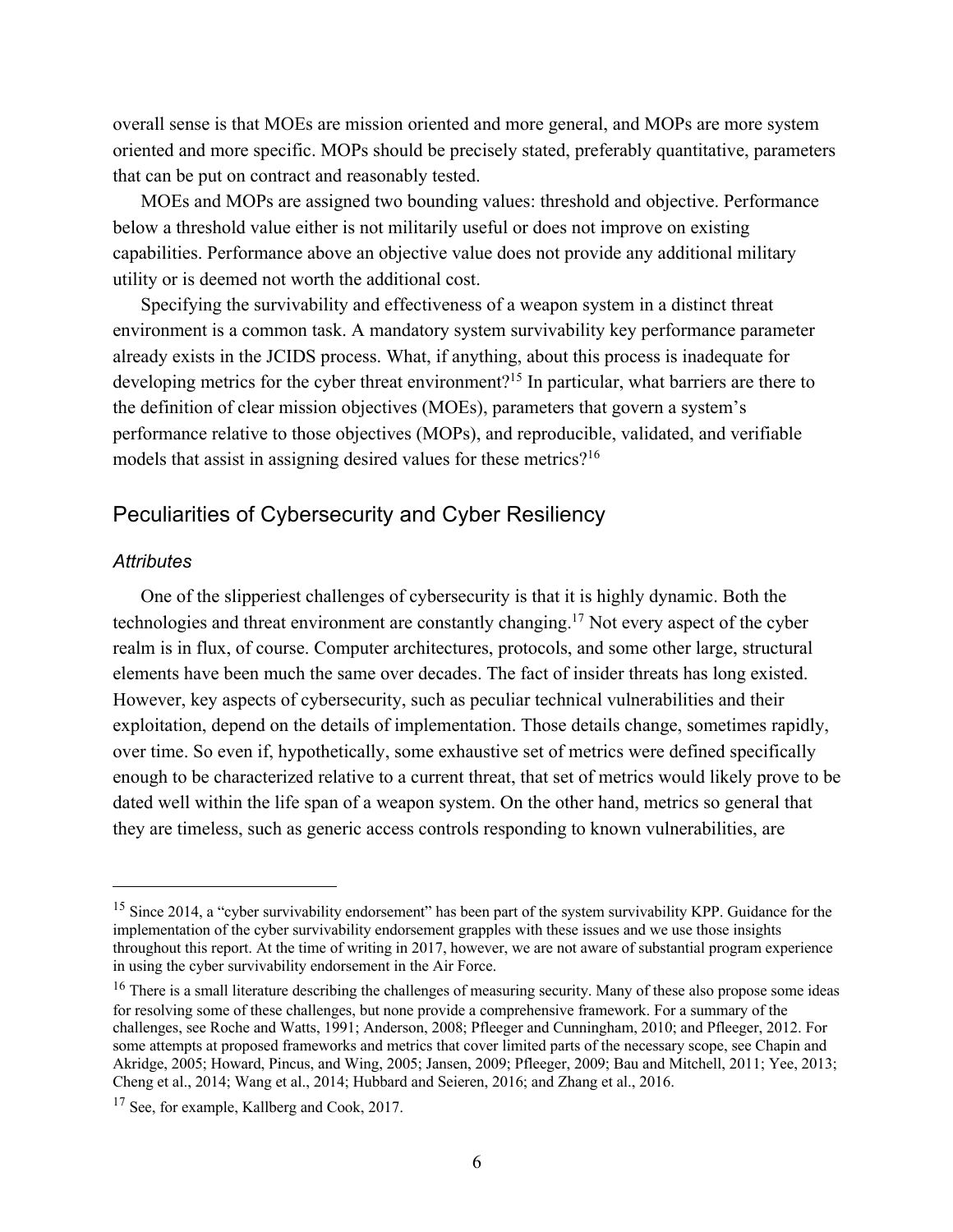overall sense is that MOEs are mission oriented and more general, and MOPs are more system oriented and more specific. MOPs should be precisely stated, preferably quantitative, parameters that can be put on contract and reasonably tested.

MOEs and MOPs are assigned two bounding values: threshold and objective. Performance below a threshold value either is not militarily useful or does not improve on existing capabilities. Performance above an objective value does not provide any additional military utility or is deemed not worth the additional cost.

Specifying the survivability and effectiveness of a weapon system in a distinct threat environment is a common task. A mandatory system survivability key performance parameter already exists in the JCIDS process. What, if anything, about this process is inadequate for developing metrics for the cyber threat environment?[15] In particular, what barriers are there to the definition of clear mission objectives (MOEs), parameters that govern a system's performance relative to those objectives (MOPs), and reproducible, validated, and verifiable models that assist in assigning desired values for these metrics?[16]

## Peculiarities of Cybersecurity and Cyber Resiliency

### *Attributes*

One of the slipperiest challenges of cybersecurity is that it is highly dynamic. Both the technologies and threat environment are constantly changing.[17] Not every aspect of the cyber realm is in flux, of course. Computer architectures, protocols, and some other large, structural elements have been much the same over decades. The fact of insider threats has long existed. However, key aspects of cybersecurity, such as peculiar technical vulnerabilities and their exploitation, depend on the details of implementation. Those details change, sometimes rapidly, over time. So even if, hypothetically, some exhaustive set of metrics were defined specifically enough to be characterized relative to a current threat, that set of metrics would likely prove to be dated well within the life span of a weapon system. On the other hand, metrics so general that they are timeless, such as generic access controls responding to known vulnerabilities, are

---

[15] Since 2014, a "cyber survivability endorsement" has been part of the system survivability KPP. Guidance for the implementation of the cyber survivability endorsement grapples with these issues and we use those insights throughout this report. At the time of writing in 2017, however, we are not aware of substantial program experience in using the cyber survivability endorsement in the Air Force.

[16] There is a small literature describing the challenges of measuring security. Many of these also propose some ideas for resolving some of these challenges, but none provide a comprehensive framework. For a summary of the challenges, see Roche and Watts, 1991; Anderson, 2008; Pfleeger and Cunningham, 2010; and Pfleeger, 2012. For some attempts at proposed frameworks and metrics that cover limited parts of the necessary scope, see Chapin and Akridge, 2005; Howard, Pincus, and Wing, 2005; Jansen, 2009; Pfleeger, 2009; Bau and Mitchell, 2011; Yee, 2013; Cheng et al., 2014; Wang et al., 2014; Hubbard and Seieren, 2016; and Zhang et al., 2016.

[17] See, for example, Kallberg and Cook, 2017.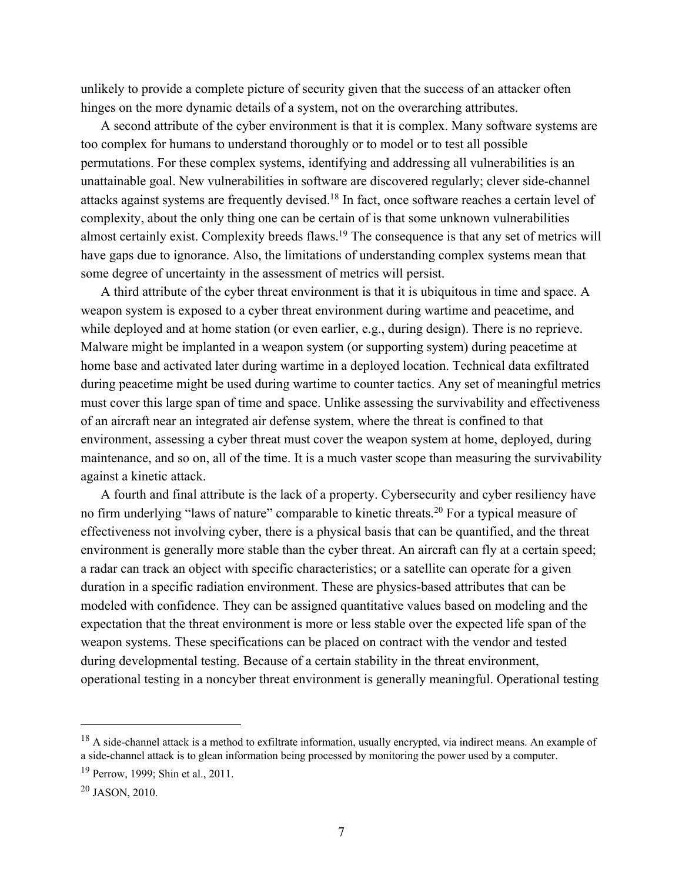unlikely to provide a complete picture of security given that the success of an attacker often hinges on the more dynamic details of a system, not on the overarching attributes.

A second attribute of the cyber environment is that it is complex. Many software systems are too complex for humans to understand thoroughly or to model or to test all possible permutations. For these complex systems, identifying and addressing all vulnerabilities is an unattainable goal. New vulnerabilities in software are discovered regularly; clever side-channel attacks against systems are frequently devised.[18] In fact, once software reaches a certain level of complexity, about the only thing one can be certain of is that some unknown vulnerabilities almost certainly exist. Complexity breeds flaws.[19] The consequence is that any set of metrics will have gaps due to ignorance. Also, the limitations of understanding complex systems mean that some degree of uncertainty in the assessment of metrics will persist.

A third attribute of the cyber threat environment is that it is ubiquitous in time and space. A weapon system is exposed to a cyber threat environment during wartime and peacetime, and while deployed and at home station (or even earlier, e.g., during design). There is no reprieve. Malware might be implanted in a weapon system (or supporting system) during peacetime at home base and activated later during wartime in a deployed location. Technical data exfiltrated during peacetime might be used during wartime to counter tactics. Any set of meaningful metrics must cover this large span of time and space. Unlike assessing the survivability and effectiveness of an aircraft near an integrated air defense system, where the threat is confined to that environment, assessing a cyber threat must cover the weapon system at home, deployed, during maintenance, and so on, all of the time. It is a much vaster scope than measuring the survivability against a kinetic attack.

A fourth and final attribute is the lack of a property. Cybersecurity and cyber resiliency have no firm underlying "laws of nature" comparable to kinetic threats.[20] For a typical measure of effectiveness not involving cyber, there is a physical basis that can be quantified, and the threat environment is generally more stable than the cyber threat. An aircraft can fly at a certain speed; a radar can track an object with specific characteristics; or a satellite can operate for a given duration in a specific radiation environment. These are physics-based attributes that can be modeled with confidence. They can be assigned quantitative values based on modeling and the expectation that the threat environment is more or less stable over the expected life span of the weapon systems. These specifications can be placed on contract with the vendor and tested during developmental testing. Because of a certain stability in the threat environment, operational testing in a noncyber threat environment is generally meaningful. Operational testing

---

[18] A side-channel attack is a method to exfiltrate information, usually encrypted, via indirect means. An example of a side-channel attack is to glean information being processed by monitoring the power used by a computer.

[19] Perrow, 1999; Shin et al., 2011.

[20] JASON, 2010.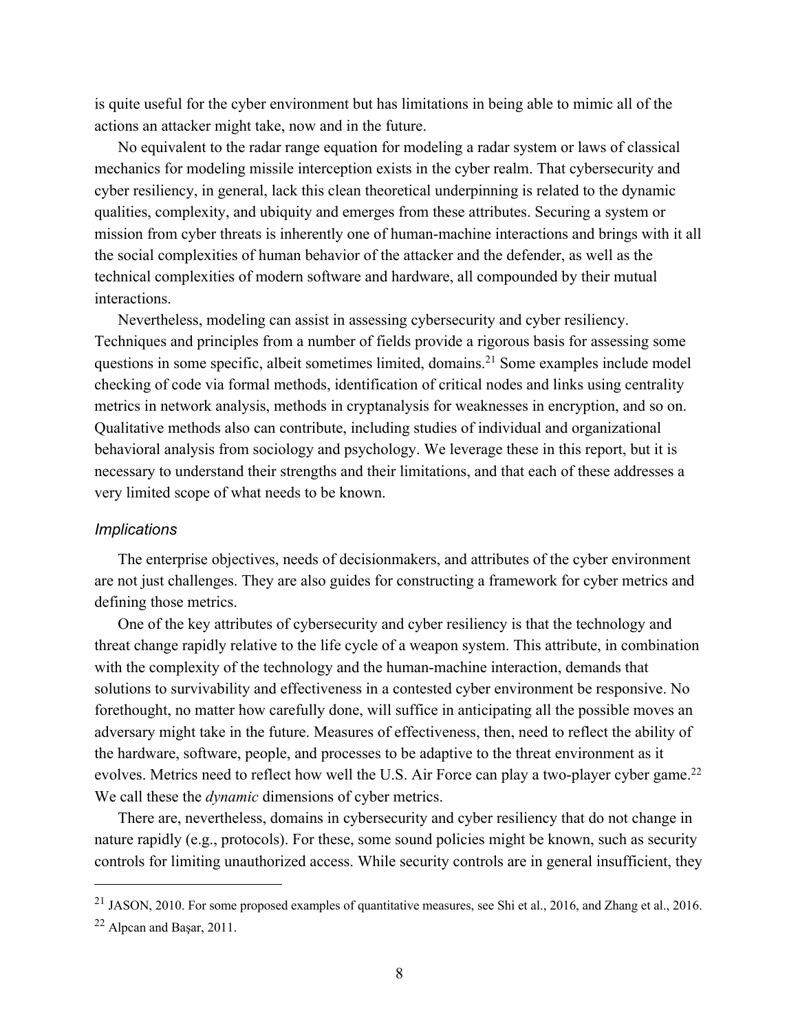is quite useful for the cyber environment but has limitations in being able to mimic all of the actions an attacker might take, now and in the future.

No equivalent to the radar range equation for modeling a radar system or laws of classical mechanics for modeling missile interception exists in the cyber realm. That cybersecurity and cyber resiliency, in general, lack this clean theoretical underpinning is related to the dynamic qualities, complexity, and ubiquity and emerges from these attributes. Securing a system or mission from cyber threats is inherently one of human-machine interactions and brings with it all the social complexities of human behavior of the attacker and the defender, as well as the technical complexities of modern software and hardware, all compounded by their mutual interactions.

Nevertheless, modeling can assist in assessing cybersecurity and cyber resiliency. Techniques and principles from a number of fields provide a rigorous basis for assessing some questions in some specific, albeit sometimes limited, domains.[21] Some examples include model checking of code via formal methods, identification of critical nodes and links using centrality metrics in network analysis, methods in cryptanalysis for weaknesses in encryption, and so on. Qualitative methods also can contribute, including studies of individual and organizational behavioral analysis from sociology and psychology. We leverage these in this report, but it is necessary to understand their strengths and their limitations, and that each of these addresses a very limited scope of what needs to be known.

### *Implications*

The enterprise objectives, needs of decisionmakers, and attributes of the cyber environment are not just challenges. They are also guides for constructing a framework for cyber metrics and defining those metrics.

One of the key attributes of cybersecurity and cyber resiliency is that the technology and threat change rapidly relative to the life cycle of a weapon system. This attribute, in combination with the complexity of the technology and the human-machine interaction, demands that solutions to survivability and effectiveness in a contested cyber environment be responsive. No forethought, no matter how carefully done, will suffice in anticipating all the possible moves an adversary might take in the future. Measures of effectiveness, then, need to reflect the ability of the hardware, software, people, and processes to be adaptive to the threat environment as it evolves. Metrics need to reflect how well the U.S. Air Force can play a two-player cyber game.[22] We call these the *dynamic* dimensions of cyber metrics.

There are, nevertheless, domains in cybersecurity and cyber resiliency that do not change in nature rapidly (e.g., protocols). For these, some sound policies might be known, such as security controls for limiting unauthorized access. While security controls are in general insufficient, they

---

[21] JASON, 2010. For some proposed examples of quantitative measures, see Shi et al., 2016, and Zhang et al., 2016.

[22] Alpcan and Başar, 2011.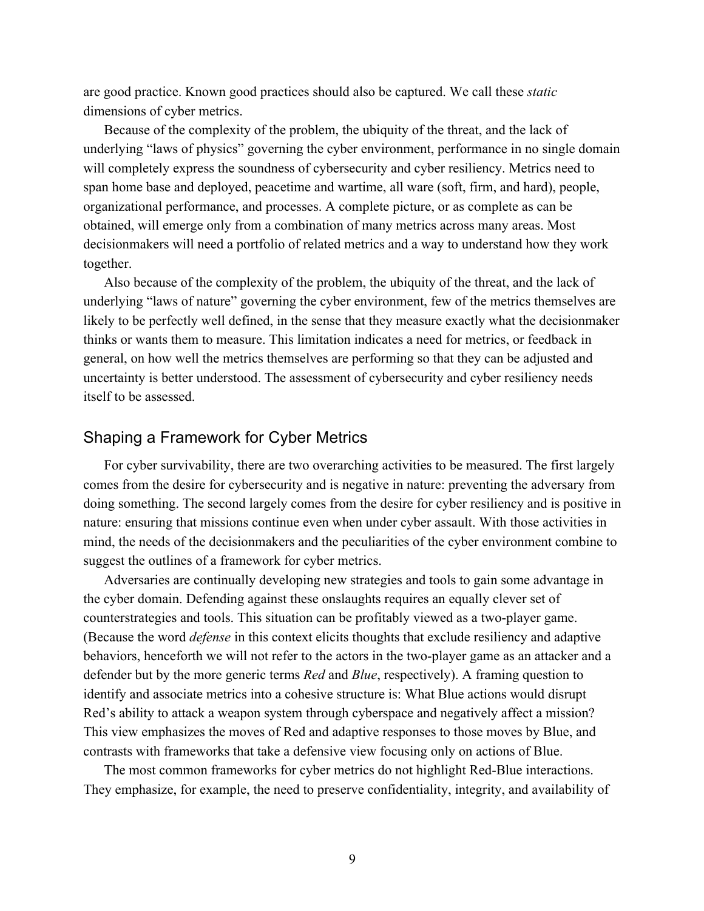are good practice. Known good practices should also be captured. We call these *static* dimensions of cyber metrics.

Because of the complexity of the problem, the ubiquity of the threat, and the lack of underlying "laws of physics" governing the cyber environment, performance in no single domain will completely express the soundness of cybersecurity and cyber resiliency. Metrics need to span home base and deployed, peacetime and wartime, all ware (soft, firm, and hard), people, organizational performance, and processes. A complete picture, or as complete as can be obtained, will emerge only from a combination of many metrics across many areas. Most decisionmakers will need a portfolio of related metrics and a way to understand how they work together.

Also because of the complexity of the problem, the ubiquity of the threat, and the lack of underlying "laws of nature" governing the cyber environment, few of the metrics themselves are likely to be perfectly well defined, in the sense that they measure exactly what the decisionmaker thinks or wants them to measure. This limitation indicates a need for metrics, or feedback in general, on how well the metrics themselves are performing so that they can be adjusted and uncertainty is better understood. The assessment of cybersecurity and cyber resiliency needs itself to be assessed.

## Shaping a Framework for Cyber Metrics

For cyber survivability, there are two overarching activities to be measured. The first largely comes from the desire for cybersecurity and is negative in nature: preventing the adversary from doing something. The second largely comes from the desire for cyber resiliency and is positive in nature: ensuring that missions continue even when under cyber assault. With those activities in mind, the needs of the decisionmakers and the peculiarities of the cyber environment combine to suggest the outlines of a framework for cyber metrics.

Adversaries are continually developing new strategies and tools to gain some advantage in the cyber domain. Defending against these onslaughts requires an equally clever set of counterstrategies and tools. This situation can be profitably viewed as a two-player game. (Because the word *defense* in this context elicits thoughts that exclude resiliency and adaptive behaviors, henceforth we will not refer to the actors in the two-player game as an attacker and a defender but by the more generic terms *Red* and *Blue*, respectively). A framing question to identify and associate metrics into a cohesive structure is: What Blue actions would disrupt Red's ability to attack a weapon system through cyberspace and negatively affect a mission? This view emphasizes the moves of Red and adaptive responses to those moves by Blue, and contrasts with frameworks that take a defensive view focusing only on actions of Blue.

The most common frameworks for cyber metrics do not highlight Red-Blue interactions. They emphasize, for example, the need to preserve confidentiality, integrity, and availability of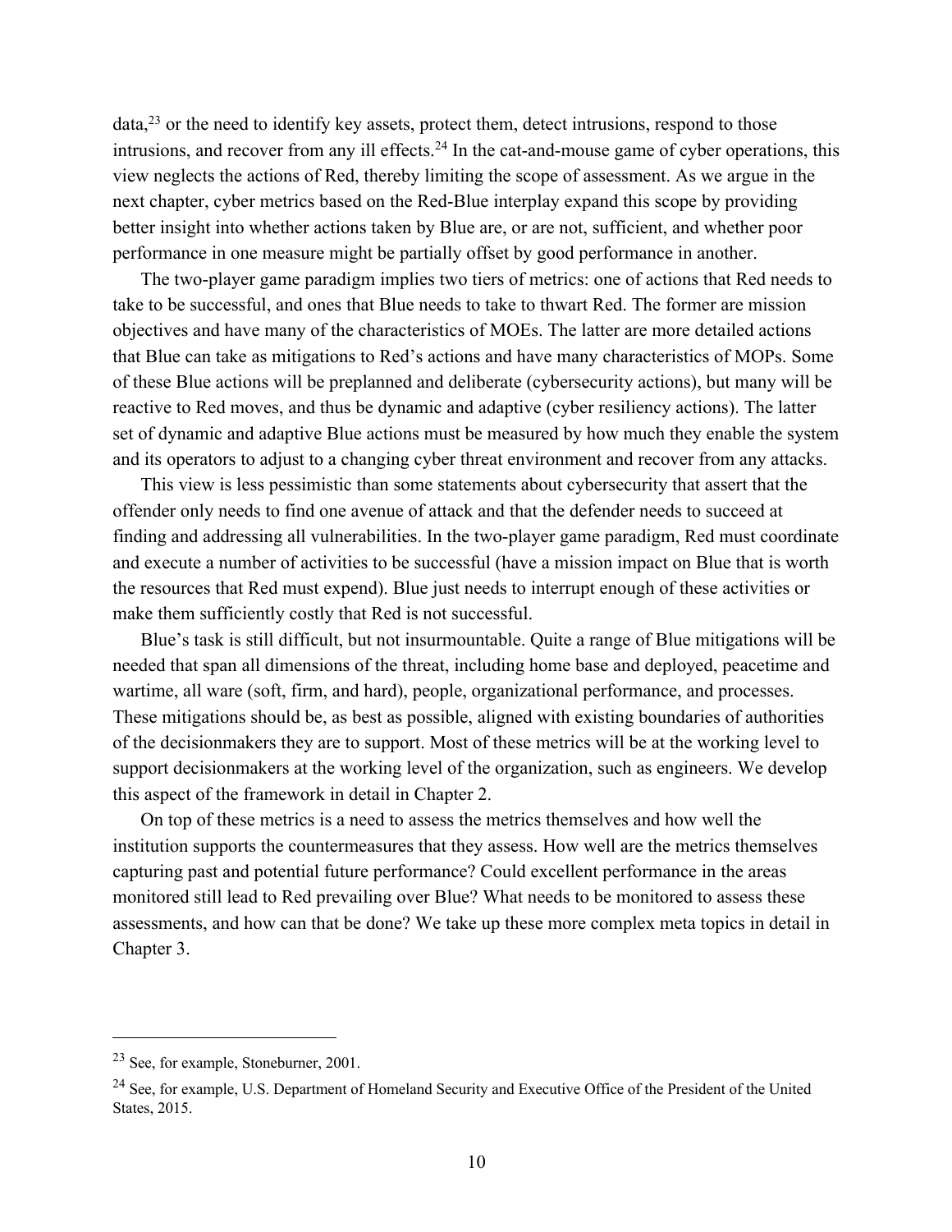data,[23] or the need to identify key assets, protect them, detect intrusions, respond to those intrusions, and recover from any ill effects.[24] In the cat-and-mouse game of cyber operations, this view neglects the actions of Red, thereby limiting the scope of assessment. As we argue in the next chapter, cyber metrics based on the Red-Blue interplay expand this scope by providing better insight into whether actions taken by Blue are, or are not, sufficient, and whether poor performance in one measure might be partially offset by good performance in another.

The two-player game paradigm implies two tiers of metrics: one of actions that Red needs to take to be successful, and ones that Blue needs to take to thwart Red. The former are mission objectives and have many of the characteristics of MOEs. The latter are more detailed actions that Blue can take as mitigations to Red's actions and have many characteristics of MOPs. Some of these Blue actions will be preplanned and deliberate (cybersecurity actions), but many will be reactive to Red moves, and thus be dynamic and adaptive (cyber resiliency actions). The latter set of dynamic and adaptive Blue actions must be measured by how much they enable the system and its operators to adjust to a changing cyber threat environment and recover from any attacks.

This view is less pessimistic than some statements about cybersecurity that assert that the offender only needs to find one avenue of attack and that the defender needs to succeed at finding and addressing all vulnerabilities. In the two-player game paradigm, Red must coordinate and execute a number of activities to be successful (have a mission impact on Blue that is worth the resources that Red must expend). Blue just needs to interrupt enough of these activities or make them sufficiently costly that Red is not successful.

Blue's task is still difficult, but not insurmountable. Quite a range of Blue mitigations will be needed that span all dimensions of the threat, including home base and deployed, peacetime and wartime, all ware (soft, firm, and hard), people, organizational performance, and processes. These mitigations should be, as best as possible, aligned with existing boundaries of authorities of the decisionmakers they are to support. Most of these metrics will be at the working level to support decisionmakers at the working level of the organization, such as engineers. We develop this aspect of the framework in detail in Chapter 2.

On top of these metrics is a need to assess the metrics themselves and how well the institution supports the countermeasures that they assess. How well are the metrics themselves capturing past and potential future performance? Could excellent performance in the areas monitored still lead to Red prevailing over Blue? What needs to be monitored to assess these assessments, and how can that be done? We take up these more complex meta topics in detail in Chapter 3.

---

[23] See, for example, Stoneburner, 2001.

[24] See, for example, U.S. Department of Homeland Security and Executive Office of the President of the United States, 2015.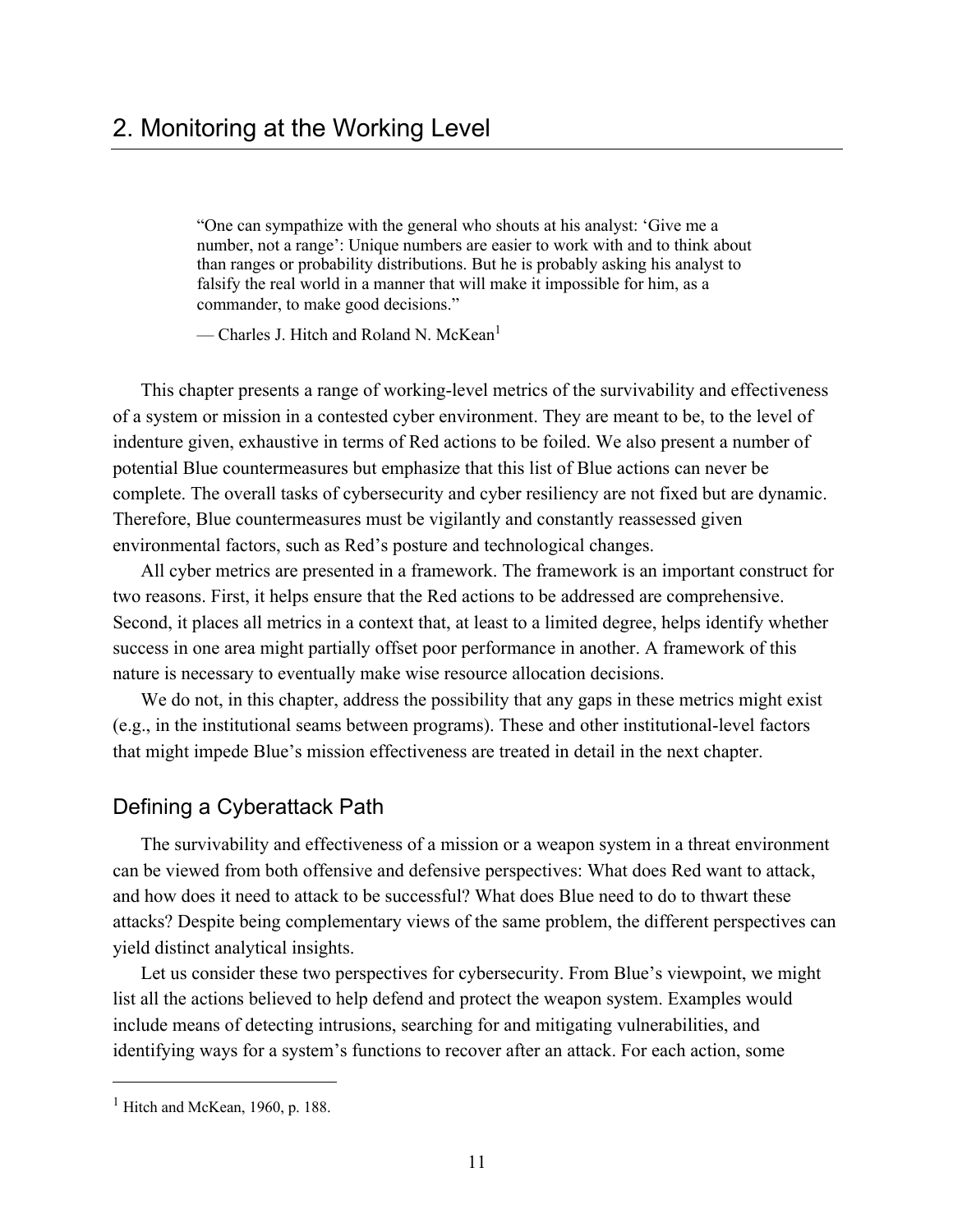# 2. Monitoring at the Working Level

> "One can sympathize with the general who shouts at his analyst: 'Give me a number, not a range': Unique numbers are easier to work with and to think about than ranges or probability distributions. But he is probably asking his analyst to falsify the real world in a manner that will make it impossible for him, as a commander, to make good decisions."
>
> — Charles J. Hitch and Roland N. McKean[1]

This chapter presents a range of working-level metrics of the survivability and effectiveness of a system or mission in a contested cyber environment. They are meant to be, to the level of indenture given, exhaustive in terms of Red actions to be foiled. We also present a number of potential Blue countermeasures but emphasize that this list of Blue actions can never be complete. The overall tasks of cybersecurity and cyber resiliency are not fixed but are dynamic. Therefore, Blue countermeasures must be vigilantly and constantly reassessed given environmental factors, such as Red's posture and technological changes.

All cyber metrics are presented in a framework. The framework is an important construct for two reasons. First, it helps ensure that the Red actions to be addressed are comprehensive. Second, it places all metrics in a context that, at least to a limited degree, helps identify whether success in one area might partially offset poor performance in another. A framework of this nature is necessary to eventually make wise resource allocation decisions.

We do not, in this chapter, address the possibility that any gaps in these metrics might exist (e.g., in the institutional seams between programs). These and other institutional-level factors that might impede Blue's mission effectiveness are treated in detail in the next chapter.

## Defining a Cyberattack Path

The survivability and effectiveness of a mission or a weapon system in a threat environment can be viewed from both offensive and defensive perspectives: What does Red want to attack, and how does it need to attack to be successful? What does Blue need to do to thwart these attacks? Despite being complementary views of the same problem, the different perspectives can yield distinct analytical insights.

Let us consider these two perspectives for cybersecurity. From Blue's viewpoint, we might list all the actions believed to help defend and protect the weapon system. Examples would include means of detecting intrusions, searching for and mitigating vulnerabilities, and identifying ways for a system's functions to recover after an attack. For each action, some

---

[1] Hitch and McKean, 1960, p. 188.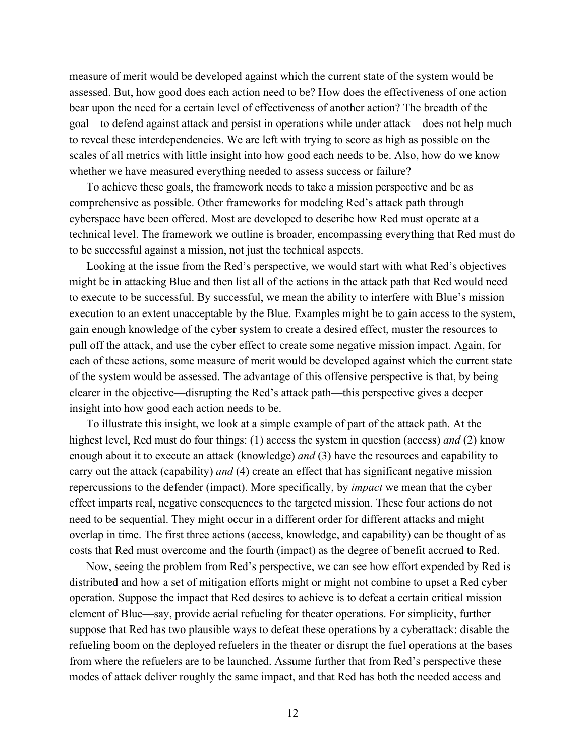measure of merit would be developed against which the current state of the system would be assessed. But, how good does each action need to be? How does the effectiveness of one action bear upon the need for a certain level of effectiveness of another action? The breadth of the goal—to defend against attack and persist in operations while under attack—does not help much to reveal these interdependencies. We are left with trying to score as high as possible on the scales of all metrics with little insight into how good each needs to be. Also, how do we know whether we have measured everything needed to assess success or failure?

To achieve these goals, the framework needs to take a mission perspective and be as comprehensive as possible. Other frameworks for modeling Red's attack path through cyberspace have been offered. Most are developed to describe how Red must operate at a technical level. The framework we outline is broader, encompassing everything that Red must do to be successful against a mission, not just the technical aspects.

Looking at the issue from the Red's perspective, we would start with what Red's objectives might be in attacking Blue and then list all of the actions in the attack path that Red would need to execute to be successful. By successful, we mean the ability to interfere with Blue's mission execution to an extent unacceptable by the Blue. Examples might be to gain access to the system, gain enough knowledge of the cyber system to create a desired effect, muster the resources to pull off the attack, and use the cyber effect to create some negative mission impact. Again, for each of these actions, some measure of merit would be developed against which the current state of the system would be assessed. The advantage of this offensive perspective is that, by being clearer in the objective—disrupting the Red's attack path—this perspective gives a deeper insight into how good each action needs to be.

To illustrate this insight, we look at a simple example of part of the attack path. At the highest level, Red must do four things: (1) access the system in question (access) *and* (2) know enough about it to execute an attack (knowledge) *and* (3) have the resources and capability to carry out the attack (capability) *and* (4) create an effect that has significant negative mission repercussions to the defender (impact). More specifically, by *impact* we mean that the cyber effect imparts real, negative consequences to the targeted mission. These four actions do not need to be sequential. They might occur in a different order for different attacks and might overlap in time. The first three actions (access, knowledge, and capability) can be thought of as costs that Red must overcome and the fourth (impact) as the degree of benefit accrued to Red.

Now, seeing the problem from Red's perspective, we can see how effort expended by Red is distributed and how a set of mitigation efforts might or might not combine to upset a Red cyber operation. Suppose the impact that Red desires to achieve is to defeat a certain critical mission element of Blue—say, provide aerial refueling for theater operations. For simplicity, further suppose that Red has two plausible ways to defeat these operations by a cyberattack: disable the refueling boom on the deployed refuelers in the theater or disrupt the fuel operations at the bases from where the refuelers are to be launched. Assume further that from Red's perspective these modes of attack deliver roughly the same impact, and that Red has both the needed access and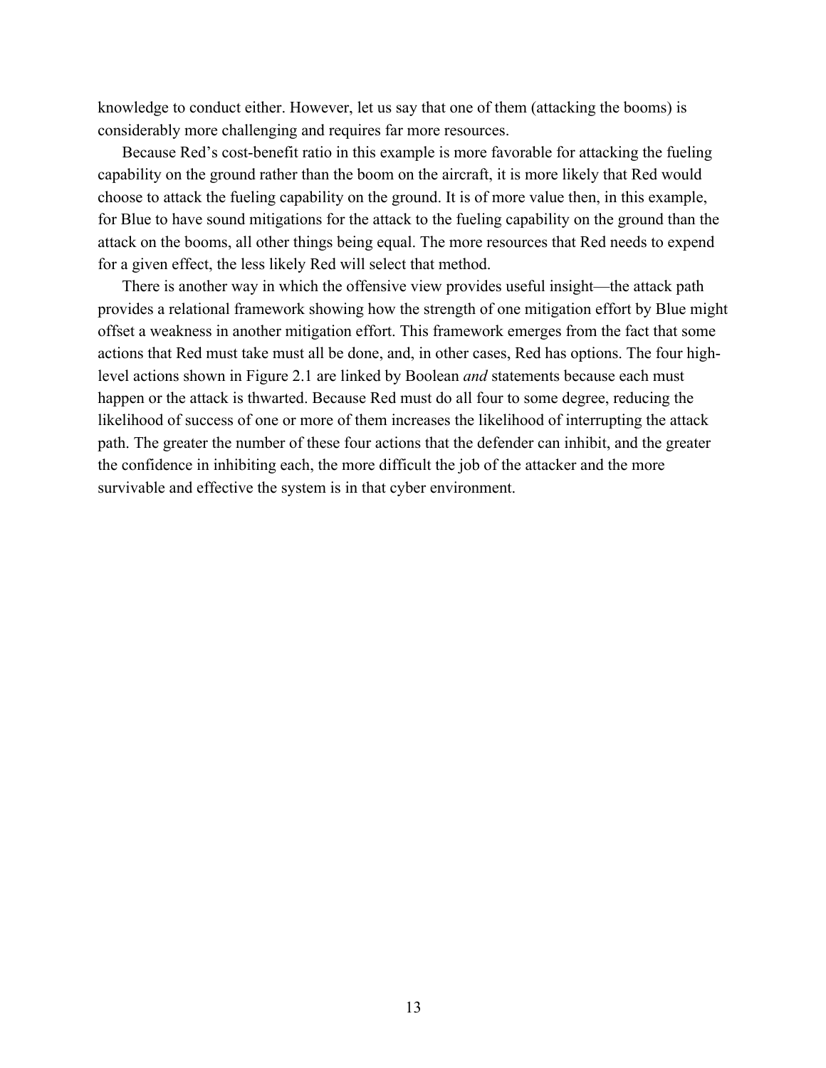knowledge to conduct either. However, let us say that one of them (attacking the booms) is considerably more challenging and requires far more resources.

Because Red's cost-benefit ratio in this example is more favorable for attacking the fueling capability on the ground rather than the boom on the aircraft, it is more likely that Red would choose to attack the fueling capability on the ground. It is of more value then, in this example, for Blue to have sound mitigations for the attack to the fueling capability on the ground than the attack on the booms, all other things being equal. The more resources that Red needs to expend for a given effect, the less likely Red will select that method.

There is another way in which the offensive view provides useful insight—the attack path provides a relational framework showing how the strength of one mitigation effort by Blue might offset a weakness in another mitigation effort. This framework emerges from the fact that some actions that Red must take must all be done, and, in other cases, Red has options. The four high-level actions shown in Figure 2.1 are linked by Boolean *and* statements because each must happen or the attack is thwarted. Because Red must do all four to some degree, reducing the likelihood of success of one or more of them increases the likelihood of interrupting the attack path. The greater the number of these four actions that the defender can inhibit, and the greater the confidence in inhibiting each, the more difficult the job of the attacker and the more survivable and effective the system is in that cyber environment.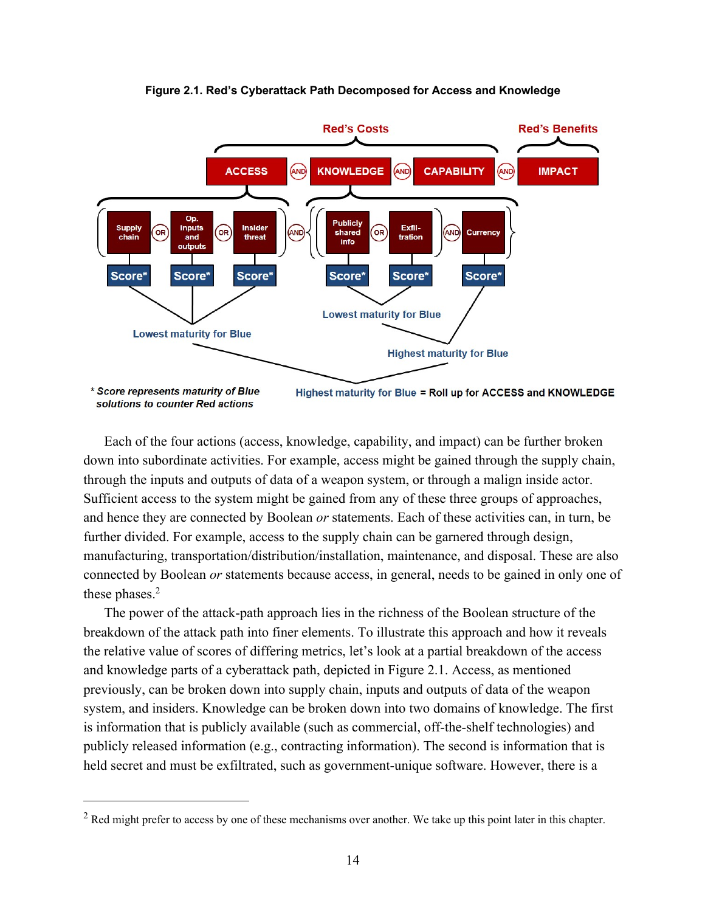**Figure 2.1. Red's Cyberattack Path Decomposed for Access and Knowledge**

Red's Costs

Red's Benefits

ACCESS AND KNOWLEDGE AND CAPABILITY AND IMPACT

Supply chain OR Op. inputs and outputs OR Insider threat AND Publicly shared info OR Exfil-tration AND Currency

Score* Score* Score* Score* Score* Score*

Lowest maturity for Blue

Lowest maturity for Blue

Highest maturity for Blue

* Score represents maturity of Blue solutions to counter Red actions

Highest maturity for Blue = Roll up for ACCESS and KNOWLEDGE

Each of the four actions (access, knowledge, capability, and impact) can be further broken down into subordinate activities. For example, access might be gained through the supply chain, through the inputs and outputs of data of a weapon system, or through a malign inside actor. Sufficient access to the system might be gained from any of these three groups of approaches, and hence they are connected by Boolean *or* statements. Each of these activities can, in turn, be further divided. For example, access to the supply chain can be garnered through design, manufacturing, transportation/distribution/installation, maintenance, and disposal. These are also connected by Boolean *or* statements because access, in general, needs to be gained in only one of these phases.[2]

The power of the attack-path approach lies in the richness of the Boolean structure of the breakdown of the attack path into finer elements. To illustrate this approach and how it reveals the relative value of scores of differing metrics, let's look at a partial breakdown of the access and knowledge parts of a cyberattack path, depicted in Figure 2.1. Access, as mentioned previously, can be broken down into supply chain, inputs and outputs of data of the weapon system, and insiders. Knowledge can be broken down into two domains of knowledge. The first is information that is publicly available (such as commercial, off-the-shelf technologies) and publicly released information (e.g., contracting information). The second is information that is held secret and must be exfiltrated, such as government-unique software. However, there is a

---

[2] Red might prefer to access by one of these mechanisms over another. We take up this point later in this chapter.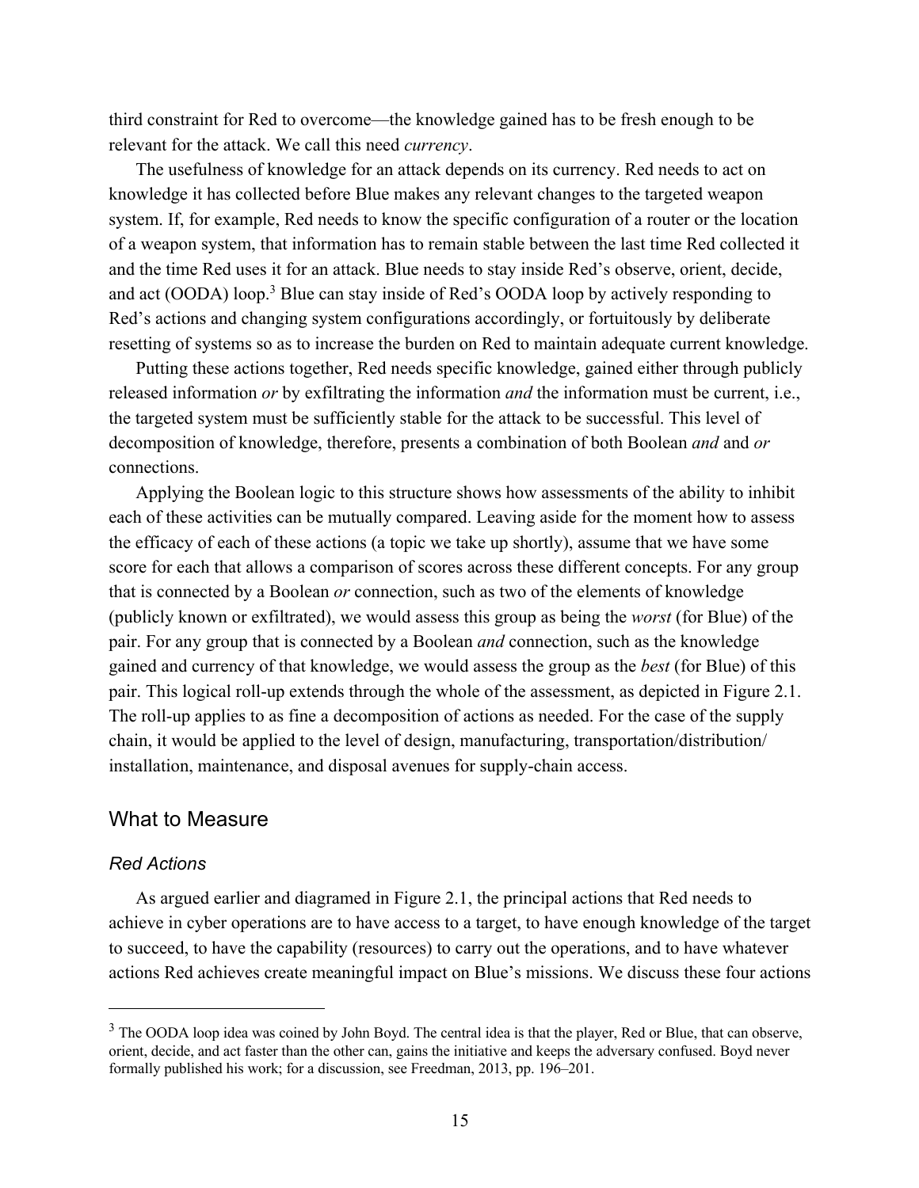third constraint for Red to overcome—the knowledge gained has to be fresh enough to be relevant for the attack. We call this need *currency*.

The usefulness of knowledge for an attack depends on its currency. Red needs to act on knowledge it has collected before Blue makes any relevant changes to the targeted weapon system. If, for example, Red needs to know the specific configuration of a router or the location of a weapon system, that information has to remain stable between the last time Red collected it and the time Red uses it for an attack. Blue needs to stay inside Red's observe, orient, decide, and act (OODA) loop.[3] Blue can stay inside of Red's OODA loop by actively responding to Red's actions and changing system configurations accordingly, or fortuitously by deliberate resetting of systems so as to increase the burden on Red to maintain adequate current knowledge.

Putting these actions together, Red needs specific knowledge, gained either through publicly released information *or* by exfiltrating the information *and* the information must be current, i.e., the targeted system must be sufficiently stable for the attack to be successful. This level of decomposition of knowledge, therefore, presents a combination of both Boolean *and* and *or* connections.

Applying the Boolean logic to this structure shows how assessments of the ability to inhibit each of these activities can be mutually compared. Leaving aside for the moment how to assess the efficacy of each of these actions (a topic we take up shortly), assume that we have some score for each that allows a comparison of scores across these different concepts. For any group that is connected by a Boolean *or* connection, such as two of the elements of knowledge (publicly known or exfiltrated), we would assess this group as being the *worst* (for Blue) of the pair. For any group that is connected by a Boolean *and* connection, such as the knowledge gained and currency of that knowledge, we would assess the group as the *best* (for Blue) of this pair. This logical roll-up extends through the whole of the assessment, as depicted in Figure 2.1. The roll-up applies to as fine a decomposition of actions as needed. For the case of the supply chain, it would be applied to the level of design, manufacturing, transportation/distribution/installation, maintenance, and disposal avenues for supply-chain access.

## What to Measure

### *Red Actions*

As argued earlier and diagramed in Figure 2.1, the principal actions that Red needs to achieve in cyber operations are to have access to a target, to have enough knowledge of the target to succeed, to have the capability (resources) to carry out the operations, and to have whatever actions Red achieves create meaningful impact on Blue's missions. We discuss these four actions

---

[3] The OODA loop idea was coined by John Boyd. The central idea is that the player, Red or Blue, that can observe, orient, decide, and act faster than the other can, gains the initiative and keeps the adversary confused. Boyd never formally published his work; for a discussion, see Freedman, 2013, pp. 196–201.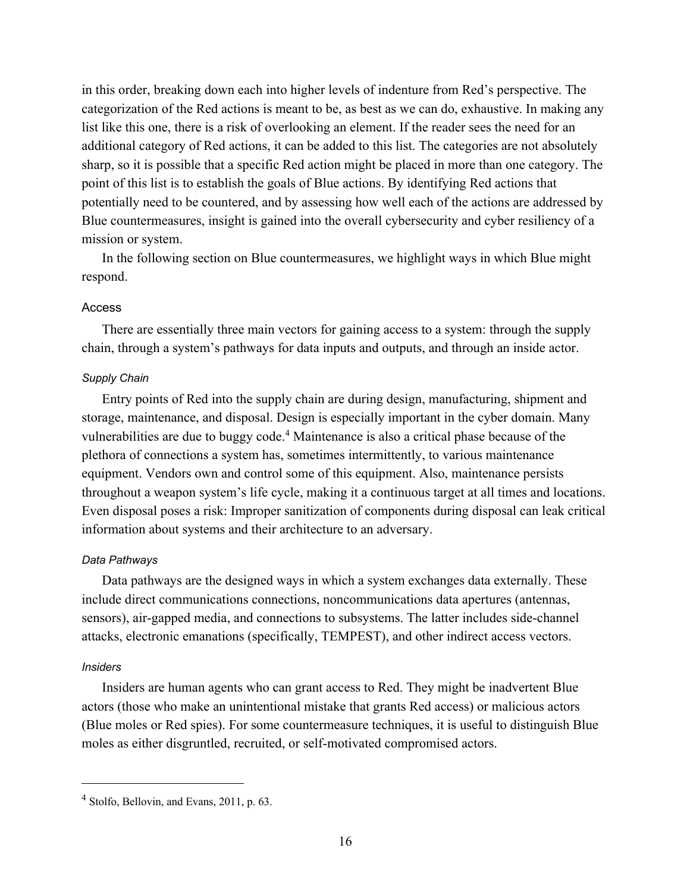in this order, breaking down each into higher levels of indenture from Red's perspective. The categorization of the Red actions is meant to be, as best as we can do, exhaustive. In making any list like this one, there is a risk of overlooking an element. If the reader sees the need for an additional category of Red actions, it can be added to this list. The categories are not absolutely sharp, so it is possible that a specific Red action might be placed in more than one category. The point of this list is to establish the goals of Blue actions. By identifying Red actions that potentially need to be countered, and by assessing how well each of the actions are addressed by Blue countermeasures, insight is gained into the overall cybersecurity and cyber resiliency of a mission or system.

In the following section on Blue countermeasures, we highlight ways in which Blue might respond.

### Access

There are essentially three main vectors for gaining access to a system: through the supply chain, through a system's pathways for data inputs and outputs, and through an inside actor.

#### *Supply Chain*

Entry points of Red into the supply chain are during design, manufacturing, shipment and storage, maintenance, and disposal. Design is especially important in the cyber domain. Many vulnerabilities are due to buggy code.[4] Maintenance is also a critical phase because of the plethora of connections a system has, sometimes intermittently, to various maintenance equipment. Vendors own and control some of this equipment. Also, maintenance persists throughout a weapon system's life cycle, making it a continuous target at all times and locations. Even disposal poses a risk: Improper sanitization of components during disposal can leak critical information about systems and their architecture to an adversary.

#### *Data Pathways*

Data pathways are the designed ways in which a system exchanges data externally. These include direct communications connections, noncommunications data apertures (antennas, sensors), air-gapped media, and connections to subsystems. The latter includes side-channel attacks, electronic emanations (specifically, TEMPEST), and other indirect access vectors.

#### *Insiders*

Insiders are human agents who can grant access to Red. They might be inadvertent Blue actors (those who make an unintentional mistake that grants Red access) or malicious actors (Blue moles or Red spies). For some countermeasure techniques, it is useful to distinguish Blue moles as either disgruntled, recruited, or self-motivated compromised actors.

---

[4] Stolfo, Bellovin, and Evans, 2011, p. 63.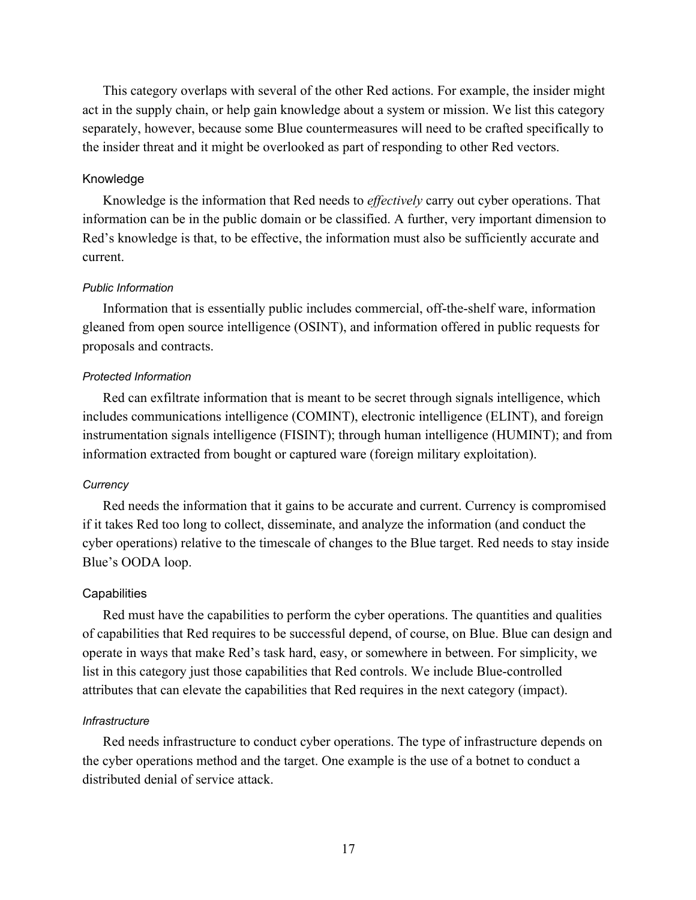This category overlaps with several of the other Red actions. For example, the insider might act in the supply chain, or help gain knowledge about a system or mission. We list this category separately, however, because some Blue countermeasures will need to be crafted specifically to the insider threat and it might be overlooked as part of responding to other Red vectors.

### Knowledge

Knowledge is the information that Red needs to *effectively* carry out cyber operations. That information can be in the public domain or be classified. A further, very important dimension to Red's knowledge is that, to be effective, the information must also be sufficiently accurate and current.

#### *Public Information*

Information that is essentially public includes commercial, off-the-shelf ware, information gleaned from open source intelligence (OSINT), and information offered in public requests for proposals and contracts.

#### *Protected Information*

Red can exfiltrate information that is meant to be secret through signals intelligence, which includes communications intelligence (COMINT), electronic intelligence (ELINT), and foreign instrumentation signals intelligence (FISINT); through human intelligence (HUMINT); and from information extracted from bought or captured ware (foreign military exploitation).

#### *Currency*

Red needs the information that it gains to be accurate and current. Currency is compromised if it takes Red too long to collect, disseminate, and analyze the information (and conduct the cyber operations) relative to the timescale of changes to the Blue target. Red needs to stay inside Blue's OODA loop.

### Capabilities

Red must have the capabilities to perform the cyber operations. The quantities and qualities of capabilities that Red requires to be successful depend, of course, on Blue. Blue can design and operate in ways that make Red's task hard, easy, or somewhere in between. For simplicity, we list in this category just those capabilities that Red controls. We include Blue-controlled attributes that can elevate the capabilities that Red requires in the next category (impact).

#### *Infrastructure*

Red needs infrastructure to conduct cyber operations. The type of infrastructure depends on the cyber operations method and the target. One example is the use of a botnet to conduct a distributed denial of service attack.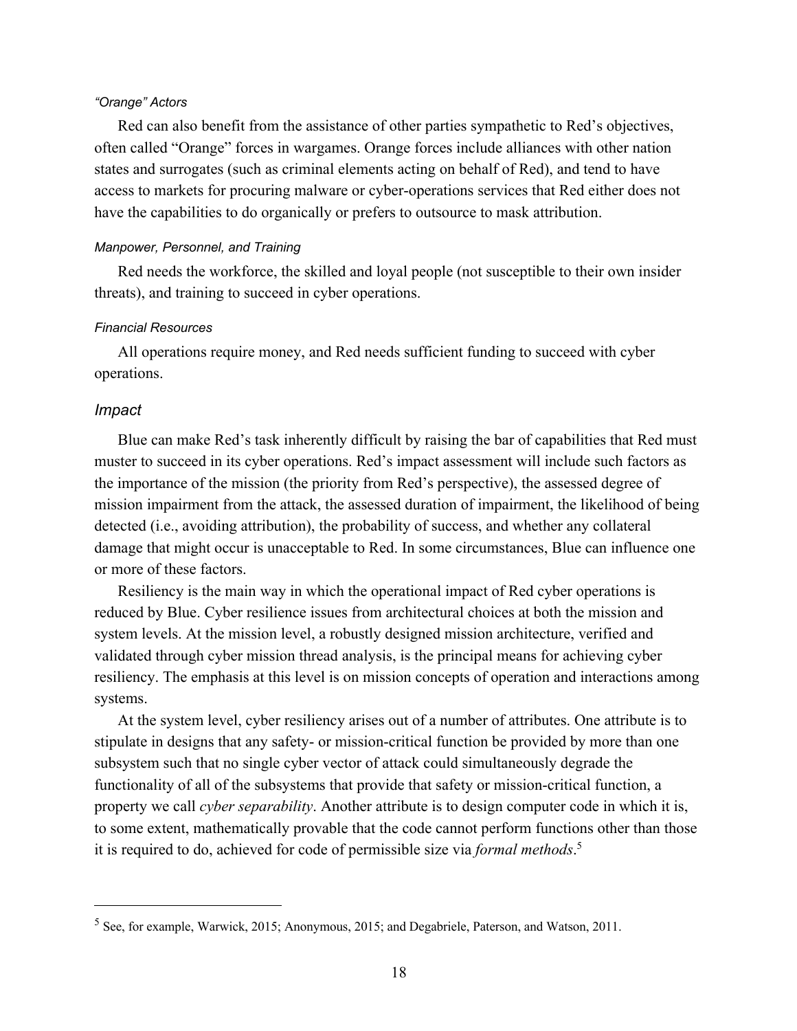#### *“Orange” Actors*

Red can also benefit from the assistance of other parties sympathetic to Red’s objectives, often called “Orange” forces in wargames. Orange forces include alliances with other nation states and surrogates (such as criminal elements acting on behalf of Red), and tend to have access to markets for procuring malware or cyber-operations services that Red either does not have the capabilities to do organically or prefers to outsource to mask attribution.

#### *Manpower, Personnel, and Training*

Red needs the workforce, the skilled and loyal people (not susceptible to their own insider threats), and training to succeed in cyber operations.

#### *Financial Resources*

All operations require money, and Red needs sufficient funding to succeed with cyber operations.

### *Impact*

Blue can make Red’s task inherently difficult by raising the bar of capabilities that Red must muster to succeed in its cyber operations. Red’s impact assessment will include such factors as the importance of the mission (the priority from Red’s perspective), the assessed degree of mission impairment from the attack, the assessed duration of impairment, the likelihood of being detected (i.e., avoiding attribution), the probability of success, and whether any collateral damage that might occur is unacceptable to Red. In some circumstances, Blue can influence one or more of these factors.

Resiliency is the main way in which the operational impact of Red cyber operations is reduced by Blue. Cyber resilience issues from architectural choices at both the mission and system levels. At the mission level, a robustly designed mission architecture, verified and validated through cyber mission thread analysis, is the principal means for achieving cyber resiliency. The emphasis at this level is on mission concepts of operation and interactions among systems.

At the system level, cyber resiliency arises out of a number of attributes. One attribute is to stipulate in designs that any safety- or mission-critical function be provided by more than one subsystem such that no single cyber vector of attack could simultaneously degrade the functionality of all of the subsystems that provide that safety or mission-critical function, a property we call *cyber separability*. Another attribute is to design computer code in which it is, to some extent, mathematically provable that the code cannot perform functions other than those it is required to do, achieved for code of permissible size via *formal methods*.[5]

---

[5] See, for example, Warwick, 2015; Anonymous, 2015; and Degabriele, Paterson, and Watson, 2011.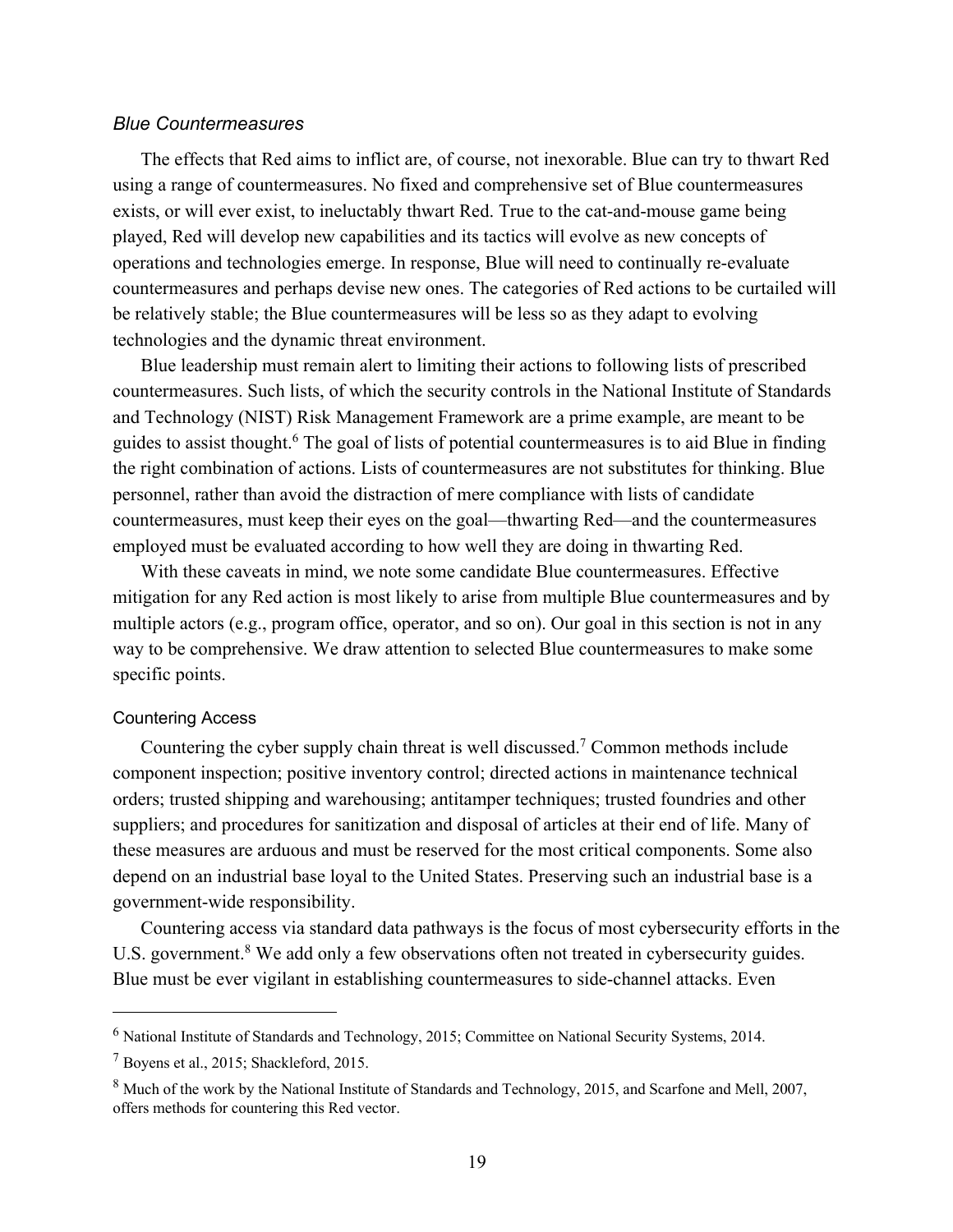### *Blue Countermeasures*

The effects that Red aims to inflict are, of course, not inexorable. Blue can try to thwart Red using a range of countermeasures. No fixed and comprehensive set of Blue countermeasures exists, or will ever exist, to ineluctably thwart Red. True to the cat-and-mouse game being played, Red will develop new capabilities and its tactics will evolve as new concepts of operations and technologies emerge. In response, Blue will need to continually re-evaluate countermeasures and perhaps devise new ones. The categories of Red actions to be curtailed will be relatively stable; the Blue countermeasures will be less so as they adapt to evolving technologies and the dynamic threat environment.

Blue leadership must remain alert to limiting their actions to following lists of prescribed countermeasures. Such lists, of which the security controls in the National Institute of Standards and Technology (NIST) Risk Management Framework are a prime example, are meant to be guides to assist thought.[6] The goal of lists of potential countermeasures is to aid Blue in finding the right combination of actions. Lists of countermeasures are not substitutes for thinking. Blue personnel, rather than avoid the distraction of mere compliance with lists of candidate countermeasures, must keep their eyes on the goal—thwarting Red—and the countermeasures employed must be evaluated according to how well they are doing in thwarting Red.

With these caveats in mind, we note some candidate Blue countermeasures. Effective mitigation for any Red action is most likely to arise from multiple Blue countermeasures and by multiple actors (e.g., program office, operator, and so on). Our goal in this section is not in any way to be comprehensive. We draw attention to selected Blue countermeasures to make some specific points.

#### Countering Access

Countering the cyber supply chain threat is well discussed.[7] Common methods include component inspection; positive inventory control; directed actions in maintenance technical orders; trusted shipping and warehousing; antitamper techniques; trusted foundries and other suppliers; and procedures for sanitization and disposal of articles at their end of life. Many of these measures are arduous and must be reserved for the most critical components. Some also depend on an industrial base loyal to the United States. Preserving such an industrial base is a government-wide responsibility.

Countering access via standard data pathways is the focus of most cybersecurity efforts in the U.S. government.[8] We add only a few observations often not treated in cybersecurity guides. Blue must be ever vigilant in establishing countermeasures to side-channel attacks. Even

---

[6] National Institute of Standards and Technology, 2015; Committee on National Security Systems, 2014.

[7] Boyens et al., 2015; Shackleford, 2015.

[8] Much of the work by the National Institute of Standards and Technology, 2015, and Scarfone and Mell, 2007, offers methods for countering this Red vector.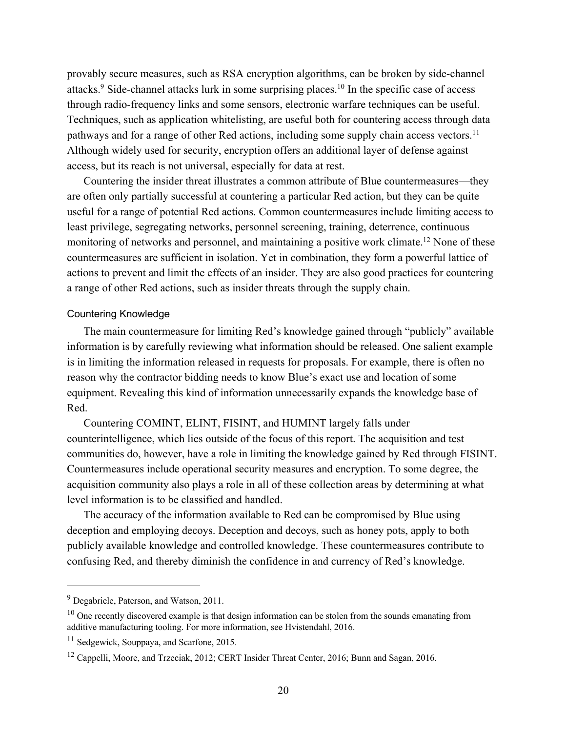provably secure measures, such as RSA encryption algorithms, can be broken by side-channel attacks.[9] Side-channel attacks lurk in some surprising places.[10] In the specific case of access through radio-frequency links and some sensors, electronic warfare techniques can be useful. Techniques, such as application whitelisting, are useful both for countering access through data pathways and for a range of other Red actions, including some supply chain access vectors.[11] Although widely used for security, encryption offers an additional layer of defense against access, but its reach is not universal, especially for data at rest.

Countering the insider threat illustrates a common attribute of Blue countermeasures—they are often only partially successful at countering a particular Red action, but they can be quite useful for a range of potential Red actions. Common countermeasures include limiting access to least privilege, segregating networks, personnel screening, training, deterrence, continuous monitoring of networks and personnel, and maintaining a positive work climate.[12] None of these countermeasures are sufficient in isolation. Yet in combination, they form a powerful lattice of actions to prevent and limit the effects of an insider. They are also good practices for countering a range of other Red actions, such as insider threats through the supply chain.

### Countering Knowledge

The main countermeasure for limiting Red's knowledge gained through "publicly" available information is by carefully reviewing what information should be released. One salient example is in limiting the information released in requests for proposals. For example, there is often no reason why the contractor bidding needs to know Blue's exact use and location of some equipment. Revealing this kind of information unnecessarily expands the knowledge base of Red.

Countering COMINT, ELINT, FISINT, and HUMINT largely falls under counterintelligence, which lies outside of the focus of this report. The acquisition and test communities do, however, have a role in limiting the knowledge gained by Red through FISINT. Countermeasures include operational security measures and encryption. To some degree, the acquisition community also plays a role in all of these collection areas by determining at what level information is to be classified and handled.

The accuracy of the information available to Red can be compromised by Blue using deception and employing decoys. Deception and decoys, such as honey pots, apply to both publicly available knowledge and controlled knowledge. These countermeasures contribute to confusing Red, and thereby diminish the confidence in and currency of Red's knowledge.

---

[9] Degabriele, Paterson, and Watson, 2011.

[10] One recently discovered example is that design information can be stolen from the sounds emanating from additive manufacturing tooling. For more information, see Hvistendahl, 2016.

[11] Sedgewick, Souppaya, and Scarfone, 2015.

[12] Cappelli, Moore, and Trzeciak, 2012; CERT Insider Threat Center, 2016; Bunn and Sagan, 2016.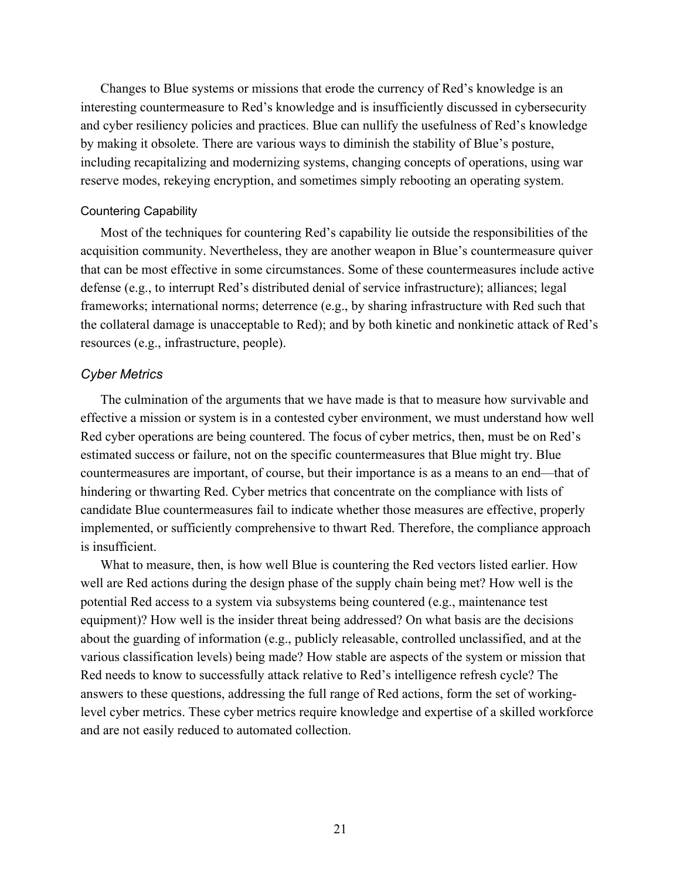Changes to Blue systems or missions that erode the currency of Red's knowledge is an interesting countermeasure to Red's knowledge and is insufficiently discussed in cybersecurity and cyber resiliency policies and practices. Blue can nullify the usefulness of Red's knowledge by making it obsolete. There are various ways to diminish the stability of Blue's posture, including recapitalizing and modernizing systems, changing concepts of operations, using war reserve modes, rekeying encryption, and sometimes simply rebooting an operating system.

#### Countering Capability

Most of the techniques for countering Red's capability lie outside the responsibilities of the acquisition community. Nevertheless, they are another weapon in Blue's countermeasure quiver that can be most effective in some circumstances. Some of these countermeasures include active defense (e.g., to interrupt Red's distributed denial of service infrastructure); alliances; legal frameworks; international norms; deterrence (e.g., by sharing infrastructure with Red such that the collateral damage is unacceptable to Red); and by both kinetic and nonkinetic attack of Red's resources (e.g., infrastructure, people).

### *Cyber Metrics*

The culmination of the arguments that we have made is that to measure how survivable and effective a mission or system is in a contested cyber environment, we must understand how well Red cyber operations are being countered. The focus of cyber metrics, then, must be on Red's estimated success or failure, not on the specific countermeasures that Blue might try. Blue countermeasures are important, of course, but their importance is as a means to an end—that of hindering or thwarting Red. Cyber metrics that concentrate on the compliance with lists of candidate Blue countermeasures fail to indicate whether those measures are effective, properly implemented, or sufficiently comprehensive to thwart Red. Therefore, the compliance approach is insufficient.

What to measure, then, is how well Blue is countering the Red vectors listed earlier. How well are Red actions during the design phase of the supply chain being met? How well is the potential Red access to a system via subsystems being countered (e.g., maintenance test equipment)? How well is the insider threat being addressed? On what basis are the decisions about the guarding of information (e.g., publicly releasable, controlled unclassified, and at the various classification levels) being made? How stable are aspects of the system or mission that Red needs to know to successfully attack relative to Red's intelligence refresh cycle? The answers to these questions, addressing the full range of Red actions, form the set of working-level cyber metrics. These cyber metrics require knowledge and expertise of a skilled workforce and are not easily reduced to automated collection.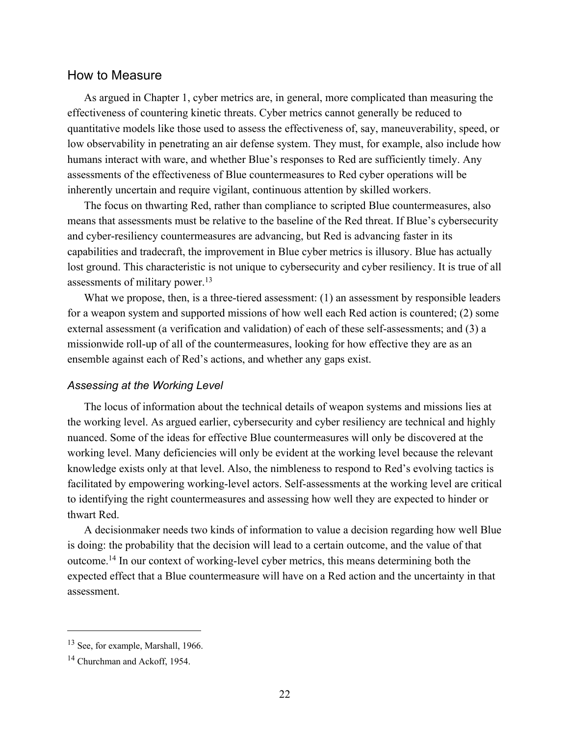## How to Measure

As argued in Chapter 1, cyber metrics are, in general, more complicated than measuring the effectiveness of countering kinetic threats. Cyber metrics cannot generally be reduced to quantitative models like those used to assess the effectiveness of, say, maneuverability, speed, or low observability in penetrating an air defense system. They must, for example, also include how humans interact with ware, and whether Blue's responses to Red are sufficiently timely. Any assessments of the effectiveness of Blue countermeasures to Red cyber operations will be inherently uncertain and require vigilant, continuous attention by skilled workers.

The focus on thwarting Red, rather than compliance to scripted Blue countermeasures, also means that assessments must be relative to the baseline of the Red threat. If Blue's cybersecurity and cyber-resiliency countermeasures are advancing, but Red is advancing faster in its capabilities and tradecraft, the improvement in Blue cyber metrics is illusory. Blue has actually lost ground. This characteristic is not unique to cybersecurity and cyber resiliency. It is true of all assessments of military power.[13]

What we propose, then, is a three-tiered assessment: (1) an assessment by responsible leaders for a weapon system and supported missions of how well each Red action is countered; (2) some external assessment (a verification and validation) of each of these self-assessments; and (3) a missionwide roll-up of all of the countermeasures, looking for how effective they are as an ensemble against each of Red's actions, and whether any gaps exist.

### *Assessing at the Working Level*

The locus of information about the technical details of weapon systems and missions lies at the working level. As argued earlier, cybersecurity and cyber resiliency are technical and highly nuanced. Some of the ideas for effective Blue countermeasures will only be discovered at the working level. Many deficiencies will only be evident at the working level because the relevant knowledge exists only at that level. Also, the nimbleness to respond to Red's evolving tactics is facilitated by empowering working-level actors. Self-assessments at the working level are critical to identifying the right countermeasures and assessing how well they are expected to hinder or thwart Red.

A decisionmaker needs two kinds of information to value a decision regarding how well Blue is doing: the probability that the decision will lead to a certain outcome, and the value of that outcome.[14] In our context of working-level cyber metrics, this means determining both the expected effect that a Blue countermeasure will have on a Red action and the uncertainty in that assessment.

---

[13] See, for example, Marshall, 1966.

[14] Churchman and Ackoff, 1954.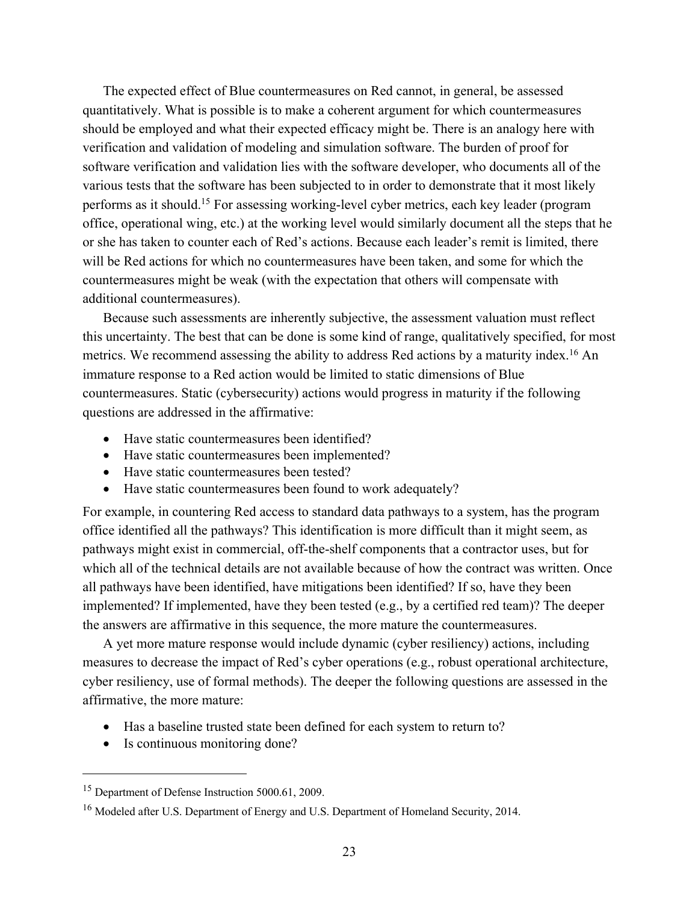The expected effect of Blue countermeasures on Red cannot, in general, be assessed quantitatively. What is possible is to make a coherent argument for which countermeasures should be employed and what their expected efficacy might be. There is an analogy here with verification and validation of modeling and simulation software. The burden of proof for software verification and validation lies with the software developer, who documents all of the various tests that the software has been subjected to in order to demonstrate that it most likely performs as it should.[15] For assessing working-level cyber metrics, each key leader (program office, operational wing, etc.) at the working level would similarly document all the steps that he or she has taken to counter each of Red's actions. Because each leader's remit is limited, there will be Red actions for which no countermeasures have been taken, and some for which the countermeasures might be weak (with the expectation that others will compensate with additional countermeasures).

Because such assessments are inherently subjective, the assessment valuation must reflect this uncertainty. The best that can be done is some kind of range, qualitatively specified, for most metrics. We recommend assessing the ability to address Red actions by a maturity index.[16] An immature response to a Red action would be limited to static dimensions of Blue countermeasures. Static (cybersecurity) actions would progress in maturity if the following questions are addressed in the affirmative:

- Have static countermeasures been identified?
- Have static countermeasures been implemented?
- Have static countermeasures been tested?
- Have static countermeasures been found to work adequately?

For example, in countering Red access to standard data pathways to a system, has the program office identified all the pathways? This identification is more difficult than it might seem, as pathways might exist in commercial, off-the-shelf components that a contractor uses, but for which all of the technical details are not available because of how the contract was written. Once all pathways have been identified, have mitigations been identified? If so, have they been implemented? If implemented, have they been tested (e.g., by a certified red team)? The deeper the answers are affirmative in this sequence, the more mature the countermeasures.

A yet more mature response would include dynamic (cyber resiliency) actions, including measures to decrease the impact of Red's cyber operations (e.g., robust operational architecture, cyber resiliency, use of formal methods). The deeper the following questions are assessed in the affirmative, the more mature:

- Has a baseline trusted state been defined for each system to return to?
- Is continuous monitoring done?

---

[15] Department of Defense Instruction 5000.61, 2009.

[16] Modeled after U.S. Department of Energy and U.S. Department of Homeland Security, 2014.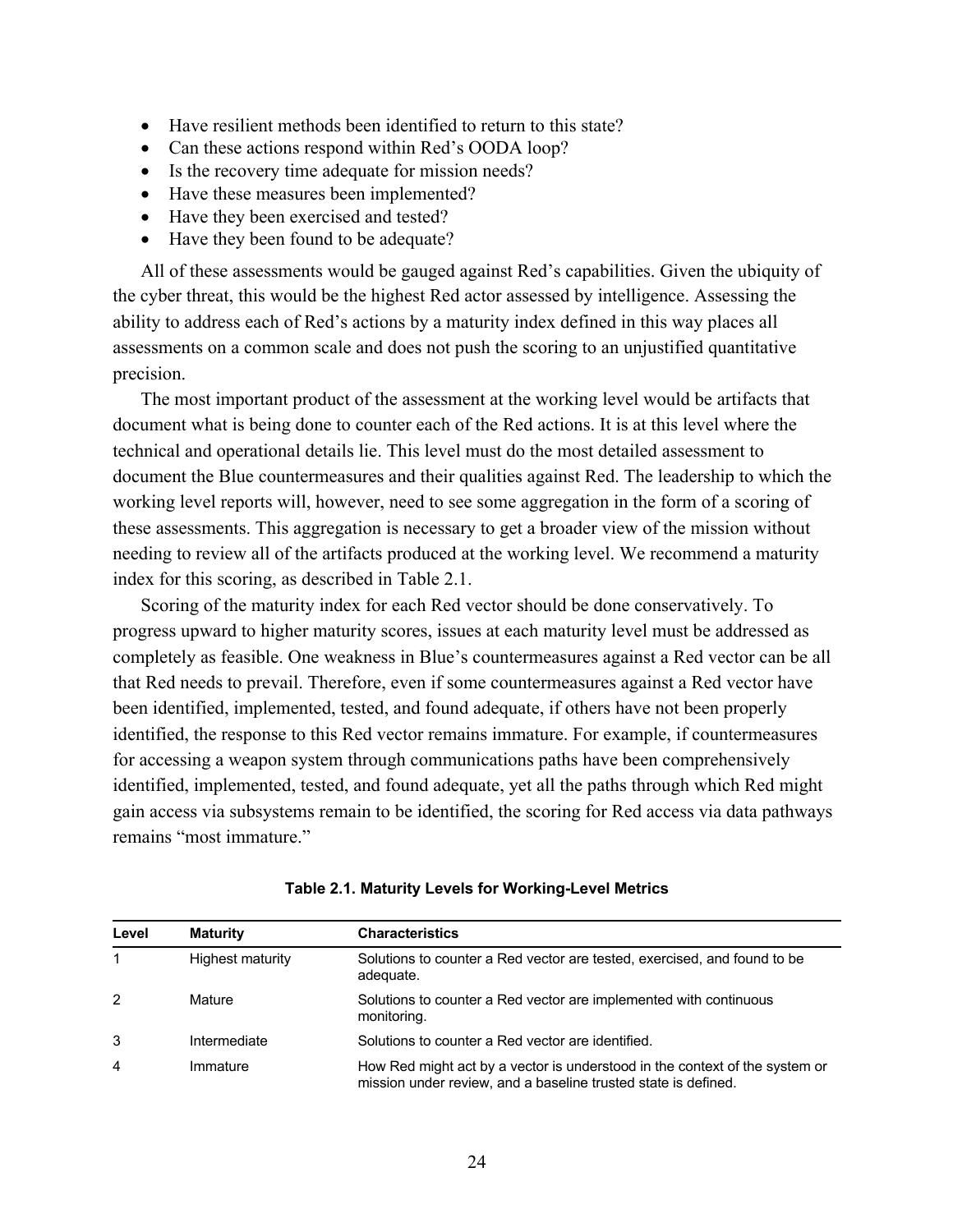- Have resilient methods been identified to return to this state?
- Can these actions respond within Red's OODA loop?
- Is the recovery time adequate for mission needs?
- Have these measures been implemented?
- Have they been exercised and tested?
- Have they been found to be adequate?

All of these assessments would be gauged against Red's capabilities. Given the ubiquity of the cyber threat, this would be the highest Red actor assessed by intelligence. Assessing the ability to address each of Red's actions by a maturity index defined in this way places all assessments on a common scale and does not push the scoring to an unjustified quantitative precision.

The most important product of the assessment at the working level would be artifacts that document what is being done to counter each of the Red actions. It is at this level where the technical and operational details lie. This level must do the most detailed assessment to document the Blue countermeasures and their qualities against Red. The leadership to which the working level reports will, however, need to see some aggregation in the form of a scoring of these assessments. This aggregation is necessary to get a broader view of the mission without needing to review all of the artifacts produced at the working level. We recommend a maturity index for this scoring, as described in Table 2.1.

Scoring of the maturity index for each Red vector should be done conservatively. To progress upward to higher maturity scores, issues at each maturity level must be addressed as completely as feasible. One weakness in Blue's countermeasures against a Red vector can be all that Red needs to prevail. Therefore, even if some countermeasures against a Red vector have been identified, implemented, tested, and found adequate, if others have not been properly identified, the response to this Red vector remains immature. For example, if countermeasures for accessing a weapon system through communications paths have been comprehensively identified, implemented, tested, and found adequate, yet all the paths through which Red might gain access via subsystems remain to be identified, the scoring for Red access via data pathways remains "most immature."

**Table 2.1. Maturity Levels for Working-Level Metrics**

| Level | Maturity | Characteristics |
|---|---|---|
| 1 | Highest maturity | Solutions to counter a Red vector are tested, exercised, and found to be adequate. |
| 2 | Mature | Solutions to counter a Red vector are implemented with continuous monitoring. |
| 3 | Intermediate | Solutions to counter a Red vector are identified. |
| 4 | Immature | How Red might act by a vector is understood in the context of the system or mission under review, and a baseline trusted state is defined. |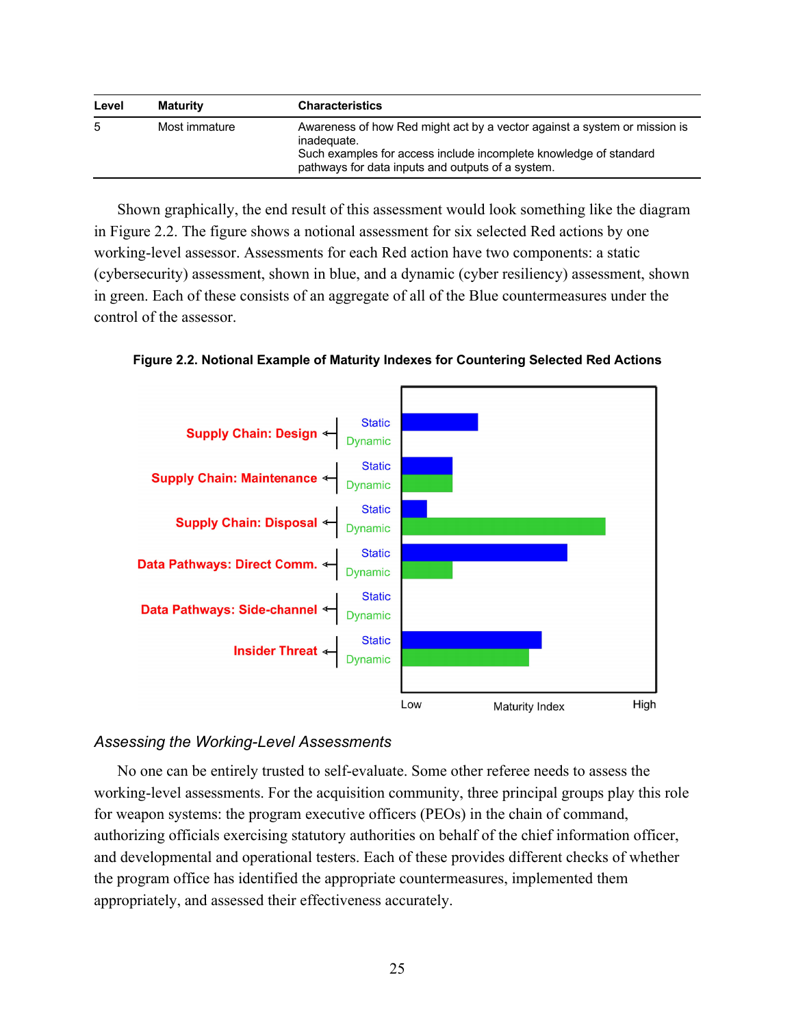| Level | Maturity | Characteristics |
|---|---|---|
| 5 | Most immature | Awareness of how Red might act by a vector against a system or mission is inadequate.<br>Such examples for access include incomplete knowledge of standard pathways for data inputs and outputs of a system. |

Shown graphically, the end result of this assessment would look something like the diagram in Figure 2.2. The figure shows a notional assessment for six selected Red actions by one working-level assessor. Assessments for each Red action have two components: a static (cybersecurity) assessment, shown in blue, and a dynamic (cyber resiliency) assessment, shown in green. Each of these consists of an aggregate of all of the Blue countermeasures under the control of the assessor.

**Figure 2.2. Notional Example of Maturity Indexes for Countering Selected Red Actions**

### *Assessing the Working-Level Assessments*

No one can be entirely trusted to self-evaluate. Some other referee needs to assess the working-level assessments. For the acquisition community, three principal groups play this role for weapon systems: the program executive officers (PEOs) in the chain of command, authorizing officials exercising statutory authorities on behalf of the chief information officer, and developmental and operational testers. Each of these provides different checks of whether the program office has identified the appropriate countermeasures, implemented them appropriately, and assessed their effectiveness accurately.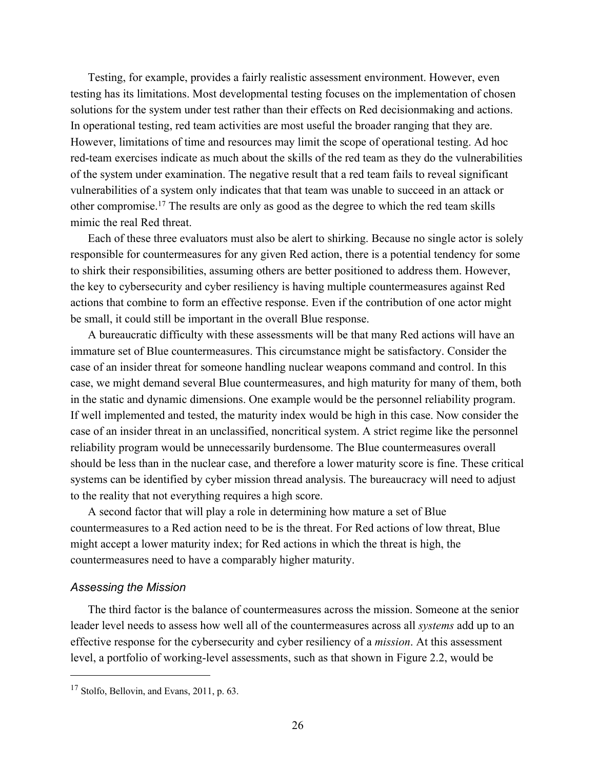Testing, for example, provides a fairly realistic assessment environment. However, even testing has its limitations. Most developmental testing focuses on the implementation of chosen solutions for the system under test rather than their effects on Red decisionmaking and actions. In operational testing, red team activities are most useful the broader ranging that they are. However, limitations of time and resources may limit the scope of operational testing. Ad hoc red-team exercises indicate as much about the skills of the red team as they do the vulnerabilities of the system under examination. The negative result that a red team fails to reveal significant vulnerabilities of a system only indicates that that team was unable to succeed in an attack or other compromise.[17] The results are only as good as the degree to which the red team skills mimic the real Red threat.

Each of these three evaluators must also be alert to shirking. Because no single actor is solely responsible for countermeasures for any given Red action, there is a potential tendency for some to shirk their responsibilities, assuming others are better positioned to address them. However, the key to cybersecurity and cyber resiliency is having multiple countermeasures against Red actions that combine to form an effective response. Even if the contribution of one actor might be small, it could still be important in the overall Blue response.

A bureaucratic difficulty with these assessments will be that many Red actions will have an immature set of Blue countermeasures. This circumstance might be satisfactory. Consider the case of an insider threat for someone handling nuclear weapons command and control. In this case, we might demand several Blue countermeasures, and high maturity for many of them, both in the static and dynamic dimensions. One example would be the personnel reliability program. If well implemented and tested, the maturity index would be high in this case. Now consider the case of an insider threat in an unclassified, noncritical system. A strict regime like the personnel reliability program would be unnecessarily burdensome. The Blue countermeasures overall should be less than in the nuclear case, and therefore a lower maturity score is fine. These critical systems can be identified by cyber mission thread analysis. The bureaucracy will need to adjust to the reality that not everything requires a high score.

A second factor that will play a role in determining how mature a set of Blue countermeasures to a Red action need to be is the threat. For Red actions of low threat, Blue might accept a lower maturity index; for Red actions in which the threat is high, the countermeasures need to have a comparably higher maturity.

### *Assessing the Mission*

The third factor is the balance of countermeasures across the mission. Someone at the senior leader level needs to assess how well all of the countermeasures across all *systems* add up to an effective response for the cybersecurity and cyber resiliency of a *mission*. At this assessment level, a portfolio of working-level assessments, such as that shown in Figure 2.2, would be

---

[17] Stolfo, Bellovin, and Evans, 2011, p. 63.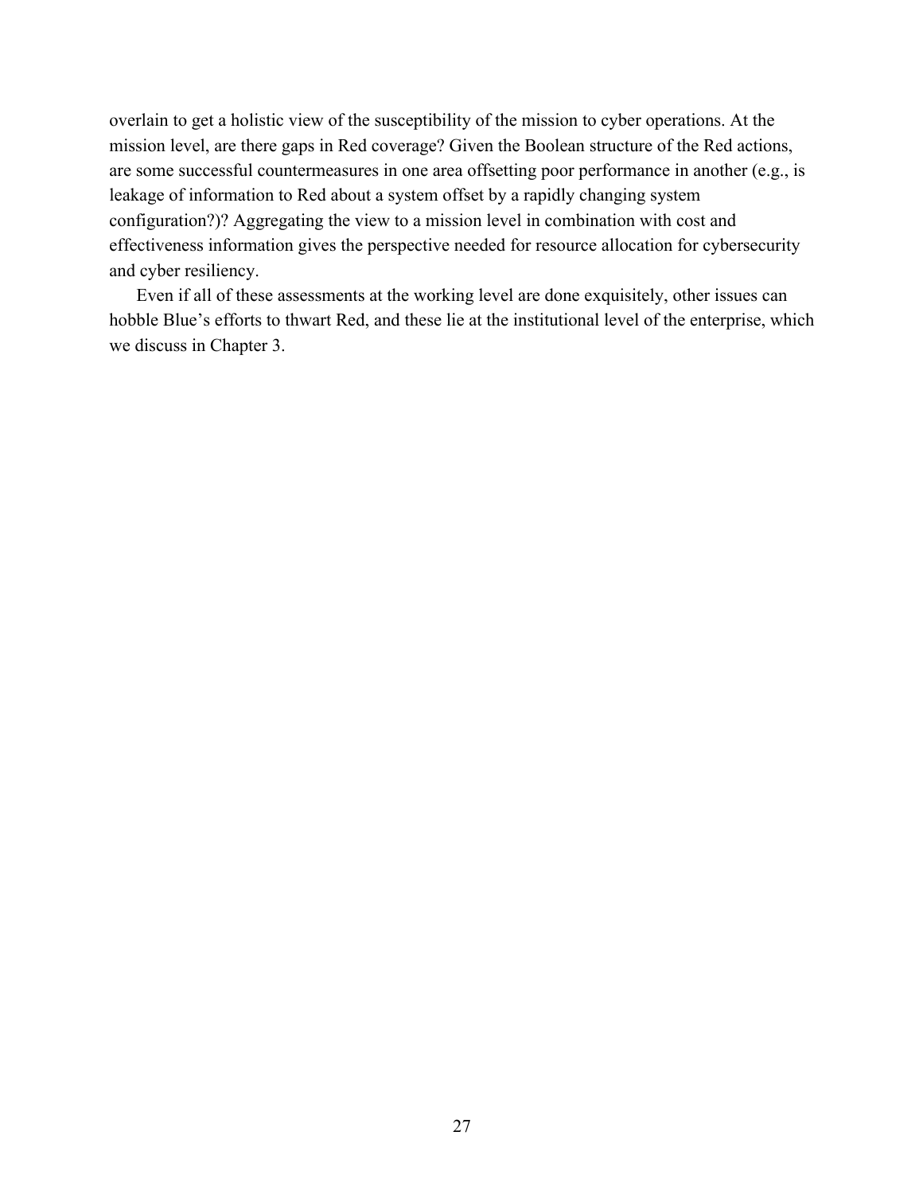overlain to get a holistic view of the susceptibility of the mission to cyber operations. At the mission level, are there gaps in Red coverage? Given the Boolean structure of the Red actions, are some successful countermeasures in one area offsetting poor performance in another (e.g., is leakage of information to Red about a system offset by a rapidly changing system configuration?)? Aggregating the view to a mission level in combination with cost and effectiveness information gives the perspective needed for resource allocation for cybersecurity and cyber resiliency.

Even if all of these assessments at the working level are done exquisitely, other issues can hobble Blue's efforts to thwart Red, and these lie at the institutional level of the enterprise, which we discuss in Chapter 3.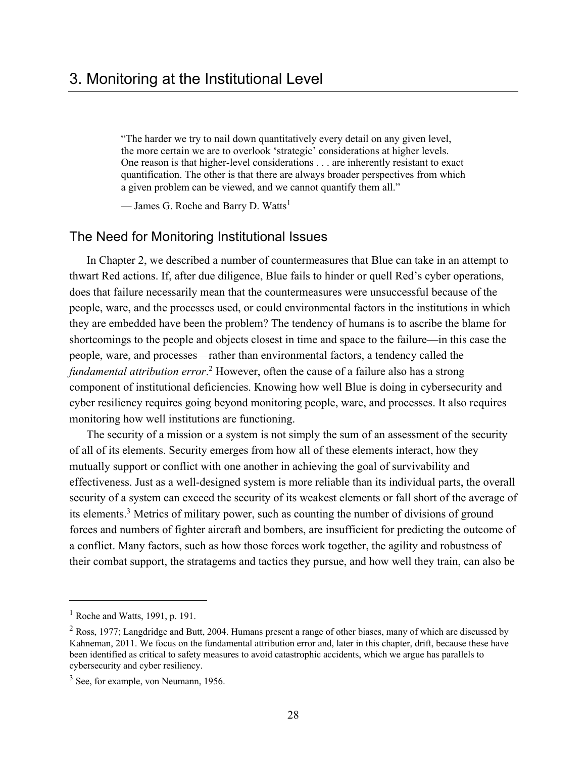# 3. Monitoring at the Institutional Level

> "The harder we try to nail down quantitatively every detail on any given level, the more certain we are to overlook 'strategic' considerations at higher levels. One reason is that higher-level considerations . . . are inherently resistant to exact quantification. The other is that there are always broader perspectives from which a given problem can be viewed, and we cannot quantify them all."
>
> — James G. Roche and Barry D. Watts[1]

## The Need for Monitoring Institutional Issues

In Chapter 2, we described a number of countermeasures that Blue can take in an attempt to thwart Red actions. If, after due diligence, Blue fails to hinder or quell Red's cyber operations, does that failure necessarily mean that the countermeasures were unsuccessful because of the people, ware, and the processes used, or could environmental factors in the institutions in which they are embedded have been the problem? The tendency of humans is to ascribe the blame for shortcomings to the people and objects closest in time and space to the failure—in this case the people, ware, and processes—rather than environmental factors, a tendency called the *fundamental attribution error*.[2] However, often the cause of a failure also has a strong component of institutional deficiencies. Knowing how well Blue is doing in cybersecurity and cyber resiliency requires going beyond monitoring people, ware, and processes. It also requires monitoring how well institutions are functioning.

The security of a mission or a system is not simply the sum of an assessment of the security of all of its elements. Security emerges from how all of these elements interact, how they mutually support or conflict with one another in achieving the goal of survivability and effectiveness. Just as a well-designed system is more reliable than its individual parts, the overall security of a system can exceed the security of its weakest elements or fall short of the average of its elements.[3] Metrics of military power, such as counting the number of divisions of ground forces and numbers of fighter aircraft and bombers, are insufficient for predicting the outcome of a conflict. Many factors, such as how those forces work together, the agility and robustness of their combat support, the stratagems and tactics they pursue, and how well they train, can also be

---

[1] Roche and Watts, 1991, p. 191.

[2] Ross, 1977; Langdridge and Butt, 2004. Humans present a range of other biases, many of which are discussed by Kahneman, 2011. We focus on the fundamental attribution error and, later in this chapter, drift, because these have been identified as critical to safety measures to avoid catastrophic accidents, which we argue has parallels to cybersecurity and cyber resiliency.

[3] See, for example, von Neumann, 1956.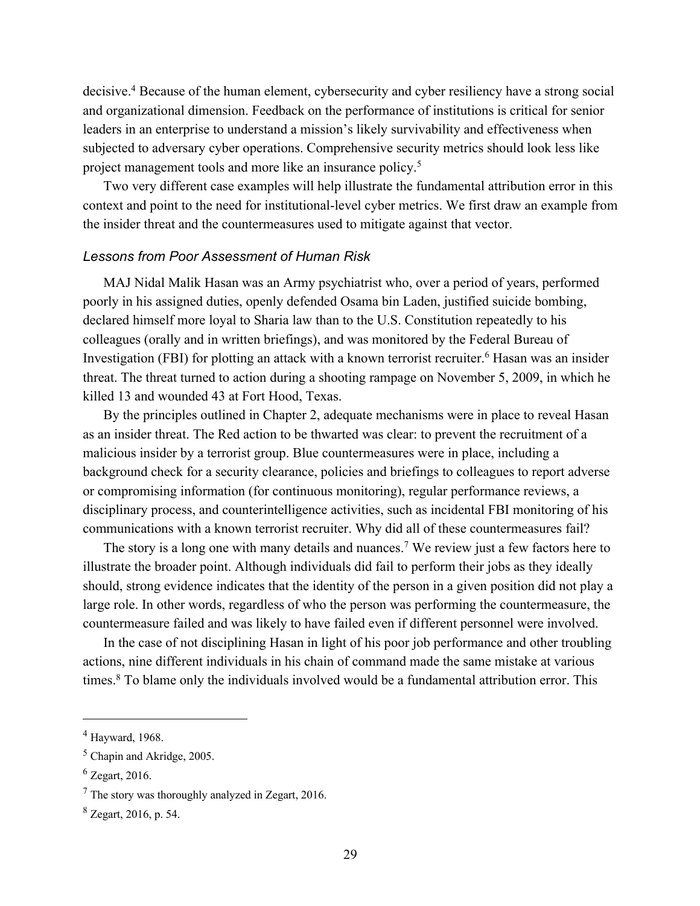decisive.[4] Because of the human element, cybersecurity and cyber resiliency have a strong social and organizational dimension. Feedback on the performance of institutions is critical for senior leaders in an enterprise to understand a mission's likely survivability and effectiveness when subjected to adversary cyber operations. Comprehensive security metrics should look less like project management tools and more like an insurance policy.[5]

Two very different case examples will help illustrate the fundamental attribution error in this context and point to the need for institutional-level cyber metrics. We first draw an example from the insider threat and the countermeasures used to mitigate against that vector.

### *Lessons from Poor Assessment of Human Risk*

MAJ Nidal Malik Hasan was an Army psychiatrist who, over a period of years, performed poorly in his assigned duties, openly defended Osama bin Laden, justified suicide bombing, declared himself more loyal to Sharia law than to the U.S. Constitution repeatedly to his colleagues (orally and in written briefings), and was monitored by the Federal Bureau of Investigation (FBI) for plotting an attack with a known terrorist recruiter.[6] Hasan was an insider threat. The threat turned to action during a shooting rampage on November 5, 2009, in which he killed 13 and wounded 43 at Fort Hood, Texas.

By the principles outlined in Chapter 2, adequate mechanisms were in place to reveal Hasan as an insider threat. The Red action to be thwarted was clear: to prevent the recruitment of a malicious insider by a terrorist group. Blue countermeasures were in place, including a background check for a security clearance, policies and briefings to colleagues to report adverse or compromising information (for continuous monitoring), regular performance reviews, a disciplinary process, and counterintelligence activities, such as incidental FBI monitoring of his communications with a known terrorist recruiter. Why did all of these countermeasures fail?

The story is a long one with many details and nuances.[7] We review just a few factors here to illustrate the broader point. Although individuals did fail to perform their jobs as they ideally should, strong evidence indicates that the identity of the person in a given position did not play a large role. In other words, regardless of who the person was performing the countermeasure, the countermeasure failed and was likely to have failed even if different personnel were involved.

In the case of not disciplining Hasan in light of his poor job performance and other troubling actions, nine different individuals in his chain of command made the same mistake at various times.[8] To blame only the individuals involved would be a fundamental attribution error. This

---

[4] Hayward, 1968.

[5] Chapin and Akridge, 2005.

[6] Zegart, 2016.

[7] The story was thoroughly analyzed in Zegart, 2016.

[8] Zegart, 2016, p. 54.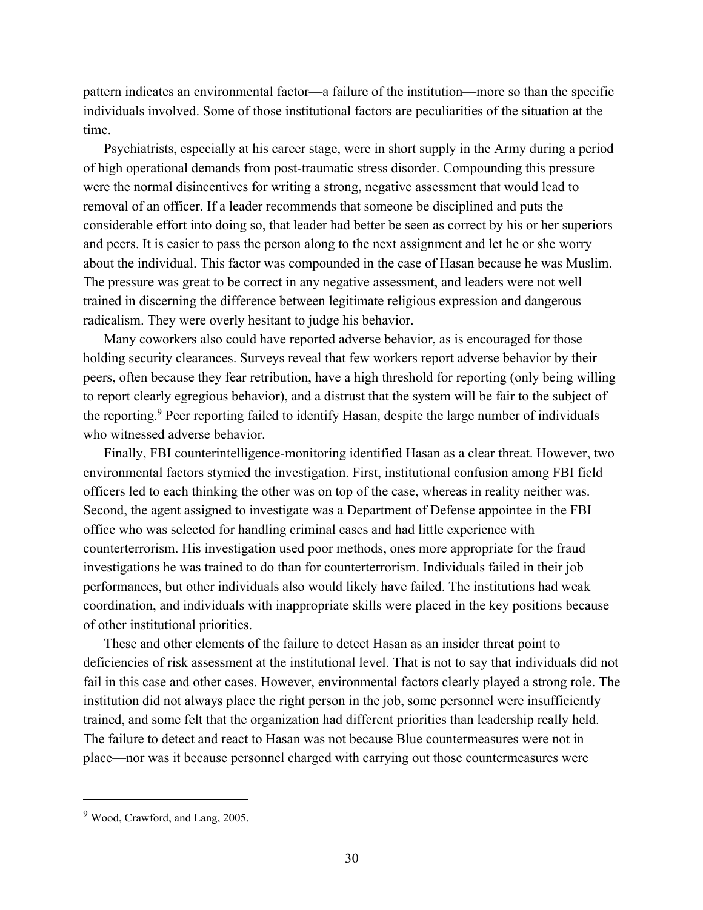pattern indicates an environmental factor—a failure of the institution—more so than the specific individuals involved. Some of those institutional factors are peculiarities of the situation at the time.

Psychiatrists, especially at his career stage, were in short supply in the Army during a period of high operational demands from post-traumatic stress disorder. Compounding this pressure were the normal disincentives for writing a strong, negative assessment that would lead to removal of an officer. If a leader recommends that someone be disciplined and puts the considerable effort into doing so, that leader had better be seen as correct by his or her superiors and peers. It is easier to pass the person along to the next assignment and let he or she worry about the individual. This factor was compounded in the case of Hasan because he was Muslim. The pressure was great to be correct in any negative assessment, and leaders were not well trained in discerning the difference between legitimate religious expression and dangerous radicalism. They were overly hesitant to judge his behavior.

Many coworkers also could have reported adverse behavior, as is encouraged for those holding security clearances. Surveys reveal that few workers report adverse behavior by their peers, often because they fear retribution, have a high threshold for reporting (only being willing to report clearly egregious behavior), and a distrust that the system will be fair to the subject of the reporting.[9] Peer reporting failed to identify Hasan, despite the large number of individuals who witnessed adverse behavior.

Finally, FBI counterintelligence-monitoring identified Hasan as a clear threat. However, two environmental factors stymied the investigation. First, institutional confusion among FBI field officers led to each thinking the other was on top of the case, whereas in reality neither was. Second, the agent assigned to investigate was a Department of Defense appointee in the FBI office who was selected for handling criminal cases and had little experience with counterterrorism. His investigation used poor methods, ones more appropriate for the fraud investigations he was trained to do than for counterterrorism. Individuals failed in their job performances, but other individuals also would likely have failed. The institutions had weak coordination, and individuals with inappropriate skills were placed in the key positions because of other institutional priorities.

These and other elements of the failure to detect Hasan as an insider threat point to deficiencies of risk assessment at the institutional level. That is not to say that individuals did not fail in this case and other cases. However, environmental factors clearly played a strong role. The institution did not always place the right person in the job, some personnel were insufficiently trained, and some felt that the organization had different priorities than leadership really held. The failure to detect and react to Hasan was not because Blue countermeasures were not in place—nor was it because personnel charged with carrying out those countermeasures were

[9] Wood, Crawford, and Lang, 2005.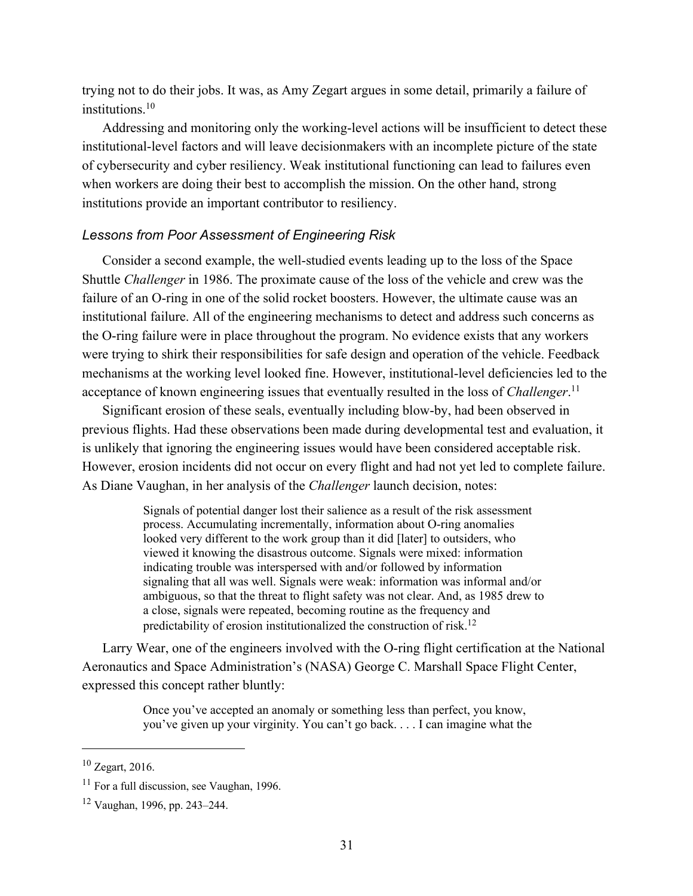trying not to do their jobs. It was, as Amy Zegart argues in some detail, primarily a failure of institutions.[10]

Addressing and monitoring only the working-level actions will be insufficient to detect these institutional-level factors and will leave decisionmakers with an incomplete picture of the state of cybersecurity and cyber resiliency. Weak institutional functioning can lead to failures even when workers are doing their best to accomplish the mission. On the other hand, strong institutions provide an important contributor to resiliency.

### *Lessons from Poor Assessment of Engineering Risk*

Consider a second example, the well-studied events leading up to the loss of the Space Shuttle *Challenger* in 1986. The proximate cause of the loss of the vehicle and crew was the failure of an O-ring in one of the solid rocket boosters. However, the ultimate cause was an institutional failure. All of the engineering mechanisms to detect and address such concerns as the O-ring failure were in place throughout the program. No evidence exists that any workers were trying to shirk their responsibilities for safe design and operation of the vehicle. Feedback mechanisms at the working level looked fine. However, institutional-level deficiencies led to the acceptance of known engineering issues that eventually resulted in the loss of *Challenger*.[11]

Significant erosion of these seals, eventually including blow-by, had been observed in previous flights. Had these observations been made during developmental test and evaluation, it is unlikely that ignoring the engineering issues would have been considered acceptable risk. However, erosion incidents did not occur on every flight and had not yet led to complete failure. As Diane Vaughan, in her analysis of the *Challenger* launch decision, notes:

> Signals of potential danger lost their salience as a result of the risk assessment process. Accumulating incrementally, information about O-ring anomalies looked very different to the work group than it did [later] to outsiders, who viewed it knowing the disastrous outcome. Signals were mixed: information indicating trouble was interspersed with and/or followed by information signaling that all was well. Signals were weak: information was informal and/or ambiguous, so that the threat to flight safety was not clear. And, as 1985 drew to a close, signals were repeated, becoming routine as the frequency and predictability of erosion institutionalized the construction of risk.[12]

Larry Wear, one of the engineers involved with the O-ring flight certification at the National Aeronautics and Space Administration's (NASA) George C. Marshall Space Flight Center, expressed this concept rather bluntly:

> Once you've accepted an anomaly or something less than perfect, you know, you've given up your virginity. You can't go back. . . . I can imagine what the

---

[10] Zegart, 2016.

[11] For a full discussion, see Vaughan, 1996.

[12] Vaughan, 1996, pp. 243–244.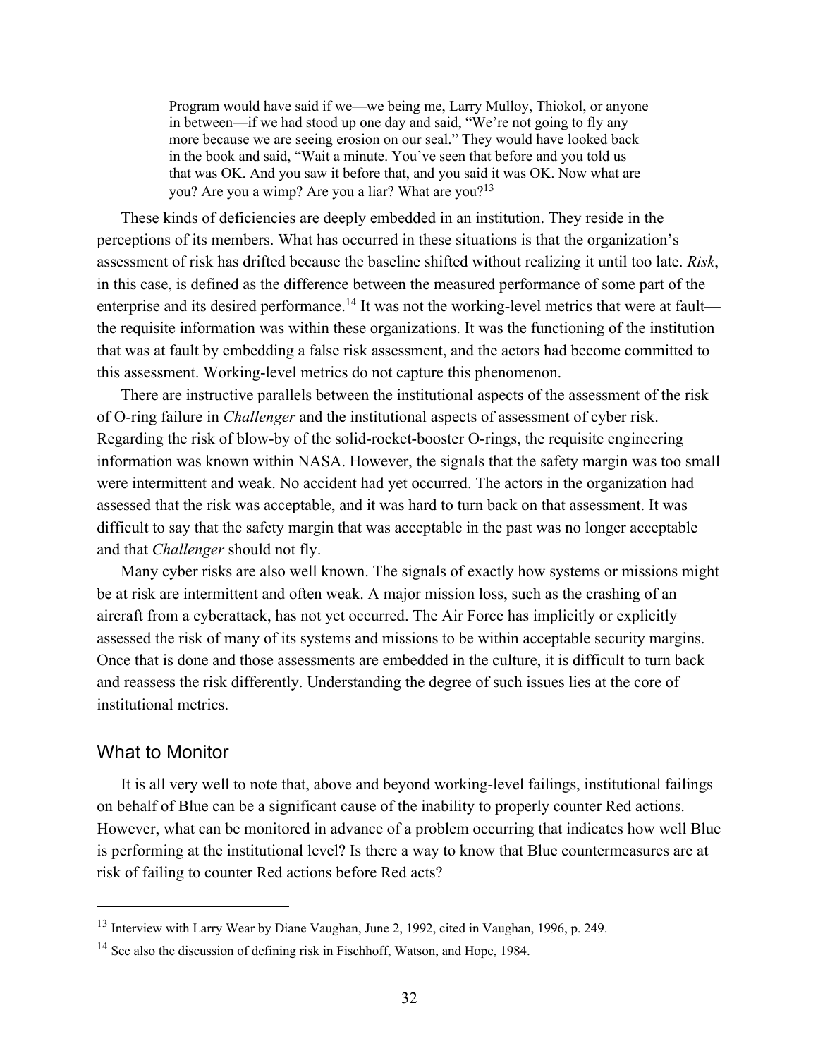> Program would have said if we—we being me, Larry Mulloy, Thiokol, or anyone in between—if we had stood up one day and said, "We're not going to fly any more because we are seeing erosion on our seal." They would have looked back in the book and said, "Wait a minute. You've seen that before and you told us that was OK. And you saw it before that, and you said it was OK. Now what are you? Are you a wimp? Are you a liar? What are you?[13]

These kinds of deficiencies are deeply embedded in an institution. They reside in the perceptions of its members. What has occurred in these situations is that the organization's assessment of risk has drifted because the baseline shifted without realizing it until too late. *Risk*, in this case, is defined as the difference between the measured performance of some part of the enterprise and its desired performance.[14] It was not the working-level metrics that were at fault—the requisite information was within these organizations. It was the functioning of the institution that was at fault by embedding a false risk assessment, and the actors had become committed to this assessment. Working-level metrics do not capture this phenomenon.

There are instructive parallels between the institutional aspects of the assessment of the risk of O-ring failure in *Challenger* and the institutional aspects of assessment of cyber risk. Regarding the risk of blow-by of the solid-rocket-booster O-rings, the requisite engineering information was known within NASA. However, the signals that the safety margin was too small were intermittent and weak. No accident had yet occurred. The actors in the organization had assessed that the risk was acceptable, and it was hard to turn back on that assessment. It was difficult to say that the safety margin that was acceptable in the past was no longer acceptable and that *Challenger* should not fly.

Many cyber risks are also well known. The signals of exactly how systems or missions might be at risk are intermittent and often weak. A major mission loss, such as the crashing of an aircraft from a cyberattack, has not yet occurred. The Air Force has implicitly or explicitly assessed the risk of many of its systems and missions to be within acceptable security margins. Once that is done and those assessments are embedded in the culture, it is difficult to turn back and reassess the risk differently. Understanding the degree of such issues lies at the core of institutional metrics.

## What to Monitor

It is all very well to note that, above and beyond working-level failings, institutional failings on behalf of Blue can be a significant cause of the inability to properly counter Red actions. However, what can be monitored in advance of a problem occurring that indicates how well Blue is performing at the institutional level? Is there a way to know that Blue countermeasures are at risk of failing to counter Red actions before Red acts?

---

[13] Interview with Larry Wear by Diane Vaughan, June 2, 1992, cited in Vaughan, 1996, p. 249.

[14] See also the discussion of defining risk in Fischhoff, Watson, and Hope, 1984.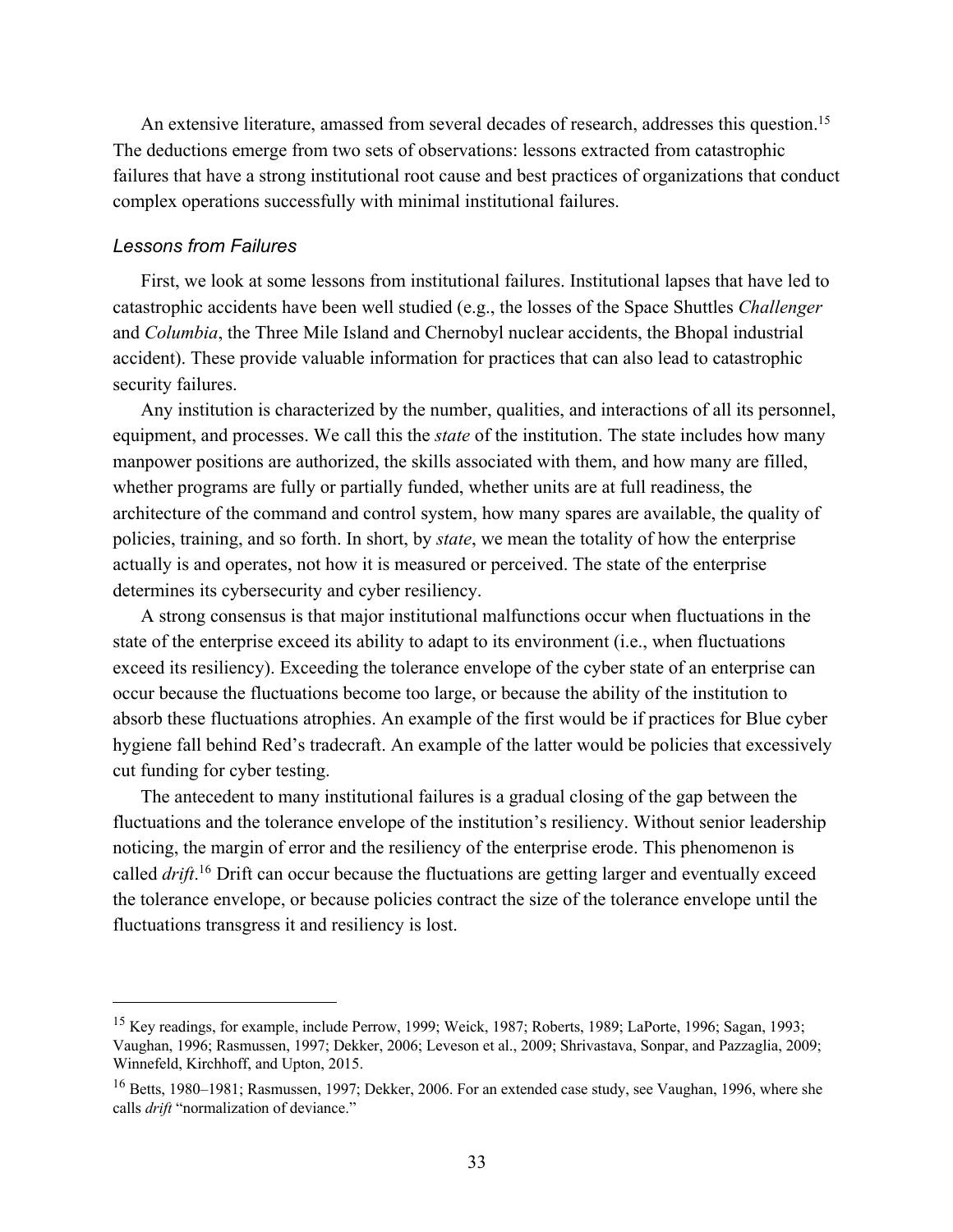An extensive literature, amassed from several decades of research, addresses this question.[15] The deductions emerge from two sets of observations: lessons extracted from catastrophic failures that have a strong institutional root cause and best practices of organizations that conduct complex operations successfully with minimal institutional failures.

### *Lessons from Failures*

First, we look at some lessons from institutional failures. Institutional lapses that have led to catastrophic accidents have been well studied (e.g., the losses of the Space Shuttles *Challenger* and *Columbia*, the Three Mile Island and Chernobyl nuclear accidents, the Bhopal industrial accident). These provide valuable information for practices that can also lead to catastrophic security failures.

Any institution is characterized by the number, qualities, and interactions of all its personnel, equipment, and processes. We call this the *state* of the institution. The state includes how many manpower positions are authorized, the skills associated with them, and how many are filled, whether programs are fully or partially funded, whether units are at full readiness, the architecture of the command and control system, how many spares are available, the quality of policies, training, and so forth. In short, by *state*, we mean the totality of how the enterprise actually is and operates, not how it is measured or perceived. The state of the enterprise determines its cybersecurity and cyber resiliency.

A strong consensus is that major institutional malfunctions occur when fluctuations in the state of the enterprise exceed its ability to adapt to its environment (i.e., when fluctuations exceed its resiliency). Exceeding the tolerance envelope of the cyber state of an enterprise can occur because the fluctuations become too large, or because the ability of the institution to absorb these fluctuations atrophies. An example of the first would be if practices for Blue cyber hygiene fall behind Red's tradecraft. An example of the latter would be policies that excessively cut funding for cyber testing.

The antecedent to many institutional failures is a gradual closing of the gap between the fluctuations and the tolerance envelope of the institution's resiliency. Without senior leadership noticing, the margin of error and the resiliency of the enterprise erode. This phenomenon is called *drift*.[16] Drift can occur because the fluctuations are getting larger and eventually exceed the tolerance envelope, or because policies contract the size of the tolerance envelope until the fluctuations transgress it and resiliency is lost.

---

[15] Key readings, for example, include Perrow, 1999; Weick, 1987; Roberts, 1989; LaPorte, 1996; Sagan, 1993; Vaughan, 1996; Rasmussen, 1997; Dekker, 2006; Leveson et al., 2009; Shrivastava, Sonpar, and Pazzaglia, 2009; Winnefeld, Kirchhoff, and Upton, 2015.

[16] Betts, 1980–1981; Rasmussen, 1997; Dekker, 2006. For an extended case study, see Vaughan, 1996, where she calls *drift* "normalization of deviance."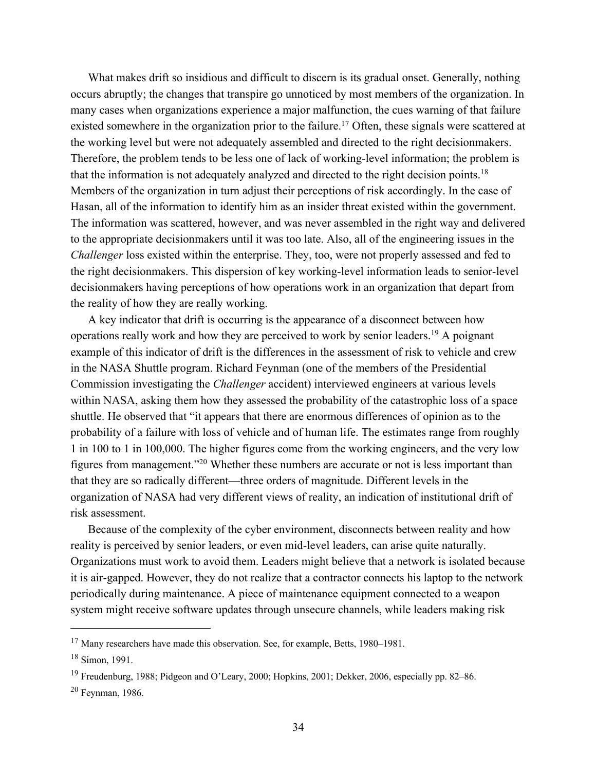What makes drift so insidious and difficult to discern is its gradual onset. Generally, nothing occurs abruptly; the changes that transpire go unnoticed by most members of the organization. In many cases when organizations experience a major malfunction, the cues warning of that failure existed somewhere in the organization prior to the failure.[17] Often, these signals were scattered at the working level but were not adequately assembled and directed to the right decisionmakers. Therefore, the problem tends to be less one of lack of working-level information; the problem is that the information is not adequately analyzed and directed to the right decision points.[18] Members of the organization in turn adjust their perceptions of risk accordingly. In the case of Hasan, all of the information to identify him as an insider threat existed within the government. The information was scattered, however, and was never assembled in the right way and delivered to the appropriate decisionmakers until it was too late. Also, all of the engineering issues in the *Challenger* loss existed within the enterprise. They, too, were not properly assessed and fed to the right decisionmakers. This dispersion of key working-level information leads to senior-level decisionmakers having perceptions of how operations work in an organization that depart from the reality of how they are really working.

A key indicator that drift is occurring is the appearance of a disconnect between how operations really work and how they are perceived to work by senior leaders.[19] A poignant example of this indicator of drift is the differences in the assessment of risk to vehicle and crew in the NASA Shuttle program. Richard Feynman (one of the members of the Presidential Commission investigating the *Challenger* accident) interviewed engineers at various levels within NASA, asking them how they assessed the probability of the catastrophic loss of a space shuttle. He observed that "it appears that there are enormous differences of opinion as to the probability of a failure with loss of vehicle and of human life. The estimates range from roughly 1 in 100 to 1 in 100,000. The higher figures come from the working engineers, and the very low figures from management."[20] Whether these numbers are accurate or not is less important than that they are so radically different—three orders of magnitude. Different levels in the organization of NASA had very different views of reality, an indication of institutional drift of risk assessment.

Because of the complexity of the cyber environment, disconnects between reality and how reality is perceived by senior leaders, or even mid-level leaders, can arise quite naturally. Organizations must work to avoid them. Leaders might believe that a network is isolated because it is air-gapped. However, they do not realize that a contractor connects his laptop to the network periodically during maintenance. A piece of maintenance equipment connected to a weapon system might receive software updates through unsecure channels, while leaders making risk

---

[17] Many researchers have made this observation. See, for example, Betts, 1980–1981.

[18] Simon, 1991.

[19] Freudenburg, 1988; Pidgeon and O'Leary, 2000; Hopkins, 2001; Dekker, 2006, especially pp. 82–86.

[20] Feynman, 1986.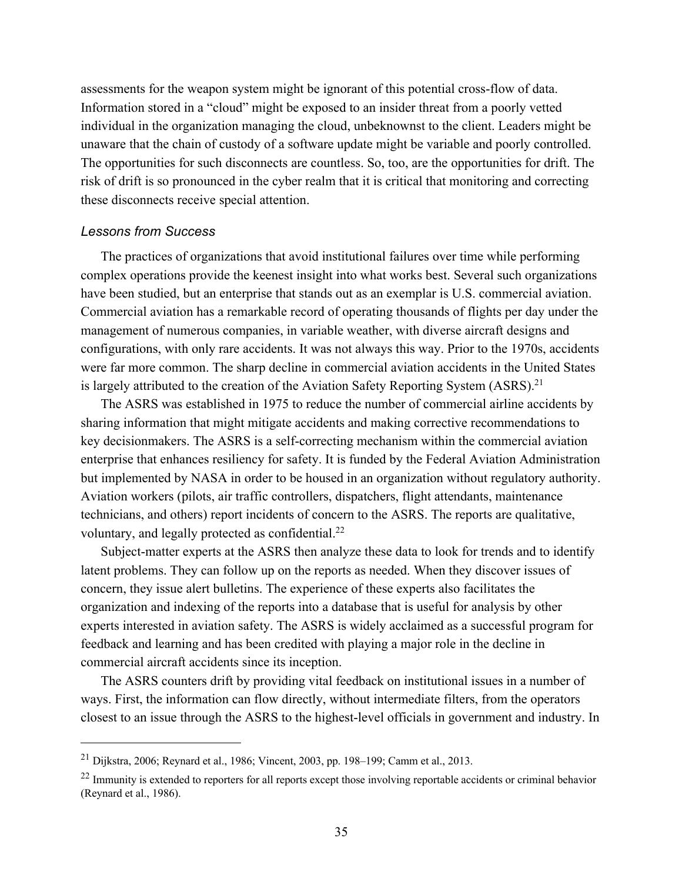assessments for the weapon system might be ignorant of this potential cross-flow of data. Information stored in a "cloud" might be exposed to an insider threat from a poorly vetted individual in the organization managing the cloud, unbeknownst to the client. Leaders might be unaware that the chain of custody of a software update might be variable and poorly controlled. The opportunities for such disconnects are countless. So, too, are the opportunities for drift. The risk of drift is so pronounced in the cyber realm that it is critical that monitoring and correcting these disconnects receive special attention.

### *Lessons from Success*

The practices of organizations that avoid institutional failures over time while performing complex operations provide the keenest insight into what works best. Several such organizations have been studied, but an enterprise that stands out as an exemplar is U.S. commercial aviation. Commercial aviation has a remarkable record of operating thousands of flights per day under the management of numerous companies, in variable weather, with diverse aircraft designs and configurations, with only rare accidents. It was not always this way. Prior to the 1970s, accidents were far more common. The sharp decline in commercial aviation accidents in the United States is largely attributed to the creation of the Aviation Safety Reporting System (ASRS).[21]

The ASRS was established in 1975 to reduce the number of commercial airline accidents by sharing information that might mitigate accidents and making corrective recommendations to key decisionmakers. The ASRS is a self-correcting mechanism within the commercial aviation enterprise that enhances resiliency for safety. It is funded by the Federal Aviation Administration but implemented by NASA in order to be housed in an organization without regulatory authority. Aviation workers (pilots, air traffic controllers, dispatchers, flight attendants, maintenance technicians, and others) report incidents of concern to the ASRS. The reports are qualitative, voluntary, and legally protected as confidential.[22]

Subject-matter experts at the ASRS then analyze these data to look for trends and to identify latent problems. They can follow up on the reports as needed. When they discover issues of concern, they issue alert bulletins. The experience of these experts also facilitates the organization and indexing of the reports into a database that is useful for analysis by other experts interested in aviation safety. The ASRS is widely acclaimed as a successful program for feedback and learning and has been credited with playing a major role in the decline in commercial aircraft accidents since its inception.

The ASRS counters drift by providing vital feedback on institutional issues in a number of ways. First, the information can flow directly, without intermediate filters, from the operators closest to an issue through the ASRS to the highest-level officials in government and industry. In

---

[21] Dijkstra, 2006; Reynard et al., 1986; Vincent, 2003, pp. 198–199; Camm et al., 2013.

[22] Immunity is extended to reporters for all reports except those involving reportable accidents or criminal behavior (Reynard et al., 1986).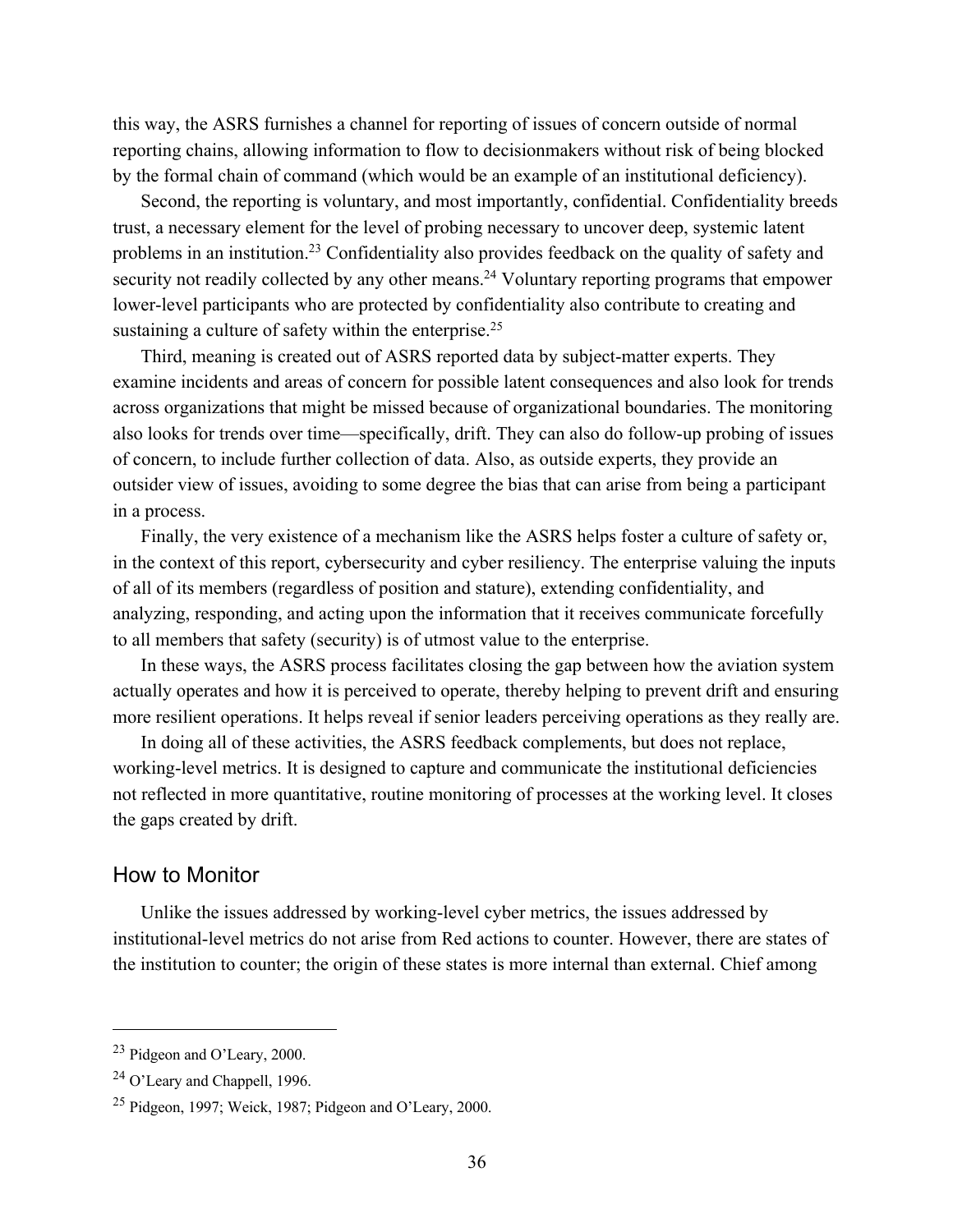this way, the ASRS furnishes a channel for reporting of issues of concern outside of normal reporting chains, allowing information to flow to decisionmakers without risk of being blocked by the formal chain of command (which would be an example of an institutional deficiency).

Second, the reporting is voluntary, and most importantly, confidential. Confidentiality breeds trust, a necessary element for the level of probing necessary to uncover deep, systemic latent problems in an institution.[23] Confidentiality also provides feedback on the quality of safety and security not readily collected by any other means.[24] Voluntary reporting programs that empower lower-level participants who are protected by confidentiality also contribute to creating and sustaining a culture of safety within the enterprise.[25]

Third, meaning is created out of ASRS reported data by subject-matter experts. They examine incidents and areas of concern for possible latent consequences and also look for trends across organizations that might be missed because of organizational boundaries. The monitoring also looks for trends over time—specifically, drift. They can also do follow-up probing of issues of concern, to include further collection of data. Also, as outside experts, they provide an outsider view of issues, avoiding to some degree the bias that can arise from being a participant in a process.

Finally, the very existence of a mechanism like the ASRS helps foster a culture of safety or, in the context of this report, cybersecurity and cyber resiliency. The enterprise valuing the inputs of all of its members (regardless of position and stature), extending confidentiality, and analyzing, responding, and acting upon the information that it receives communicate forcefully to all members that safety (security) is of utmost value to the enterprise.

In these ways, the ASRS process facilitates closing the gap between how the aviation system actually operates and how it is perceived to operate, thereby helping to prevent drift and ensuring more resilient operations. It helps reveal if senior leaders perceiving operations as they really are.

In doing all of these activities, the ASRS feedback complements, but does not replace, working-level metrics. It is designed to capture and communicate the institutional deficiencies not reflected in more quantitative, routine monitoring of processes at the working level. It closes the gaps created by drift.

## How to Monitor

Unlike the issues addressed by working-level cyber metrics, the issues addressed by institutional-level metrics do not arise from Red actions to counter. However, there are states of the institution to counter; the origin of these states is more internal than external. Chief among

---

[23] Pidgeon and O'Leary, 2000.

[24] O'Leary and Chappell, 1996.

[25] Pidgeon, 1997; Weick, 1987; Pidgeon and O'Leary, 2000.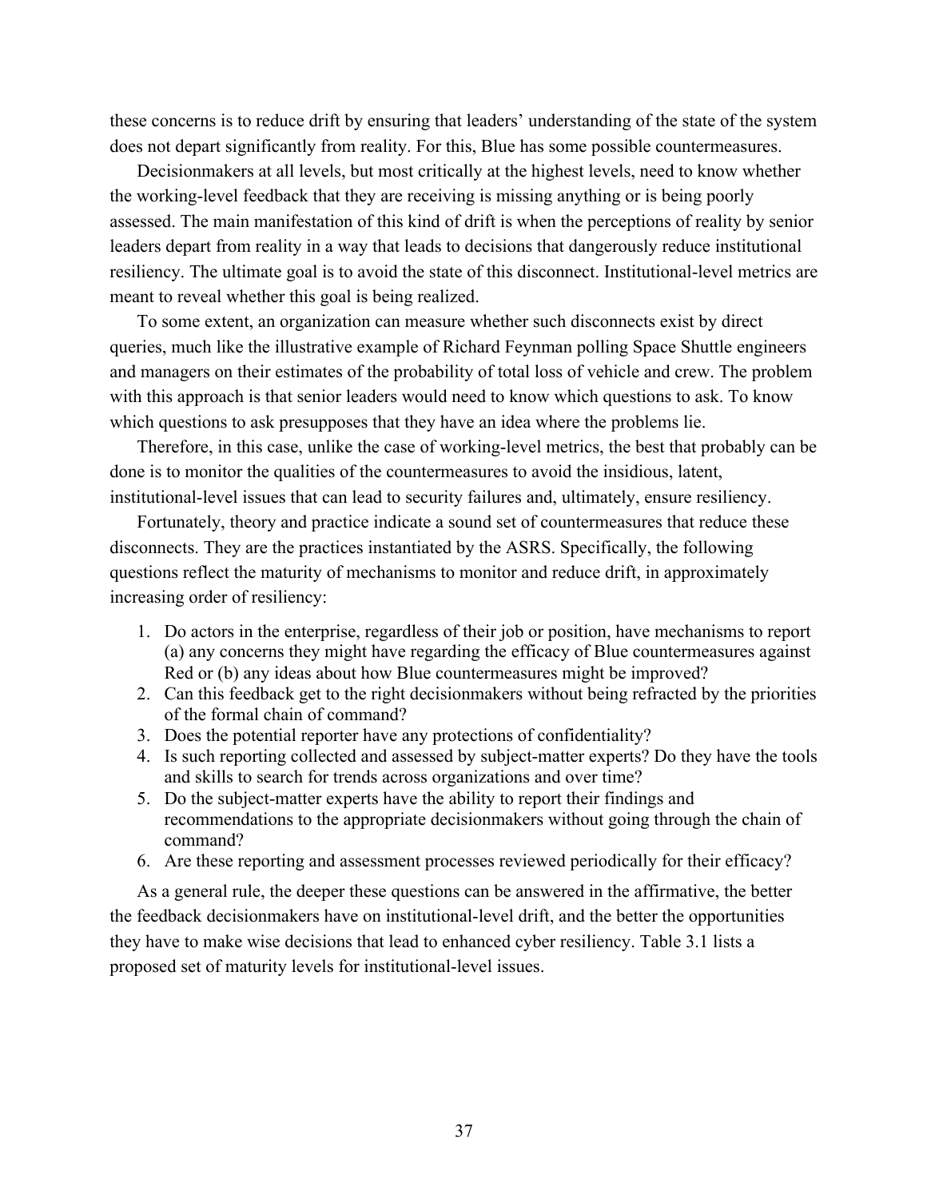these concerns is to reduce drift by ensuring that leaders' understanding of the state of the system does not depart significantly from reality. For this, Blue has some possible countermeasures.

Decisionmakers at all levels, but most critically at the highest levels, need to know whether the working-level feedback that they are receiving is missing anything or is being poorly assessed. The main manifestation of this kind of drift is when the perceptions of reality by senior leaders depart from reality in a way that leads to decisions that dangerously reduce institutional resiliency. The ultimate goal is to avoid the state of this disconnect. Institutional-level metrics are meant to reveal whether this goal is being realized.

To some extent, an organization can measure whether such disconnects exist by direct queries, much like the illustrative example of Richard Feynman polling Space Shuttle engineers and managers on their estimates of the probability of total loss of vehicle and crew. The problem with this approach is that senior leaders would need to know which questions to ask. To know which questions to ask presupposes that they have an idea where the problems lie.

Therefore, in this case, unlike the case of working-level metrics, the best that probably can be done is to monitor the qualities of the countermeasures to avoid the insidious, latent, institutional-level issues that can lead to security failures and, ultimately, ensure resiliency.

Fortunately, theory and practice indicate a sound set of countermeasures that reduce these disconnects. They are the practices instantiated by the ASRS. Specifically, the following questions reflect the maturity of mechanisms to monitor and reduce drift, in approximately increasing order of resiliency:

1. Do actors in the enterprise, regardless of their job or position, have mechanisms to report (a) any concerns they might have regarding the efficacy of Blue countermeasures against Red or (b) any ideas about how Blue countermeasures might be improved?
2. Can this feedback get to the right decisionmakers without being refracted by the priorities of the formal chain of command?
3. Does the potential reporter have any protections of confidentiality?
4. Is such reporting collected and assessed by subject-matter experts? Do they have the tools and skills to search for trends across organizations and over time?
5. Do the subject-matter experts have the ability to report their findings and recommendations to the appropriate decisionmakers without going through the chain of command?
6. Are these reporting and assessment processes reviewed periodically for their efficacy?

As a general rule, the deeper these questions can be answered in the affirmative, the better the feedback decisionmakers have on institutional-level drift, and the better the opportunities they have to make wise decisions that lead to enhanced cyber resiliency. Table 3.1 lists a proposed set of maturity levels for institutional-level issues.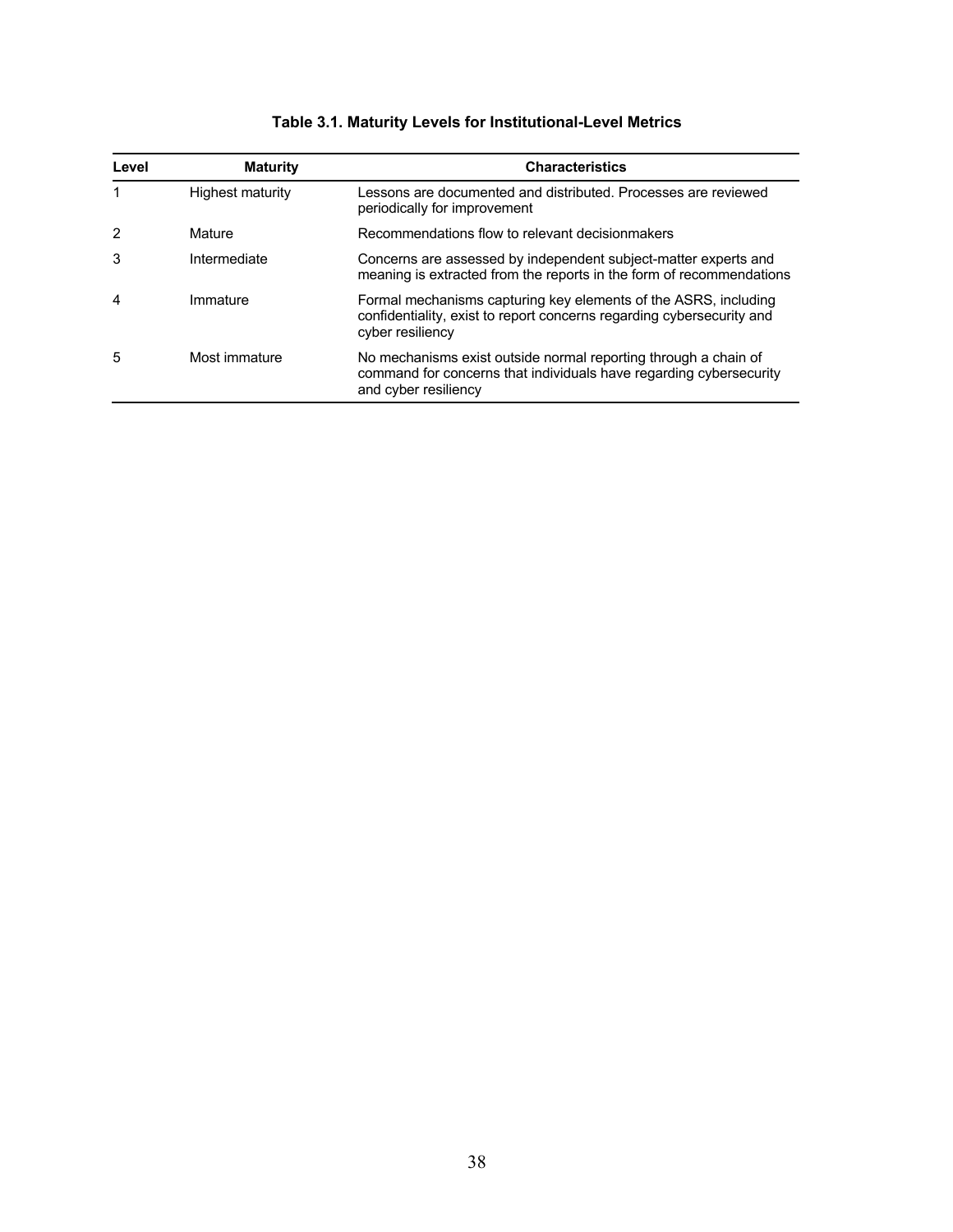**Table 3.1. Maturity Levels for Institutional-Level Metrics**

| Level | Maturity | Characteristics |
|---|---|---|
| 1 | Highest maturity | Lessons are documented and distributed. Processes are reviewed periodically for improvement |
| 2 | Mature | Recommendations flow to relevant decisionmakers |
| 3 | Intermediate | Concerns are assessed by independent subject-matter experts and meaning is extracted from the reports in the form of recommendations |
| 4 | Immature | Formal mechanisms capturing key elements of the ASRS, including confidentiality, exist to report concerns regarding cybersecurity and cyber resiliency |
| 5 | Most immature | No mechanisms exist outside normal reporting through a chain of command for concerns that individuals have regarding cybersecurity and cyber resiliency |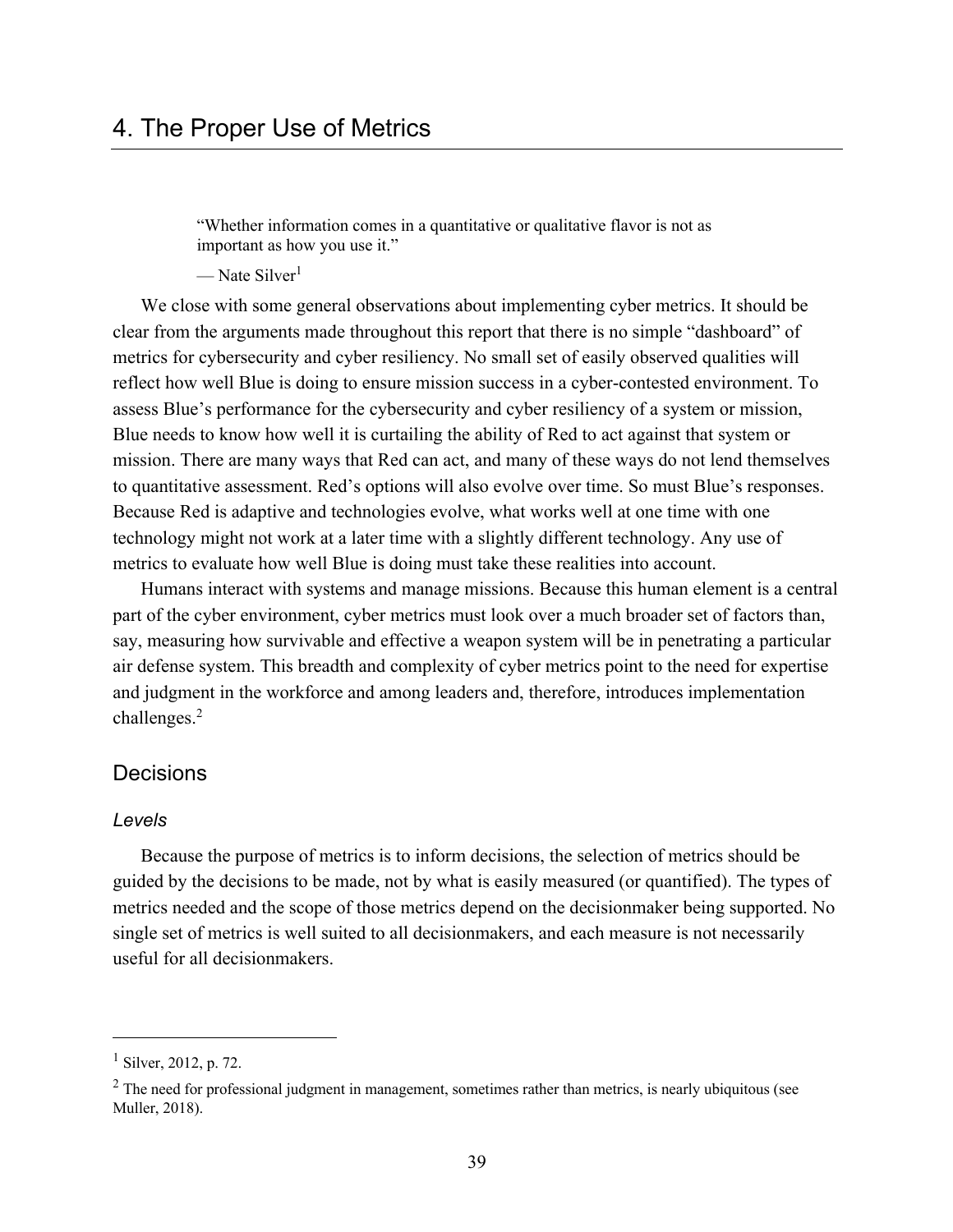# 4. The Proper Use of Metrics

> "Whether information comes in a quantitative or qualitative flavor is not as important as how you use it."
>
> — Nate Silver[1]

We close with some general observations about implementing cyber metrics. It should be clear from the arguments made throughout this report that there is no simple "dashboard" of metrics for cybersecurity and cyber resiliency. No small set of easily observed qualities will reflect how well Blue is doing to ensure mission success in a cyber-contested environment. To assess Blue's performance for the cybersecurity and cyber resiliency of a system or mission, Blue needs to know how well it is curtailing the ability of Red to act against that system or mission. There are many ways that Red can act, and many of these ways do not lend themselves to quantitative assessment. Red's options will also evolve over time. So must Blue's responses. Because Red is adaptive and technologies evolve, what works well at one time with one technology might not work at a later time with a slightly different technology. Any use of metrics to evaluate how well Blue is doing must take these realities into account.

Humans interact with systems and manage missions. Because this human element is a central part of the cyber environment, cyber metrics must look over a much broader set of factors than, say, measuring how survivable and effective a weapon system will be in penetrating a particular air defense system. This breadth and complexity of cyber metrics point to the need for expertise and judgment in the workforce and among leaders and, therefore, introduces implementation challenges.[2]

## Decisions

### *Levels*

Because the purpose of metrics is to inform decisions, the selection of metrics should be guided by the decisions to be made, not by what is easily measured (or quantified). The types of metrics needed and the scope of those metrics depend on the decisionmaker being supported. No single set of metrics is well suited to all decisionmakers, and each measure is not necessarily useful for all decisionmakers.

---

[1] Silver, 2012, p. 72.

[2] The need for professional judgment in management, sometimes rather than metrics, is nearly ubiquitous (see Muller, 2018).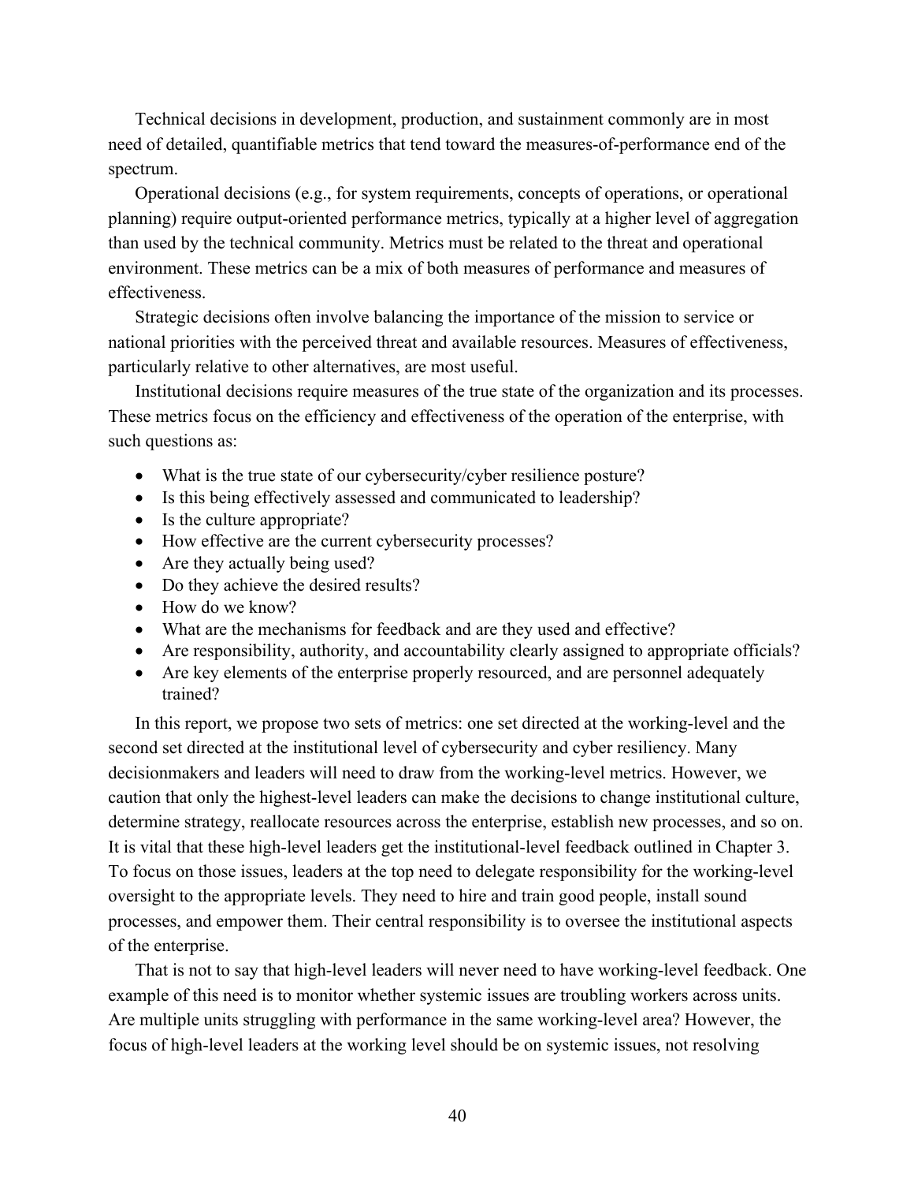Technical decisions in development, production, and sustainment commonly are in most need of detailed, quantifiable metrics that tend toward the measures-of-performance end of the spectrum.

Operational decisions (e.g., for system requirements, concepts of operations, or operational planning) require output-oriented performance metrics, typically at a higher level of aggregation than used by the technical community. Metrics must be related to the threat and operational environment. These metrics can be a mix of both measures of performance and measures of effectiveness.

Strategic decisions often involve balancing the importance of the mission to service or national priorities with the perceived threat and available resources. Measures of effectiveness, particularly relative to other alternatives, are most useful.

Institutional decisions require measures of the true state of the organization and its processes. These metrics focus on the efficiency and effectiveness of the operation of the enterprise, with such questions as:

- What is the true state of our cybersecurity/cyber resilience posture?
- Is this being effectively assessed and communicated to leadership?
- Is the culture appropriate?
- How effective are the current cybersecurity processes?
- Are they actually being used?
- Do they achieve the desired results?
- How do we know?
- What are the mechanisms for feedback and are they used and effective?
- Are responsibility, authority, and accountability clearly assigned to appropriate officials?
- Are key elements of the enterprise properly resourced, and are personnel adequately trained?

In this report, we propose two sets of metrics: one set directed at the working-level and the second set directed at the institutional level of cybersecurity and cyber resiliency. Many decisionmakers and leaders will need to draw from the working-level metrics. However, we caution that only the highest-level leaders can make the decisions to change institutional culture, determine strategy, reallocate resources across the enterprise, establish new processes, and so on. It is vital that these high-level leaders get the institutional-level feedback outlined in Chapter 3. To focus on those issues, leaders at the top need to delegate responsibility for the working-level oversight to the appropriate levels. They need to hire and train good people, install sound processes, and empower them. Their central responsibility is to oversee the institutional aspects of the enterprise.

That is not to say that high-level leaders will never need to have working-level feedback. One example of this need is to monitor whether systemic issues are troubling workers across units. Are multiple units struggling with performance in the same working-level area? However, the focus of high-level leaders at the working level should be on systemic issues, not resolving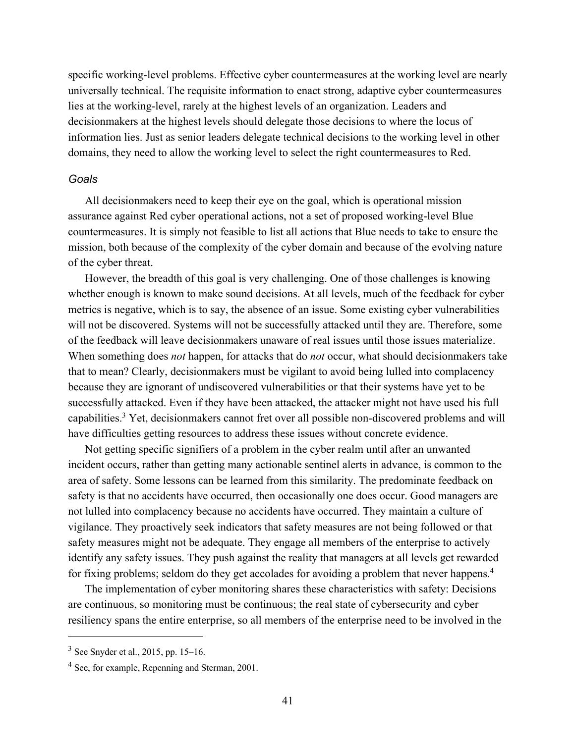specific working-level problems. Effective cyber countermeasures at the working level are nearly universally technical. The requisite information to enact strong, adaptive cyber countermeasures lies at the working-level, rarely at the highest levels of an organization. Leaders and decisionmakers at the highest levels should delegate those decisions to where the locus of information lies. Just as senior leaders delegate technical decisions to the working level in other domains, they need to allow the working level to select the right countermeasures to Red.

### *Goals*

All decisionmakers need to keep their eye on the goal, which is operational mission assurance against Red cyber operational actions, not a set of proposed working-level Blue countermeasures. It is simply not feasible to list all actions that Blue needs to take to ensure the mission, both because of the complexity of the cyber domain and because of the evolving nature of the cyber threat.

However, the breadth of this goal is very challenging. One of those challenges is knowing whether enough is known to make sound decisions. At all levels, much of the feedback for cyber metrics is negative, which is to say, the absence of an issue. Some existing cyber vulnerabilities will not be discovered. Systems will not be successfully attacked until they are. Therefore, some of the feedback will leave decisionmakers unaware of real issues until those issues materialize. When something does *not* happen, for attacks that do *not* occur, what should decisionmakers take that to mean? Clearly, decisionmakers must be vigilant to avoid being lulled into complacency because they are ignorant of undiscovered vulnerabilities or that their systems have yet to be successfully attacked. Even if they have been attacked, the attacker might not have used his full capabilities.[3] Yet, decisionmakers cannot fret over all possible non-discovered problems and will have difficulties getting resources to address these issues without concrete evidence.

Not getting specific signifiers of a problem in the cyber realm until after an unwanted incident occurs, rather than getting many actionable sentinel alerts in advance, is common to the area of safety. Some lessons can be learned from this similarity. The predominate feedback on safety is that no accidents have occurred, then occasionally one does occur. Good managers are not lulled into complacency because no accidents have occurred. They maintain a culture of vigilance. They proactively seek indicators that safety measures are not being followed or that safety measures might not be adequate. They engage all members of the enterprise to actively identify any safety issues. They push against the reality that managers at all levels get rewarded for fixing problems; seldom do they get accolades for avoiding a problem that never happens.[4]

The implementation of cyber monitoring shares these characteristics with safety: Decisions are continuous, so monitoring must be continuous; the real state of cybersecurity and cyber resiliency spans the entire enterprise, so all members of the enterprise need to be involved in the

---

[3] See Snyder et al., 2015, pp. 15–16.

[4] See, for example, Repenning and Sterman, 2001.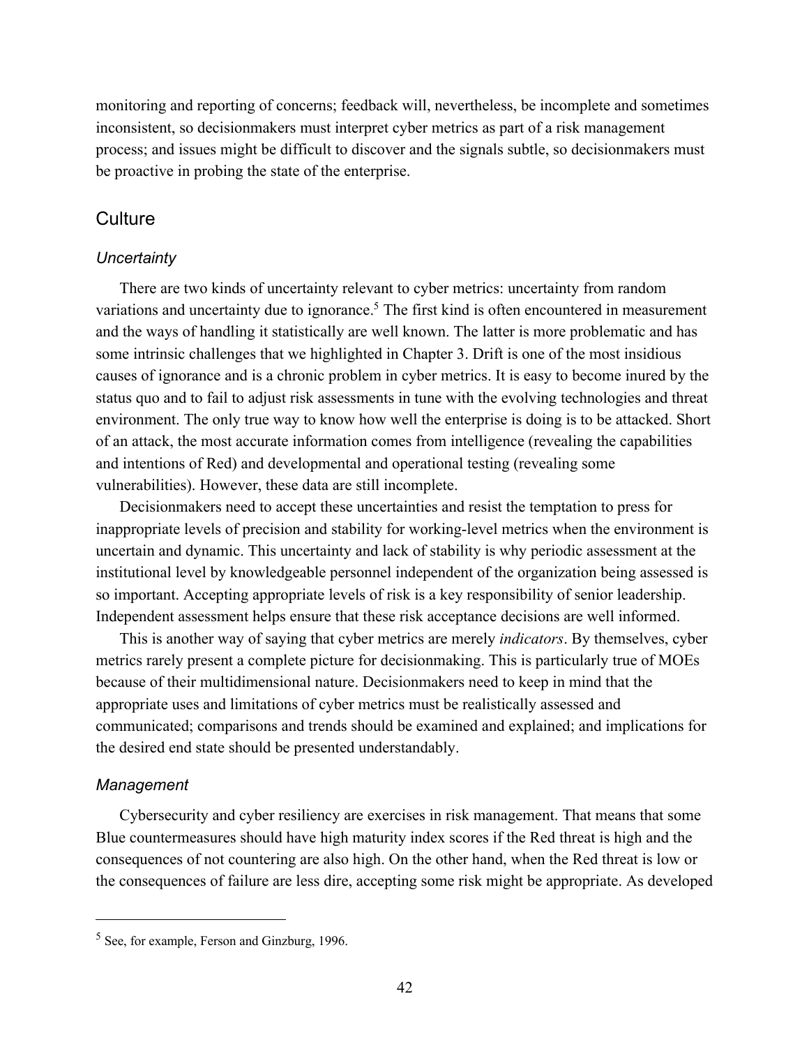monitoring and reporting of concerns; feedback will, nevertheless, be incomplete and sometimes inconsistent, so decisionmakers must interpret cyber metrics as part of a risk management process; and issues might be difficult to discover and the signals subtle, so decisionmakers must be proactive in probing the state of the enterprise.

## Culture

### *Uncertainty*

There are two kinds of uncertainty relevant to cyber metrics: uncertainty from random variations and uncertainty due to ignorance.[5] The first kind is often encountered in measurement and the ways of handling it statistically are well known. The latter is more problematic and has some intrinsic challenges that we highlighted in Chapter 3. Drift is one of the most insidious causes of ignorance and is a chronic problem in cyber metrics. It is easy to become inured by the status quo and to fail to adjust risk assessments in tune with the evolving technologies and threat environment. The only true way to know how well the enterprise is doing is to be attacked. Short of an attack, the most accurate information comes from intelligence (revealing the capabilities and intentions of Red) and developmental and operational testing (revealing some vulnerabilities). However, these data are still incomplete.

Decisionmakers need to accept these uncertainties and resist the temptation to press for inappropriate levels of precision and stability for working-level metrics when the environment is uncertain and dynamic. This uncertainty and lack of stability is why periodic assessment at the institutional level by knowledgeable personnel independent of the organization being assessed is so important. Accepting appropriate levels of risk is a key responsibility of senior leadership. Independent assessment helps ensure that these risk acceptance decisions are well informed.

This is another way of saying that cyber metrics are merely *indicators*. By themselves, cyber metrics rarely present a complete picture for decisionmaking. This is particularly true of MOEs because of their multidimensional nature. Decisionmakers need to keep in mind that the appropriate uses and limitations of cyber metrics must be realistically assessed and communicated; comparisons and trends should be examined and explained; and implications for the desired end state should be presented understandably.

### *Management*

Cybersecurity and cyber resiliency are exercises in risk management. That means that some Blue countermeasures should have high maturity index scores if the Red threat is high and the consequences of not countering are also high. On the other hand, when the Red threat is low or the consequences of failure are less dire, accepting some risk might be appropriate. As developed

---

[5] See, for example, Ferson and Ginzburg, 1996.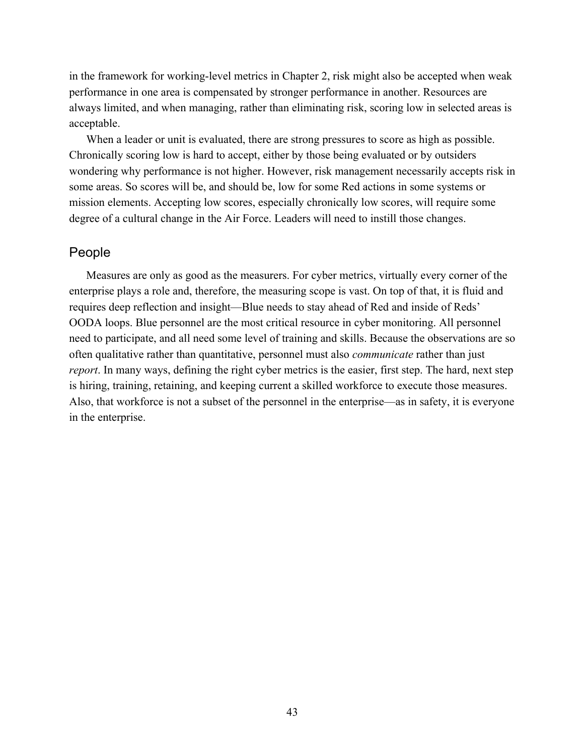in the framework for working-level metrics in Chapter 2, risk might also be accepted when weak performance in one area is compensated by stronger performance in another. Resources are always limited, and when managing, rather than eliminating risk, scoring low in selected areas is acceptable.

When a leader or unit is evaluated, there are strong pressures to score as high as possible. Chronically scoring low is hard to accept, either by those being evaluated or by outsiders wondering why performance is not higher. However, risk management necessarily accepts risk in some areas. So scores will be, and should be, low for some Red actions in some systems or mission elements. Accepting low scores, especially chronically low scores, will require some degree of a cultural change in the Air Force. Leaders will need to instill those changes.

## People

Measures are only as good as the measurers. For cyber metrics, virtually every corner of the enterprise plays a role and, therefore, the measuring scope is vast. On top of that, it is fluid and requires deep reflection and insight—Blue needs to stay ahead of Red and inside of Reds' OODA loops. Blue personnel are the most critical resource in cyber monitoring. All personnel need to participate, and all need some level of training and skills. Because the observations are so often qualitative rather than quantitative, personnel must also *communicate* rather than just *report*. In many ways, defining the right cyber metrics is the easier, first step. The hard, next step is hiring, training, retaining, and keeping current a skilled workforce to execute those measures. Also, that workforce is not a subset of the personnel in the enterprise—as in safety, it is everyone in the enterprise.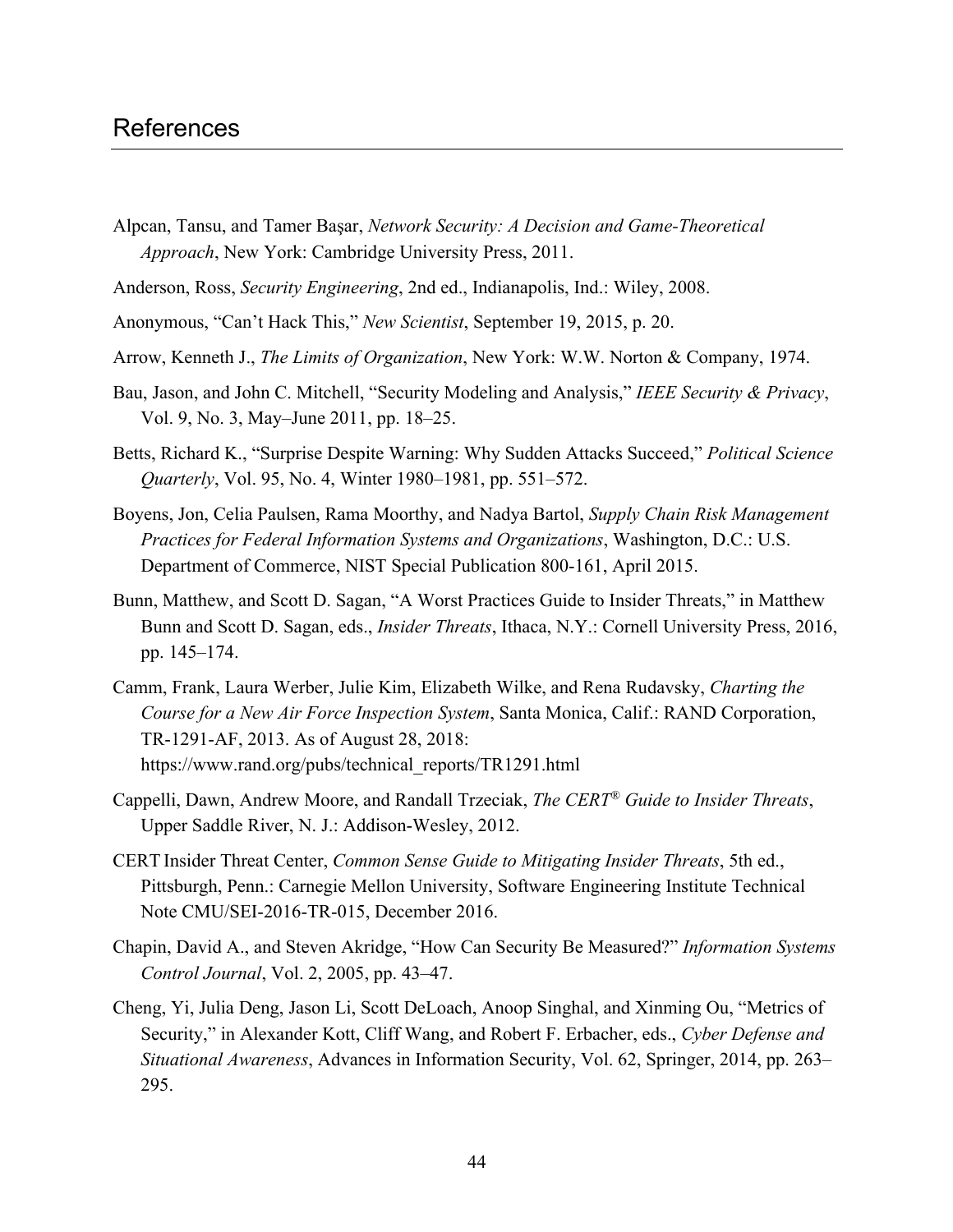# References

Alpcan, Tansu, and Tamer Başar, *Network Security: A Decision and Game-Theoretical Approach*, New York: Cambridge University Press, 2011.

Anderson, Ross, *Security Engineering*, 2nd ed., Indianapolis, Ind.: Wiley, 2008.

Anonymous, "Can't Hack This," *New Scientist*, September 19, 2015, p. 20.

Arrow, Kenneth J., *The Limits of Organization*, New York: W.W. Norton & Company, 1974.

Bau, Jason, and John C. Mitchell, "Security Modeling and Analysis," *IEEE Security & Privacy*, Vol. 9, No. 3, May–June 2011, pp. 18–25.

Betts, Richard K., "Surprise Despite Warning: Why Sudden Attacks Succeed," *Political Science Quarterly*, Vol. 95, No. 4, Winter 1980–1981, pp. 551–572.

Boyens, Jon, Celia Paulsen, Rama Moorthy, and Nadya Bartol, *Supply Chain Risk Management Practices for Federal Information Systems and Organizations*, Washington, D.C.: U.S. Department of Commerce, NIST Special Publication 800-161, April 2015.

Bunn, Matthew, and Scott D. Sagan, "A Worst Practices Guide to Insider Threats," in Matthew Bunn and Scott D. Sagan, eds., *Insider Threats*, Ithaca, N.Y.: Cornell University Press, 2016, pp. 145–174.

Camm, Frank, Laura Werber, Julie Kim, Elizabeth Wilke, and Rena Rudavsky, *Charting the Course for a New Air Force Inspection System*, Santa Monica, Calif.: RAND Corporation, TR-1291-AF, 2013. As of August 28, 2018: https://www.rand.org/pubs/technical_reports/TR1291.html

Cappelli, Dawn, Andrew Moore, and Randall Trzeciak, *The CERT® Guide to Insider Threats*, Upper Saddle River, N. J.: Addison-Wesley, 2012.

CERT Insider Threat Center, *Common Sense Guide to Mitigating Insider Threats*, 5th ed., Pittsburgh, Penn.: Carnegie Mellon University, Software Engineering Institute Technical Note CMU/SEI-2016-TR-015, December 2016.

Chapin, David A., and Steven Akridge, "How Can Security Be Measured?" *Information Systems Control Journal*, Vol. 2, 2005, pp. 43–47.

Cheng, Yi, Julia Deng, Jason Li, Scott DeLoach, Anoop Singhal, and Xinming Ou, "Metrics of Security," in Alexander Kott, Cliff Wang, and Robert F. Erbacher, eds., *Cyber Defense and Situational Awareness*, Advances in Information Security, Vol. 62, Springer, 2014, pp. 263–295.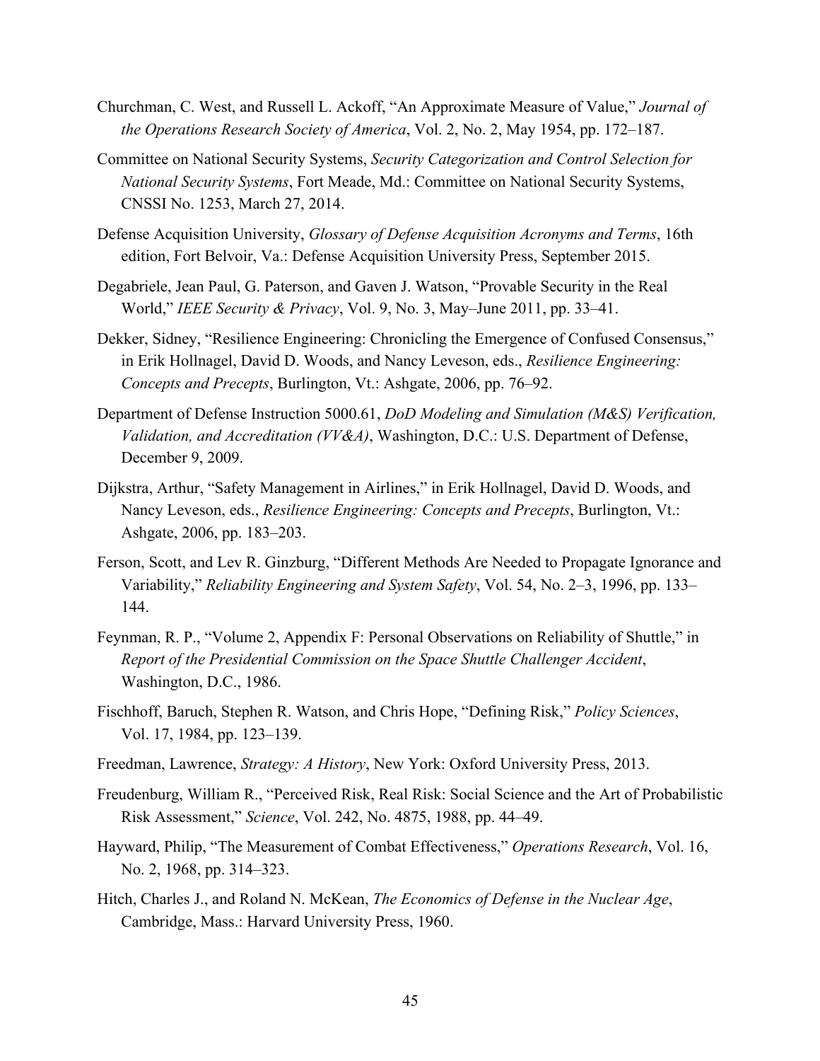Churchman, C. West, and Russell L. Ackoff, “An Approximate Measure of Value,” *Journal of the Operations Research Society of America*, Vol. 2, No. 2, May 1954, pp. 172–187.

Committee on National Security Systems, *Security Categorization and Control Selection for National Security Systems*, Fort Meade, Md.: Committee on National Security Systems, CNSSI No. 1253, March 27, 2014.

Defense Acquisition University, *Glossary of Defense Acquisition Acronyms and Terms*, 16th edition, Fort Belvoir, Va.: Defense Acquisition University Press, September 2015.

Degabriele, Jean Paul, G. Paterson, and Gaven J. Watson, “Provable Security in the Real World,” *IEEE Security & Privacy*, Vol. 9, No. 3, May–June 2011, pp. 33–41.

Dekker, Sidney, “Resilience Engineering: Chronicling the Emergence of Confused Consensus,” in Erik Hollnagel, David D. Woods, and Nancy Leveson, eds., *Resilience Engineering: Concepts and Precepts*, Burlington, Vt.: Ashgate, 2006, pp. 76–92.

Department of Defense Instruction 5000.61, *DoD Modeling and Simulation (M&S) Verification, Validation, and Accreditation (VV&A)*, Washington, D.C.: U.S. Department of Defense, December 9, 2009.

Dijkstra, Arthur, “Safety Management in Airlines,” in Erik Hollnagel, David D. Woods, and Nancy Leveson, eds., *Resilience Engineering: Concepts and Precepts*, Burlington, Vt.: Ashgate, 2006, pp. 183–203.

Ferson, Scott, and Lev R. Ginzburg, “Different Methods Are Needed to Propagate Ignorance and Variability,” *Reliability Engineering and System Safety*, Vol. 54, No. 2–3, 1996, pp. 133–144.

Feynman, R. P., “Volume 2, Appendix F: Personal Observations on Reliability of Shuttle,” in *Report of the Presidential Commission on the Space Shuttle Challenger Accident*, Washington, D.C., 1986.

Fischhoff, Baruch, Stephen R. Watson, and Chris Hope, “Defining Risk,” *Policy Sciences*, Vol. 17, 1984, pp. 123–139.

Freedman, Lawrence, *Strategy: A History*, New York: Oxford University Press, 2013.

Freudenburg, William R., “Perceived Risk, Real Risk: Social Science and the Art of Probabilistic Risk Assessment,” *Science*, Vol. 242, No. 4875, 1988, pp. 44–49.

Hayward, Philip, “The Measurement of Combat Effectiveness,” *Operations Research*, Vol. 16, No. 2, 1968, pp. 314–323.

Hitch, Charles J., and Roland N. McKean, *The Economics of Defense in the Nuclear Age*, Cambridge, Mass.: Harvard University Press, 1960.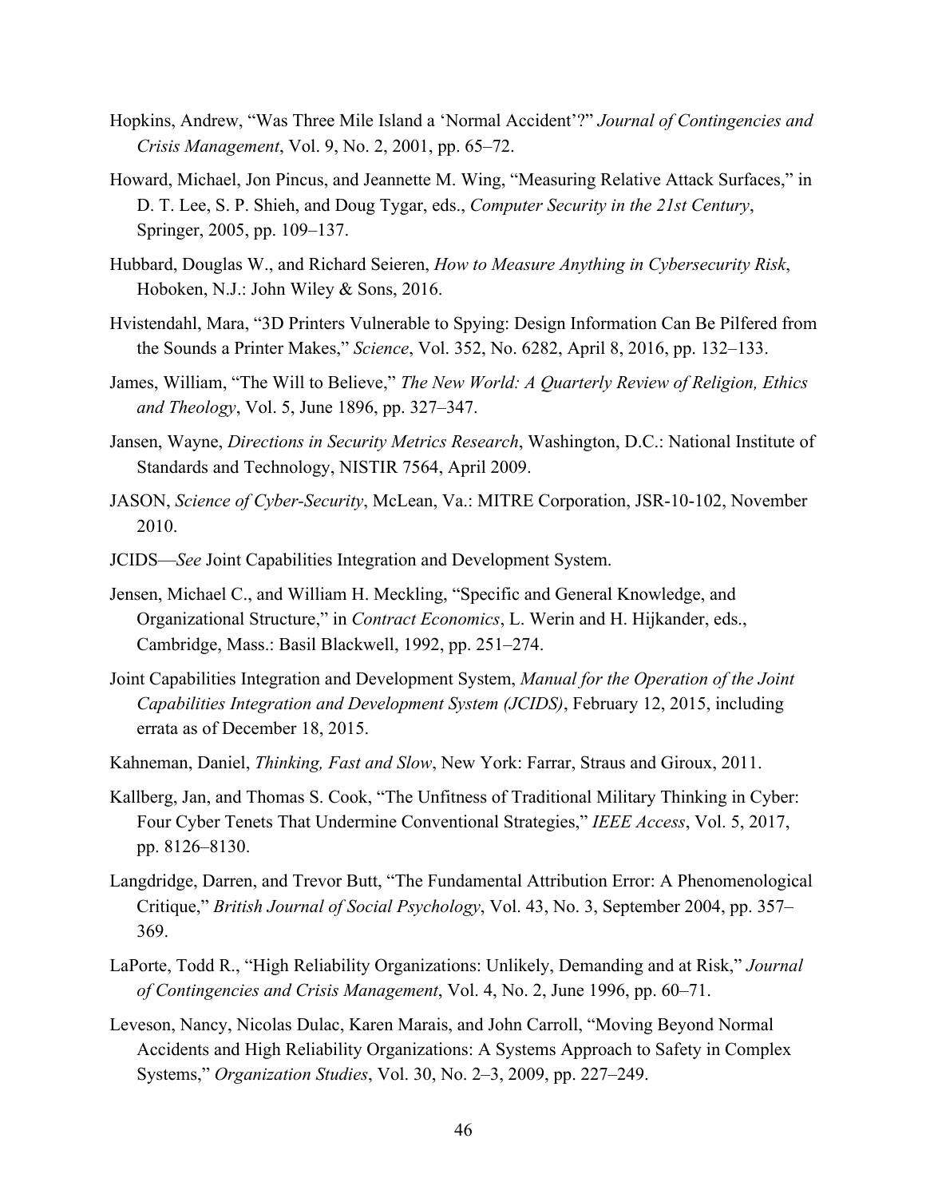Hopkins, Andrew, "Was Three Mile Island a 'Normal Accident'?" *Journal of Contingencies and Crisis Management*, Vol. 9, No. 2, 2001, pp. 65–72.

Howard, Michael, Jon Pincus, and Jeannette M. Wing, "Measuring Relative Attack Surfaces," in D. T. Lee, S. P. Shieh, and Doug Tygar, eds., *Computer Security in the 21st Century*, Springer, 2005, pp. 109–137.

Hubbard, Douglas W., and Richard Seieren, *How to Measure Anything in Cybersecurity Risk*, Hoboken, N.J.: John Wiley & Sons, 2016.

Hvistendahl, Mara, "3D Printers Vulnerable to Spying: Design Information Can Be Pilfered from the Sounds a Printer Makes," *Science*, Vol. 352, No. 6282, April 8, 2016, pp. 132–133.

James, William, "The Will to Believe," *The New World: A Quarterly Review of Religion, Ethics and Theology*, Vol. 5, June 1896, pp. 327–347.

Jansen, Wayne, *Directions in Security Metrics Research*, Washington, D.C.: National Institute of Standards and Technology, NISTIR 7564, April 2009.

JASON, *Science of Cyber-Security*, McLean, Va.: MITRE Corporation, JSR-10-102, November 2010.

JCIDS—*See* Joint Capabilities Integration and Development System.

Jensen, Michael C., and William H. Meckling, "Specific and General Knowledge, and Organizational Structure," in *Contract Economics*, L. Werin and H. Hijkander, eds., Cambridge, Mass.: Basil Blackwell, 1992, pp. 251–274.

Joint Capabilities Integration and Development System, *Manual for the Operation of the Joint Capabilities Integration and Development System (JCIDS)*, February 12, 2015, including errata as of December 18, 2015.

Kahneman, Daniel, *Thinking, Fast and Slow*, New York: Farrar, Straus and Giroux, 2011.

Kallberg, Jan, and Thomas S. Cook, "The Unfitness of Traditional Military Thinking in Cyber: Four Cyber Tenets That Undermine Conventional Strategies," *IEEE Access*, Vol. 5, 2017, pp. 8126–8130.

Langdridge, Darren, and Trevor Butt, "The Fundamental Attribution Error: A Phenomenological Critique," *British Journal of Social Psychology*, Vol. 43, No. 3, September 2004, pp. 357–369.

LaPorte, Todd R., "High Reliability Organizations: Unlikely, Demanding and at Risk," *Journal of Contingencies and Crisis Management*, Vol. 4, No. 2, June 1996, pp. 60–71.

Leveson, Nancy, Nicolas Dulac, Karen Marais, and John Carroll, "Moving Beyond Normal Accidents and High Reliability Organizations: A Systems Approach to Safety in Complex Systems," *Organization Studies*, Vol. 30, No. 2–3, 2009, pp. 227–249.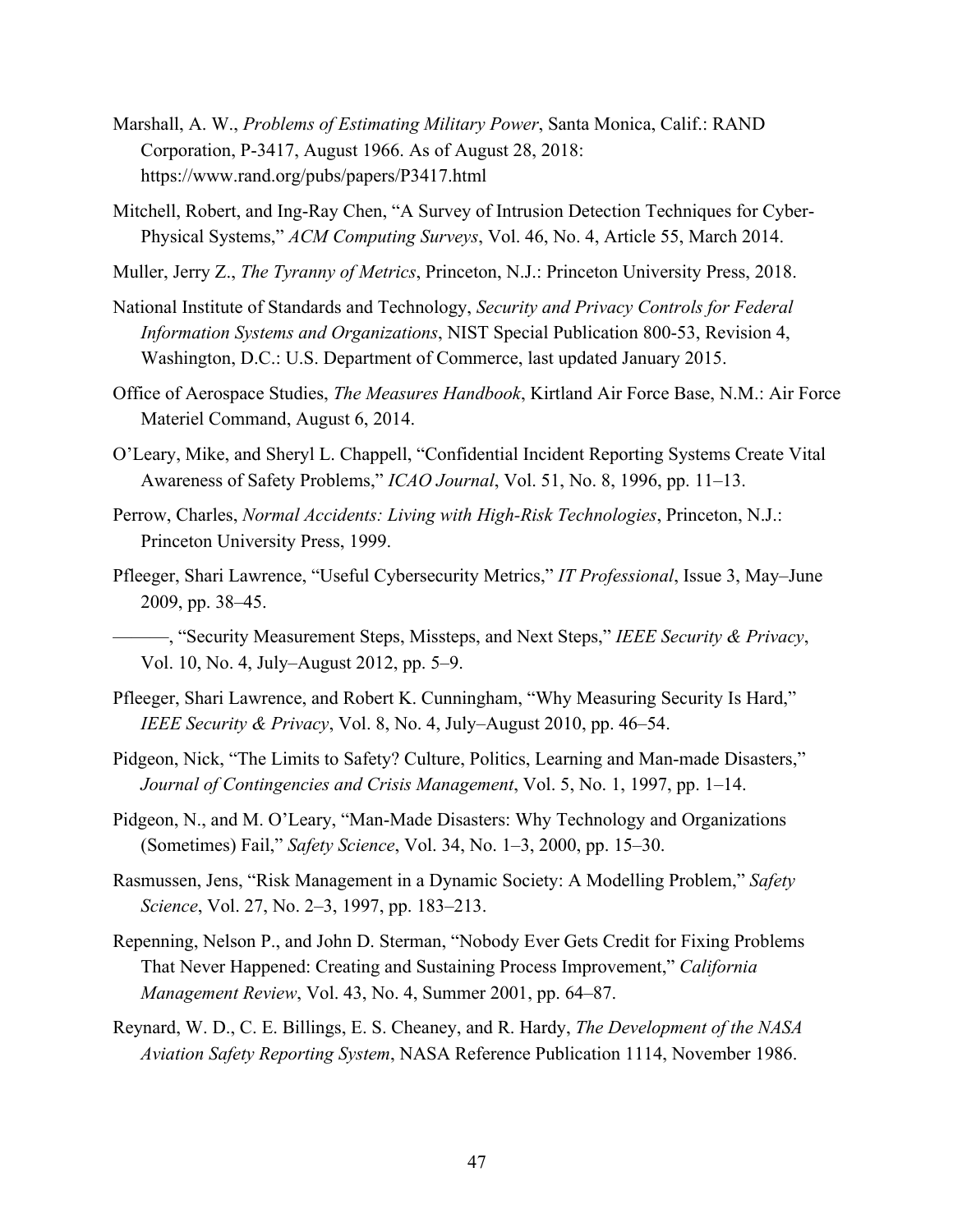Marshall, A. W., *Problems of Estimating Military Power*, Santa Monica, Calif.: RAND Corporation, P-3417, August 1966. As of August 28, 2018: https://www.rand.org/pubs/papers/P3417.html

Mitchell, Robert, and Ing-Ray Chen, "A Survey of Intrusion Detection Techniques for Cyber-Physical Systems," *ACM Computing Surveys*, Vol. 46, No. 4, Article 55, March 2014.

Muller, Jerry Z., *The Tyranny of Metrics*, Princeton, N.J.: Princeton University Press, 2018.

National Institute of Standards and Technology, *Security and Privacy Controls for Federal Information Systems and Organizations*, NIST Special Publication 800-53, Revision 4, Washington, D.C.: U.S. Department of Commerce, last updated January 2015.

Office of Aerospace Studies, *The Measures Handbook*, Kirtland Air Force Base, N.M.: Air Force Materiel Command, August 6, 2014.

O'Leary, Mike, and Sheryl L. Chappell, "Confidential Incident Reporting Systems Create Vital Awareness of Safety Problems," *ICAO Journal*, Vol. 51, No. 8, 1996, pp. 11–13.

Perrow, Charles, *Normal Accidents: Living with High-Risk Technologies*, Princeton, N.J.: Princeton University Press, 1999.

Pfleeger, Shari Lawrence, "Useful Cybersecurity Metrics," *IT Professional*, Issue 3, May–June 2009, pp. 38–45.

———, "Security Measurement Steps, Missteps, and Next Steps," *IEEE Security & Privacy*, Vol. 10, No. 4, July–August 2012, pp. 5–9.

Pfleeger, Shari Lawrence, and Robert K. Cunningham, "Why Measuring Security Is Hard," *IEEE Security & Privacy*, Vol. 8, No. 4, July–August 2010, pp. 46–54.

Pidgeon, Nick, "The Limits to Safety? Culture, Politics, Learning and Man-made Disasters," *Journal of Contingencies and Crisis Management*, Vol. 5, No. 1, 1997, pp. 1–14.

Pidgeon, N., and M. O'Leary, "Man-Made Disasters: Why Technology and Organizations (Sometimes) Fail," *Safety Science*, Vol. 34, No. 1–3, 2000, pp. 15–30.

Rasmussen, Jens, "Risk Management in a Dynamic Society: A Modelling Problem," *Safety Science*, Vol. 27, No. 2–3, 1997, pp. 183–213.

Repenning, Nelson P., and John D. Sterman, "Nobody Ever Gets Credit for Fixing Problems That Never Happened: Creating and Sustaining Process Improvement," *California Management Review*, Vol. 43, No. 4, Summer 2001, pp. 64–87.

Reynard, W. D., C. E. Billings, E. S. Cheaney, and R. Hardy, *The Development of the NASA Aviation Safety Reporting System*, NASA Reference Publication 1114, November 1986.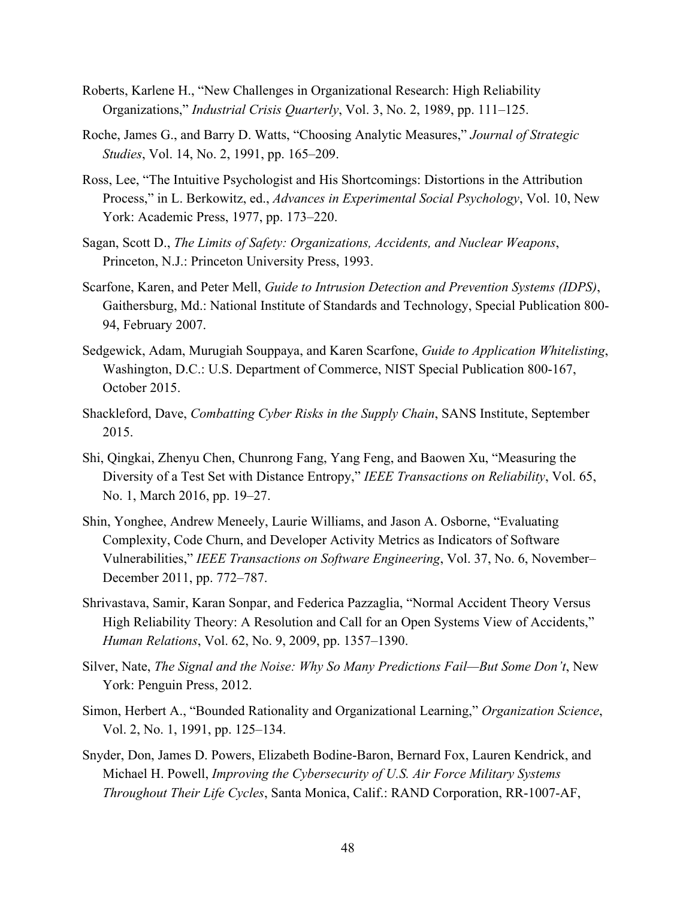Roberts, Karlene H., “New Challenges in Organizational Research: High Reliability Organizations,” *Industrial Crisis Quarterly*, Vol. 3, No. 2, 1989, pp. 111–125.

Roche, James G., and Barry D. Watts, “Choosing Analytic Measures,” *Journal of Strategic Studies*, Vol. 14, No. 2, 1991, pp. 165–209.

Ross, Lee, “The Intuitive Psychologist and His Shortcomings: Distortions in the Attribution Process,” in L. Berkowitz, ed., *Advances in Experimental Social Psychology*, Vol. 10, New York: Academic Press, 1977, pp. 173–220.

Sagan, Scott D., *The Limits of Safety: Organizations, Accidents, and Nuclear Weapons*, Princeton, N.J.: Princeton University Press, 1993.

Scarfone, Karen, and Peter Mell, *Guide to Intrusion Detection and Prevention Systems (IDPS)*, Gaithersburg, Md.: National Institute of Standards and Technology, Special Publication 800-94, February 2007.

Sedgewick, Adam, Murugiah Souppaya, and Karen Scarfone, *Guide to Application Whitelisting*, Washington, D.C.: U.S. Department of Commerce, NIST Special Publication 800-167, October 2015.

Shackleford, Dave, *Combatting Cyber Risks in the Supply Chain*, SANS Institute, September 2015.

Shi, Qingkai, Zhenyu Chen, Chunrong Fang, Yang Feng, and Baowen Xu, “Measuring the Diversity of a Test Set with Distance Entropy,” *IEEE Transactions on Reliability*, Vol. 65, No. 1, March 2016, pp. 19–27.

Shin, Yonghee, Andrew Meneely, Laurie Williams, and Jason A. Osborne, “Evaluating Complexity, Code Churn, and Developer Activity Metrics as Indicators of Software Vulnerabilities,” *IEEE Transactions on Software Engineering*, Vol. 37, No. 6, November–December 2011, pp. 772–787.

Shrivastava, Samir, Karan Sonpar, and Federica Pazzaglia, “Normal Accident Theory Versus High Reliability Theory: A Resolution and Call for an Open Systems View of Accidents,” *Human Relations*, Vol. 62, No. 9, 2009, pp. 1357–1390.

Silver, Nate, *The Signal and the Noise: Why So Many Predictions Fail—But Some Don’t*, New York: Penguin Press, 2012.

Simon, Herbert A., “Bounded Rationality and Organizational Learning,” *Organization Science*, Vol. 2, No. 1, 1991, pp. 125–134.

Snyder, Don, James D. Powers, Elizabeth Bodine-Baron, Bernard Fox, Lauren Kendrick, and Michael H. Powell, *Improving the Cybersecurity of U.S. Air Force Military Systems Throughout Their Life Cycles*, Santa Monica, Calif.: RAND Corporation, RR-1007-AF,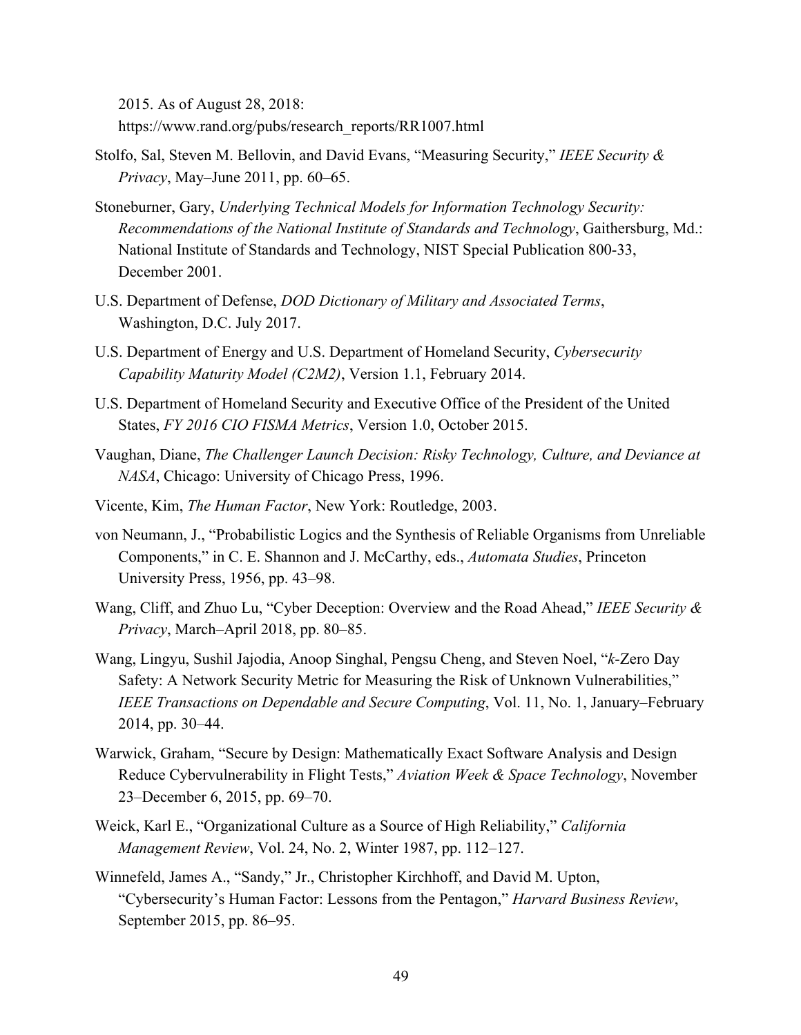2015. As of August 28, 2018: https://www.rand.org/pubs/research_reports/RR1007.html

Stolfo, Sal, Steven M. Bellovin, and David Evans, "Measuring Security," *IEEE Security & Privacy*, May–June 2011, pp. 60–65.

Stoneburner, Gary, *Underlying Technical Models for Information Technology Security: Recommendations of the National Institute of Standards and Technology*, Gaithersburg, Md.: National Institute of Standards and Technology, NIST Special Publication 800-33, December 2001.

U.S. Department of Defense, *DOD Dictionary of Military and Associated Terms*, Washington, D.C. July 2017.

U.S. Department of Energy and U.S. Department of Homeland Security, *Cybersecurity Capability Maturity Model (C2M2)*, Version 1.1, February 2014.

U.S. Department of Homeland Security and Executive Office of the President of the United States, *FY 2016 CIO FISMA Metrics*, Version 1.0, October 2015.

Vaughan, Diane, *The Challenger Launch Decision: Risky Technology, Culture, and Deviance at NASA*, Chicago: University of Chicago Press, 1996.

Vicente, Kim, *The Human Factor*, New York: Routledge, 2003.

von Neumann, J., "Probabilistic Logics and the Synthesis of Reliable Organisms from Unreliable Components," in C. E. Shannon and J. McCarthy, eds., *Automata Studies*, Princeton University Press, 1956, pp. 43–98.

Wang, Cliff, and Zhuo Lu, "Cyber Deception: Overview and the Road Ahead," *IEEE Security & Privacy*, March–April 2018, pp. 80–85.

Wang, Lingyu, Sushil Jajodia, Anoop Singhal, Pengsu Cheng, and Steven Noel, "*k*-Zero Day Safety: A Network Security Metric for Measuring the Risk of Unknown Vulnerabilities," *IEEE Transactions on Dependable and Secure Computing*, Vol. 11, No. 1, January–February 2014, pp. 30–44.

Warwick, Graham, "Secure by Design: Mathematically Exact Software Analysis and Design Reduce Cybervulnerability in Flight Tests," *Aviation Week & Space Technology*, November 23–December 6, 2015, pp. 69–70.

Weick, Karl E., "Organizational Culture as a Source of High Reliability," *California Management Review*, Vol. 24, No. 2, Winter 1987, pp. 112–127.

Winnefeld, James A., "Sandy," Jr., Christopher Kirchhoff, and David M. Upton, "Cybersecurity's Human Factor: Lessons from the Pentagon," *Harvard Business Review*, September 2015, pp. 86–95.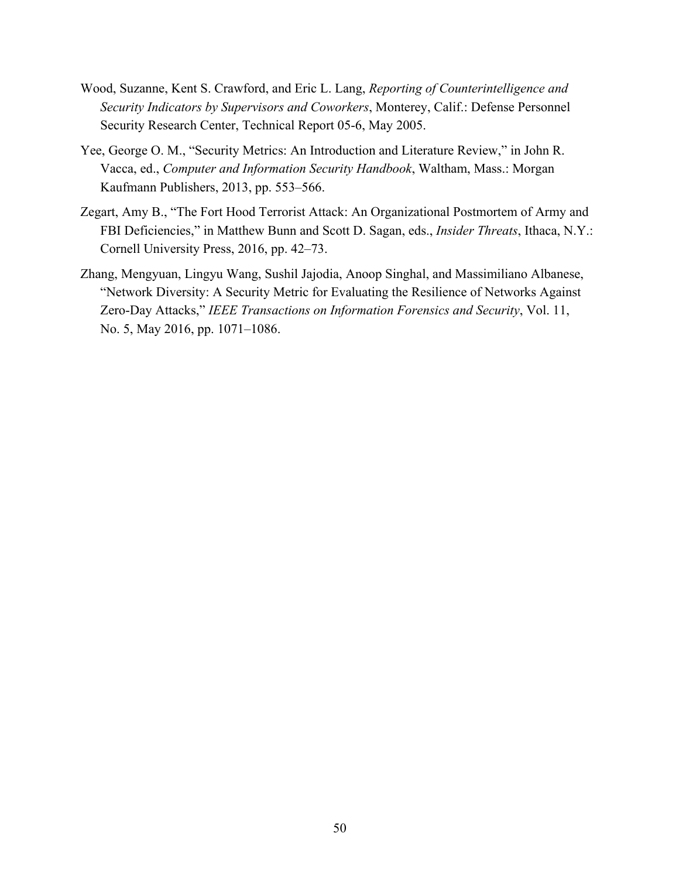Wood, Suzanne, Kent S. Crawford, and Eric L. Lang, *Reporting of Counterintelligence and Security Indicators by Supervisors and Coworkers*, Monterey, Calif.: Defense Personnel Security Research Center, Technical Report 05-6, May 2005.

Yee, George O. M., "Security Metrics: An Introduction and Literature Review," in John R. Vacca, ed., *Computer and Information Security Handbook*, Waltham, Mass.: Morgan Kaufmann Publishers, 2013, pp. 553–566.

Zegart, Amy B., "The Fort Hood Terrorist Attack: An Organizational Postmortem of Army and FBI Deficiencies," in Matthew Bunn and Scott D. Sagan, eds., *Insider Threats*, Ithaca, N.Y.: Cornell University Press, 2016, pp. 42–73.

Zhang, Mengyuan, Lingyu Wang, Sushil Jajodia, Anoop Singhal, and Massimiliano Albanese, "Network Diversity: A Security Metric for Evaluating the Resilience of Networks Against Zero-Day Attacks," *IEEE Transactions on Information Forensics and Security*, Vol. 11, No. 5, May 2016, pp. 1071–1086.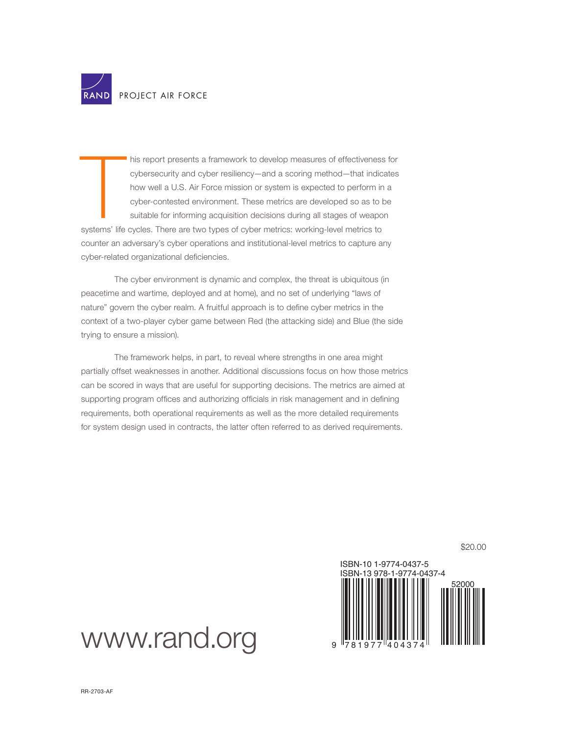RAND PROJECT AIR FORCE

This report presents a framework to develop measures of effectiveness for cybersecurity and cyber resiliency—and a scoring method—that indicates how well a U.S. Air Force mission or system is expected to perform in a cyber-contested environment. These metrics are developed so as to be suitable for informing acquisition decisions during all stages of weapon systems' life cycles. There are two types of cyber metrics: working-level metrics to counter an adversary's cyber operations and institutional-level metrics to capture any cyber-related organizational deficiencies.

The cyber environment is dynamic and complex, the threat is ubiquitous (in peacetime and wartime, deployed and at home), and no set of underlying "laws of nature" govern the cyber realm. A fruitful approach is to define cyber metrics in the context of a two-player cyber game between Red (the attacking side) and Blue (the side trying to ensure a mission).

The framework helps, in part, to reveal where strengths in one area might partially offset weaknesses in another. Additional discussions focus on how those metrics can be scored in ways that are useful for supporting decisions. The metrics are aimed at supporting program offices and authorizing officials in risk management and in defining requirements, both operational requirements as well as the more detailed requirements for system design used in contracts, the latter often referred to as derived requirements.

$20.00

ISBN-10 1-9774-0437-5
ISBN-13 978-1-9774-0437-4

52000

9 781977 404374

www.rand.org

RR-2703-AF